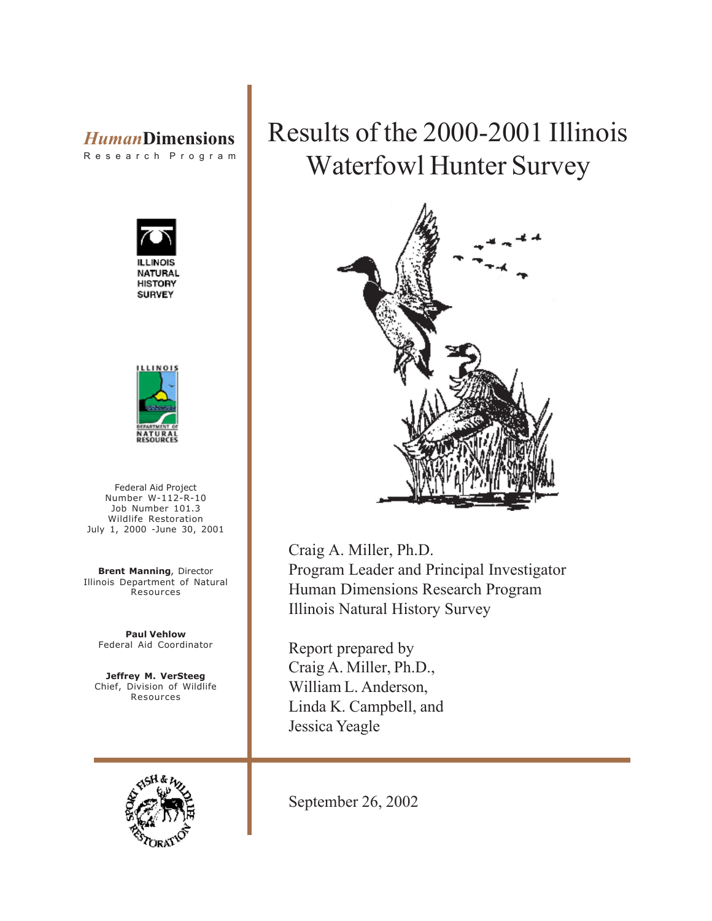*Human*Dimensions

Research Program

# Results of the 2000-2001 Illinois Waterfowl Hunter Survey

ILLINOIS NATURAL HISTORY SURVEY

ILLINOIS DEPARTMENT OF NATURAL RESOURCES

Federal Aid Project
Number W-112-R-10
Job Number 101.3
Wildlife Restoration
July 1, 2000 -June 30, 2001

**Brent Manning**, Director
Illinois Department of Natural Resources

**Paul Vehlow**
Federal Aid Coordinator

**Jeffrey M. VerSteeg**
Chief, Division of Wildlife Resources

Craig A. Miller, Ph.D.
Program Leader and Principal Investigator
Human Dimensions Research Program
Illinois Natural History Survey

Report prepared by
Craig A. Miller, Ph.D.,
William L. Anderson,
Linda K. Campbell, and
Jessica Yeagle

SPORT FISH & WILDLIFE RESTORATION

September 26, 2002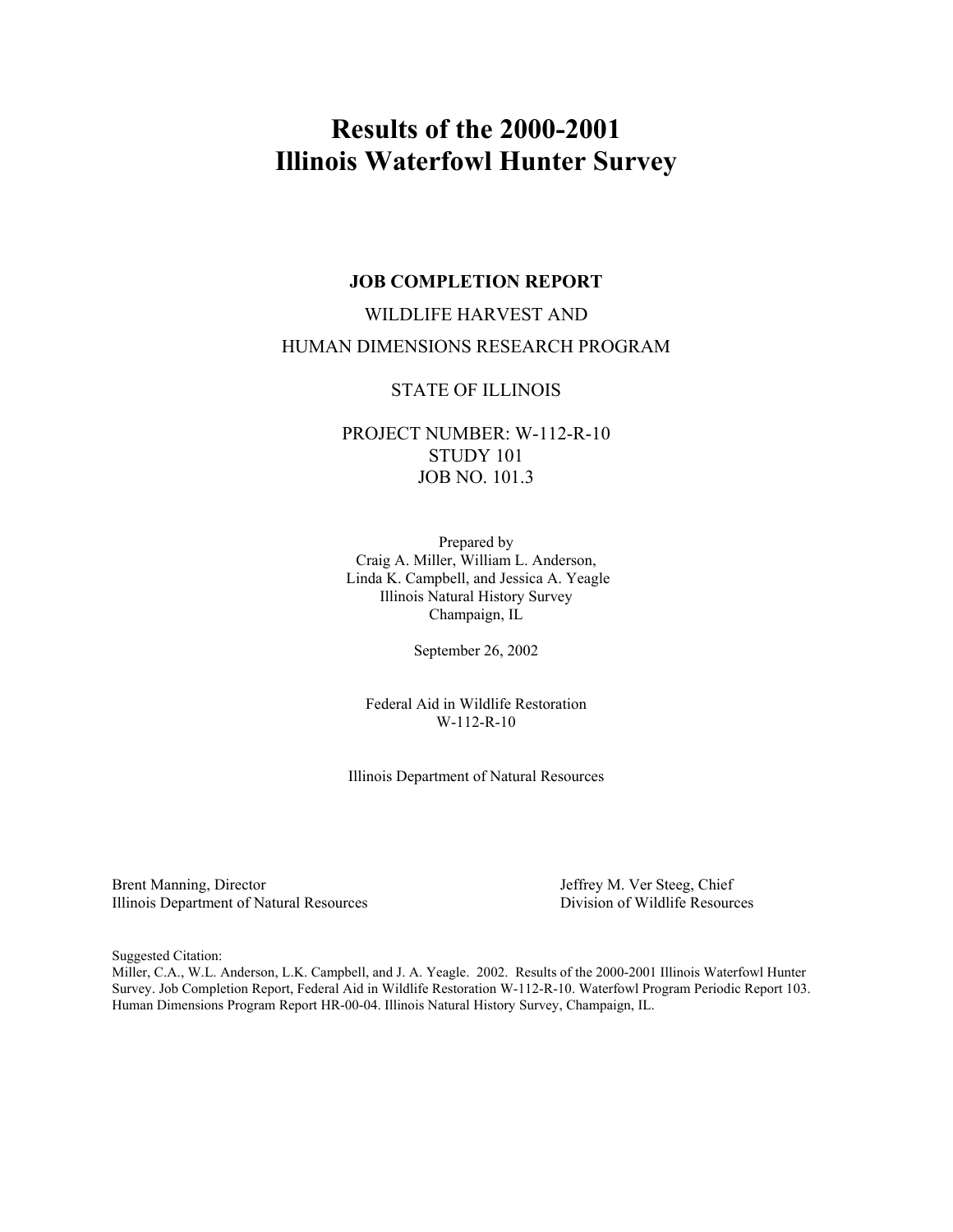# Results of the 2000-2001 Illinois Waterfowl Hunter Survey

**JOB COMPLETION REPORT**

WILDLIFE HARVEST AND

HUMAN DIMENSIONS RESEARCH PROGRAM

STATE OF ILLINOIS

PROJECT NUMBER: W-112-R-10
STUDY 101
JOB NO. 101.3

Prepared by
Craig A. Miller, William L. Anderson,
Linda K. Campbell, and Jessica A. Yeagle
Illinois Natural History Survey
Champaign, IL

September 26, 2002

Federal Aid in Wildlife Restoration
W-112-R-10

Illinois Department of Natural Resources

Brent Manning, Director
Illinois Department of Natural Resources

Jeffrey M. Ver Steeg, Chief
Division of Wildlife Resources

Suggested Citation:
Miller, C.A., W.L. Anderson, L.K. Campbell, and J. A. Yeagle. 2002. Results of the 2000-2001 Illinois Waterfowl Hunter Survey. Job Completion Report, Federal Aid in Wildlife Restoration W-112-R-10. Waterfowl Program Periodic Report 103. Human Dimensions Program Report HR-00-04. Illinois Natural History Survey, Champaign, IL.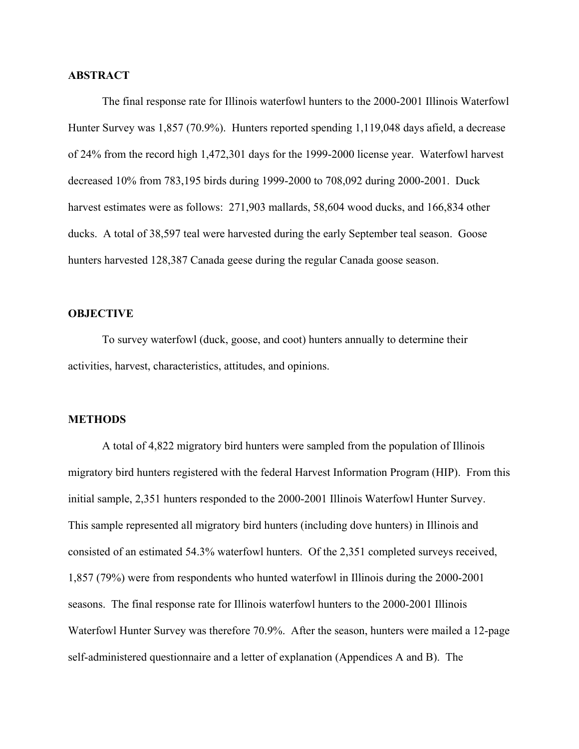## ABSTRACT

The final response rate for Illinois waterfowl hunters to the 2000-2001 Illinois Waterfowl Hunter Survey was 1,857 (70.9%). Hunters reported spending 1,119,048 days afield, a decrease of 24% from the record high 1,472,301 days for the 1999-2000 license year. Waterfowl harvest decreased 10% from 783,195 birds during 1999-2000 to 708,092 during 2000-2001. Duck harvest estimates were as follows: 271,903 mallards, 58,604 wood ducks, and 166,834 other ducks. A total of 38,597 teal were harvested during the early September teal season. Goose hunters harvested 128,387 Canada geese during the regular Canada goose season.

## OBJECTIVE

To survey waterfowl (duck, goose, and coot) hunters annually to determine their activities, harvest, characteristics, attitudes, and opinions.

## METHODS

A total of 4,822 migratory bird hunters were sampled from the population of Illinois migratory bird hunters registered with the federal Harvest Information Program (HIP). From this initial sample, 2,351 hunters responded to the 2000-2001 Illinois Waterfowl Hunter Survey. This sample represented all migratory bird hunters (including dove hunters) in Illinois and consisted of an estimated 54.3% waterfowl hunters. Of the 2,351 completed surveys received, 1,857 (79%) were from respondents who hunted waterfowl in Illinois during the 2000-2001 seasons. The final response rate for Illinois waterfowl hunters to the 2000-2001 Illinois Waterfowl Hunter Survey was therefore 70.9%. After the season, hunters were mailed a 12-page self-administered questionnaire and a letter of explanation (Appendices A and B). The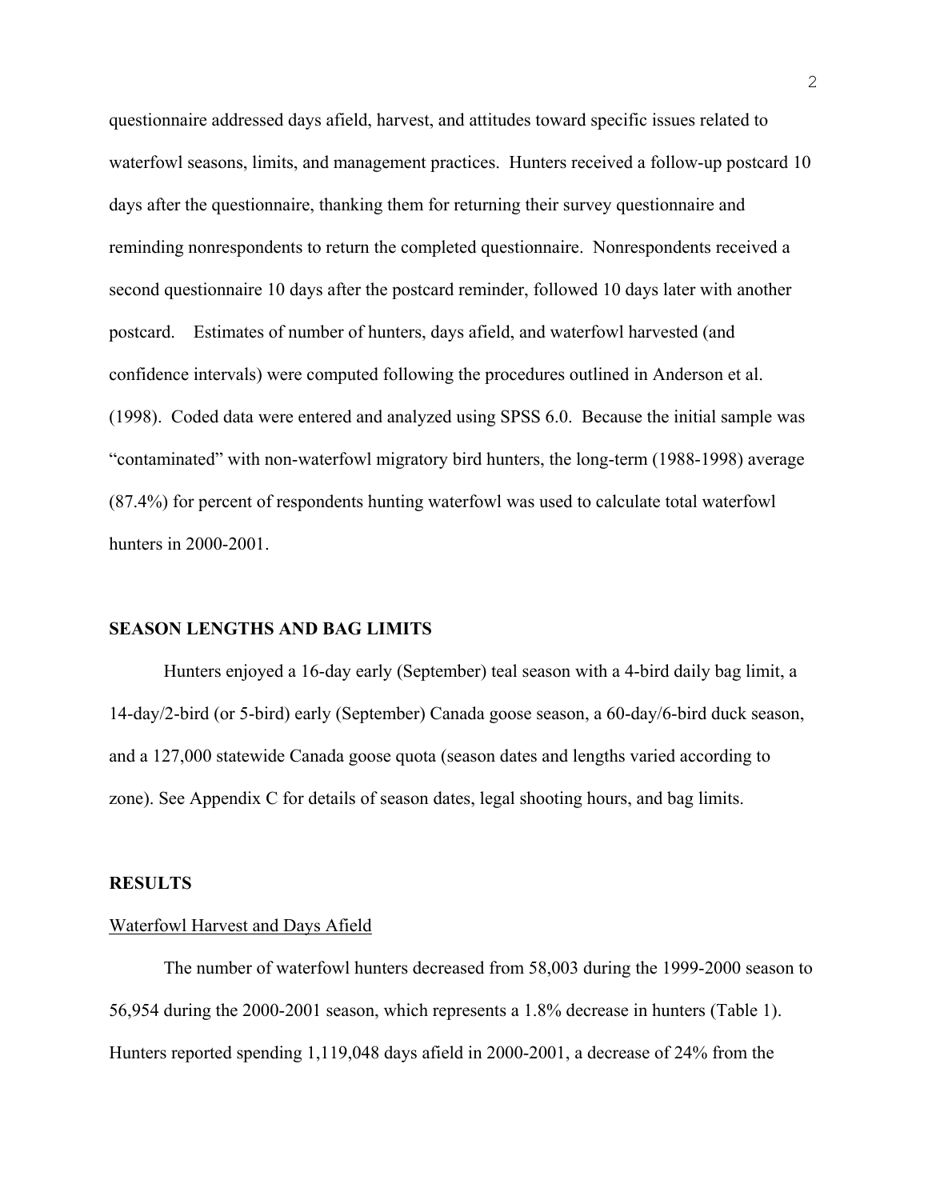questionnaire addressed days afield, harvest, and attitudes toward specific issues related to waterfowl seasons, limits, and management practices. Hunters received a follow-up postcard 10 days after the questionnaire, thanking them for returning their survey questionnaire and reminding nonrespondents to return the completed questionnaire. Nonrespondents received a second questionnaire 10 days after the postcard reminder, followed 10 days later with another postcard. Estimates of number of hunters, days afield, and waterfowl harvested (and confidence intervals) were computed following the procedures outlined in Anderson et al. (1998). Coded data were entered and analyzed using SPSS 6.0. Because the initial sample was "contaminated" with non-waterfowl migratory bird hunters, the long-term (1988-1998) average (87.4%) for percent of respondents hunting waterfowl was used to calculate total waterfowl hunters in 2000-2001.

## SEASON LENGTHS AND BAG LIMITS

Hunters enjoyed a 16-day early (September) teal season with a 4-bird daily bag limit, a 14-day/2-bird (or 5-bird) early (September) Canada goose season, a 60-day/6-bird duck season, and a 127,000 statewide Canada goose quota (season dates and lengths varied according to zone). See Appendix C for details of season dates, legal shooting hours, and bag limits.

## RESULTS

### Waterfowl Harvest and Days Afield

The number of waterfowl hunters decreased from 58,003 during the 1999-2000 season to 56,954 during the 2000-2001 season, which represents a 1.8% decrease in hunters (Table 1). Hunters reported spending 1,119,048 days afield in 2000-2001, a decrease of 24% from the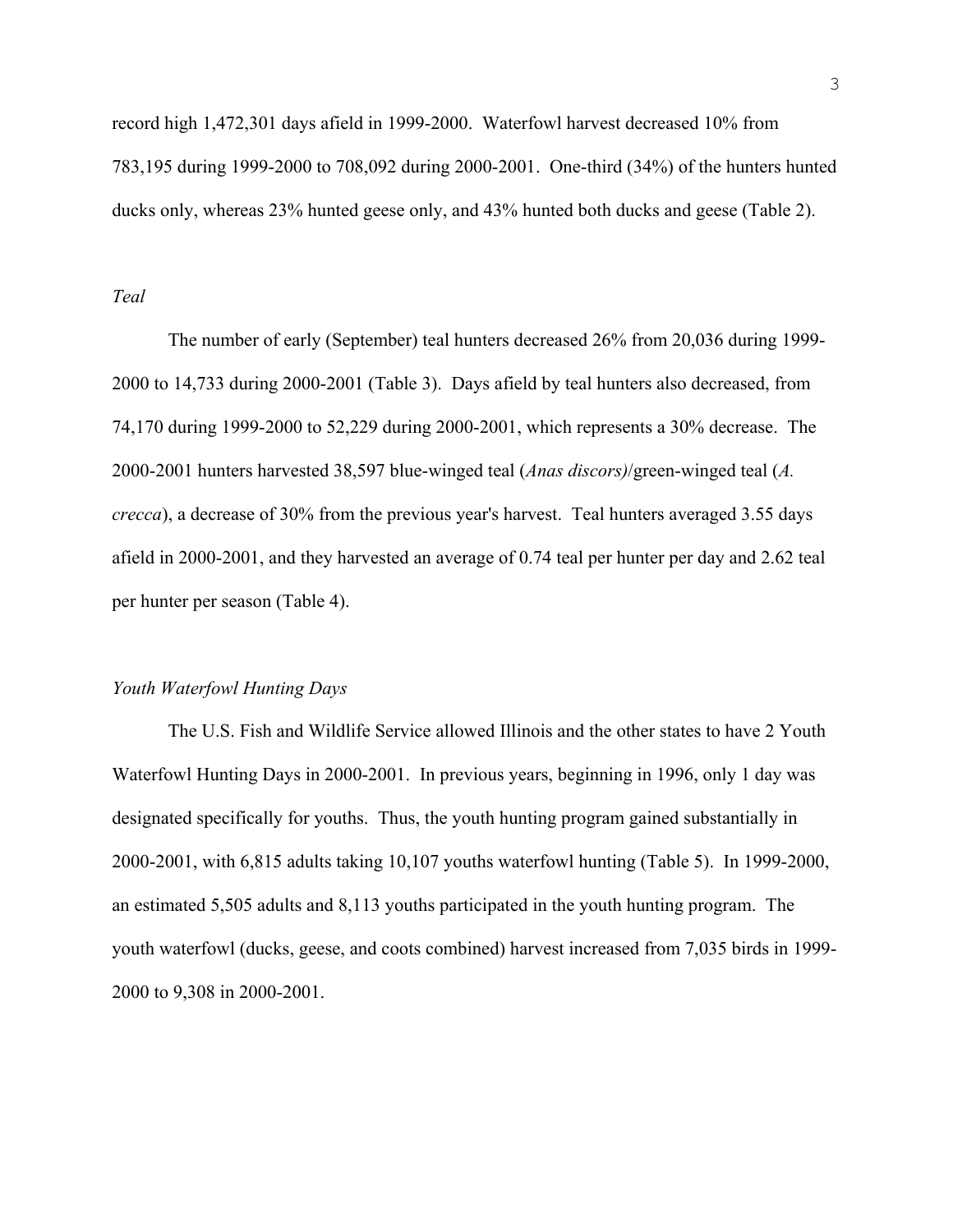record high 1,472,301 days afield in 1999-2000. Waterfowl harvest decreased 10% from 783,195 during 1999-2000 to 708,092 during 2000-2001. One-third (34%) of the hunters hunted ducks only, whereas 23% hunted geese only, and 43% hunted both ducks and geese (Table 2).

### *Teal*

The number of early (September) teal hunters decreased 26% from 20,036 during 1999-2000 to 14,733 during 2000-2001 (Table 3). Days afield by teal hunters also decreased, from 74,170 during 1999-2000 to 52,229 during 2000-2001, which represents a 30% decrease. The 2000-2001 hunters harvested 38,597 blue-winged teal (*Anas discors)*/green-winged teal (*A. crecca*), a decrease of 30% from the previous year's harvest. Teal hunters averaged 3.55 days afield in 2000-2001, and they harvested an average of 0.74 teal per hunter per day and 2.62 teal per hunter per season (Table 4).

### *Youth Waterfowl Hunting Days*

The U.S. Fish and Wildlife Service allowed Illinois and the other states to have 2 Youth Waterfowl Hunting Days in 2000-2001. In previous years, beginning in 1996, only 1 day was designated specifically for youths. Thus, the youth hunting program gained substantially in 2000-2001, with 6,815 adults taking 10,107 youths waterfowl hunting (Table 5). In 1999-2000, an estimated 5,505 adults and 8,113 youths participated in the youth hunting program. The youth waterfowl (ducks, geese, and coots combined) harvest increased from 7,035 birds in 1999-2000 to 9,308 in 2000-2001.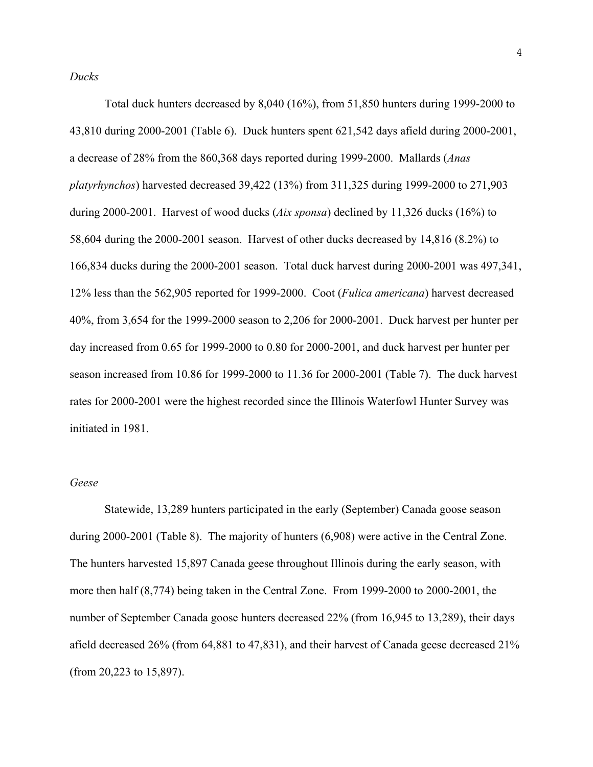*Ducks*

Total duck hunters decreased by 8,040 (16%), from 51,850 hunters during 1999-2000 to 43,810 during 2000-2001 (Table 6). Duck hunters spent 621,542 days afield during 2000-2001, a decrease of 28% from the 860,368 days reported during 1999-2000. Mallards (*Anas platyrhynchos*) harvested decreased 39,422 (13%) from 311,325 during 1999-2000 to 271,903 during 2000-2001. Harvest of wood ducks (*Aix sponsa*) declined by 11,326 ducks (16%) to 58,604 during the 2000-2001 season. Harvest of other ducks decreased by 14,816 (8.2%) to 166,834 ducks during the 2000-2001 season. Total duck harvest during 2000-2001 was 497,341, 12% less than the 562,905 reported for 1999-2000. Coot (*Fulica americana*) harvest decreased 40%, from 3,654 for the 1999-2000 season to 2,206 for 2000-2001. Duck harvest per hunter per day increased from 0.65 for 1999-2000 to 0.80 for 2000-2001, and duck harvest per hunter per season increased from 10.86 for 1999-2000 to 11.36 for 2000-2001 (Table 7). The duck harvest rates for 2000-2001 were the highest recorded since the Illinois Waterfowl Hunter Survey was initiated in 1981.

*Geese*

Statewide, 13,289 hunters participated in the early (September) Canada goose season during 2000-2001 (Table 8). The majority of hunters (6,908) were active in the Central Zone. The hunters harvested 15,897 Canada geese throughout Illinois during the early season, with more then half (8,774) being taken in the Central Zone. From 1999-2000 to 2000-2001, the number of September Canada goose hunters decreased 22% (from 16,945 to 13,289), their days afield decreased 26% (from 64,881 to 47,831), and their harvest of Canada geese decreased 21% (from 20,223 to 15,897).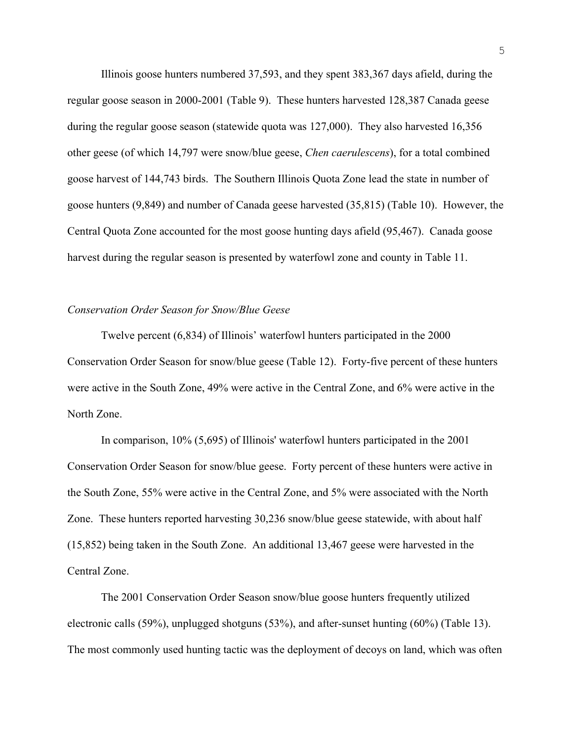Illinois goose hunters numbered 37,593, and they spent 383,367 days afield, during the regular goose season in 2000-2001 (Table 9). These hunters harvested 128,387 Canada geese during the regular goose season (statewide quota was 127,000). They also harvested 16,356 other geese (of which 14,797 were snow/blue geese, *Chen caerulescens*), for a total combined goose harvest of 144,743 birds. The Southern Illinois Quota Zone lead the state in number of goose hunters (9,849) and number of Canada geese harvested (35,815) (Table 10). However, the Central Quota Zone accounted for the most goose hunting days afield (95,467). Canada goose harvest during the regular season is presented by waterfowl zone and county in Table 11.

*Conservation Order Season for Snow/Blue Geese*

Twelve percent (6,834) of Illinois' waterfowl hunters participated in the 2000 Conservation Order Season for snow/blue geese (Table 12). Forty-five percent of these hunters were active in the South Zone, 49% were active in the Central Zone, and 6% were active in the North Zone.

In comparison, 10% (5,695) of Illinois' waterfowl hunters participated in the 2001 Conservation Order Season for snow/blue geese. Forty percent of these hunters were active in the South Zone, 55% were active in the Central Zone, and 5% were associated with the North Zone. These hunters reported harvesting 30,236 snow/blue geese statewide, with about half (15,852) being taken in the South Zone. An additional 13,467 geese were harvested in the Central Zone.

The 2001 Conservation Order Season snow/blue goose hunters frequently utilized electronic calls (59%), unplugged shotguns (53%), and after-sunset hunting (60%) (Table 13). The most commonly used hunting tactic was the deployment of decoys on land, which was often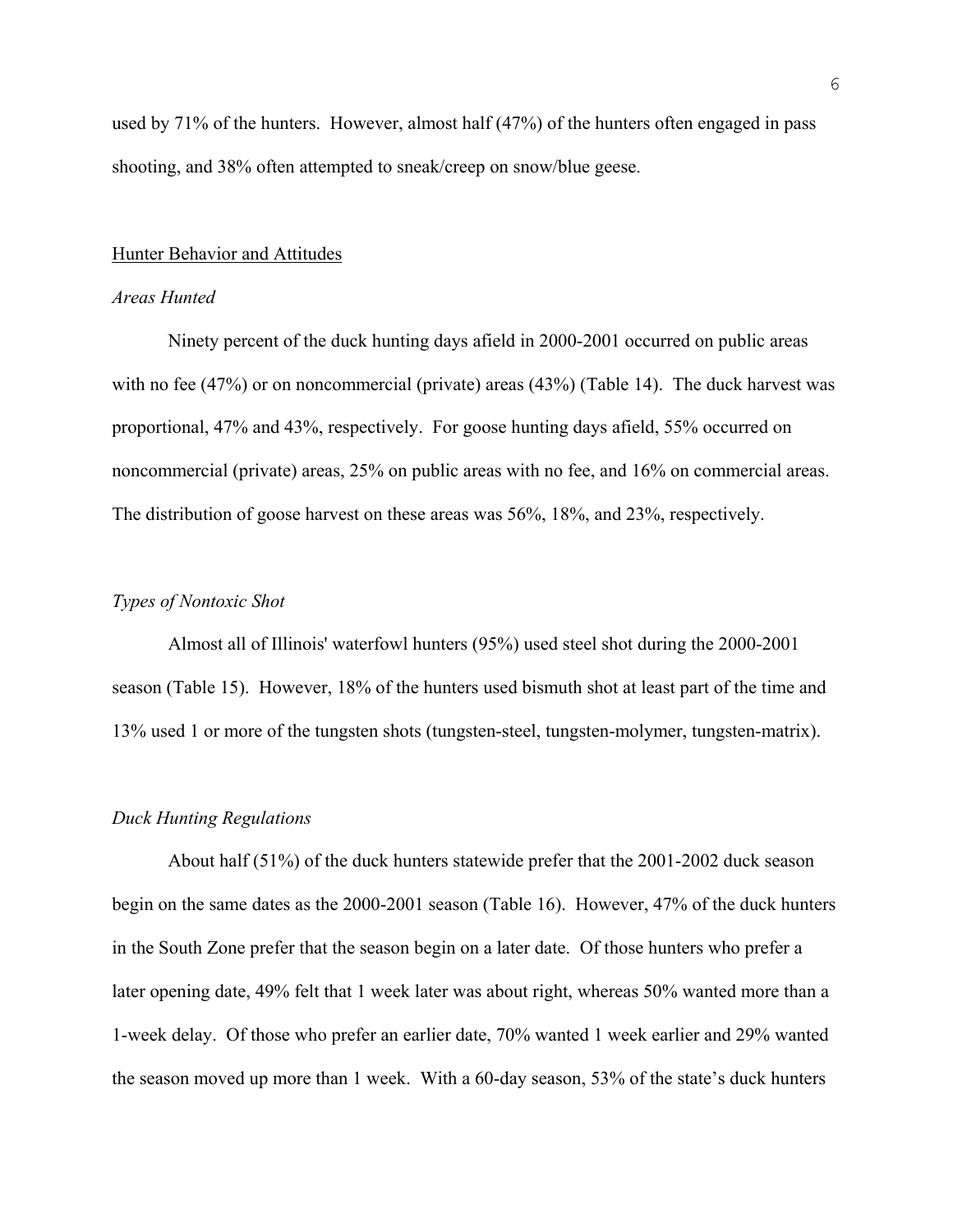used by 71% of the hunters. However, almost half (47%) of the hunters often engaged in pass shooting, and 38% often attempted to sneak/creep on snow/blue geese.

## Hunter Behavior and Attitudes

### *Areas Hunted*

Ninety percent of the duck hunting days afield in 2000-2001 occurred on public areas with no fee (47%) or on noncommercial (private) areas (43%) (Table 14). The duck harvest was proportional, 47% and 43%, respectively. For goose hunting days afield, 55% occurred on noncommercial (private) areas, 25% on public areas with no fee, and 16% on commercial areas. The distribution of goose harvest on these areas was 56%, 18%, and 23%, respectively.

### *Types of Nontoxic Shot*

Almost all of Illinois' waterfowl hunters (95%) used steel shot during the 2000-2001 season (Table 15). However, 18% of the hunters used bismuth shot at least part of the time and 13% used 1 or more of the tungsten shots (tungsten-steel, tungsten-molymer, tungsten-matrix).

### *Duck Hunting Regulations*

About half (51%) of the duck hunters statewide prefer that the 2001-2002 duck season begin on the same dates as the 2000-2001 season (Table 16). However, 47% of the duck hunters in the South Zone prefer that the season begin on a later date. Of those hunters who prefer a later opening date, 49% felt that 1 week later was about right, whereas 50% wanted more than a 1-week delay. Of those who prefer an earlier date, 70% wanted 1 week earlier and 29% wanted the season moved up more than 1 week. With a 60-day season, 53% of the state's duck hunters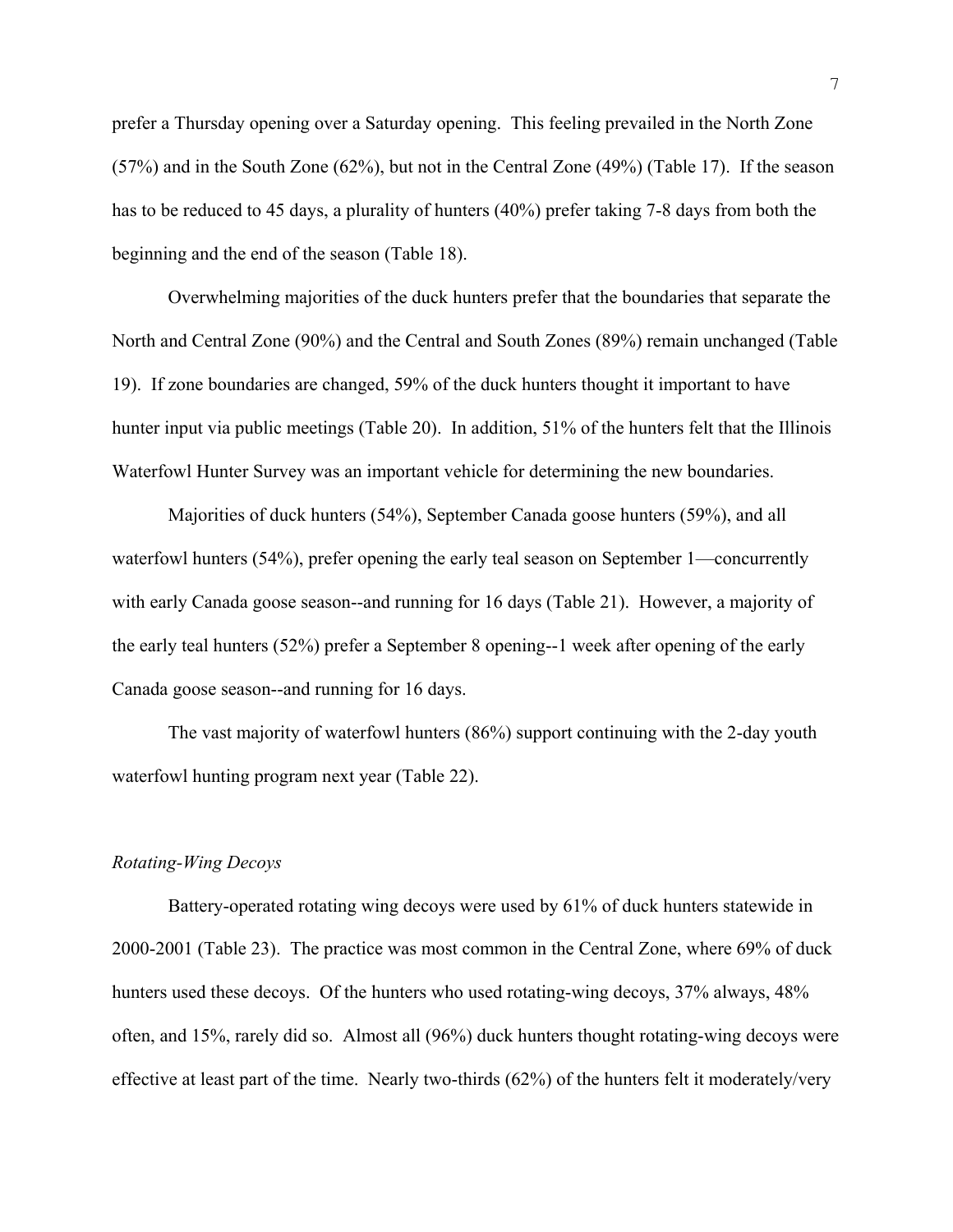prefer a Thursday opening over a Saturday opening. This feeling prevailed in the North Zone (57%) and in the South Zone (62%), but not in the Central Zone (49%) (Table 17). If the season has to be reduced to 45 days, a plurality of hunters (40%) prefer taking 7-8 days from both the beginning and the end of the season (Table 18).

Overwhelming majorities of the duck hunters prefer that the boundaries that separate the North and Central Zone (90%) and the Central and South Zones (89%) remain unchanged (Table 19). If zone boundaries are changed, 59% of the duck hunters thought it important to have hunter input via public meetings (Table 20). In addition, 51% of the hunters felt that the Illinois Waterfowl Hunter Survey was an important vehicle for determining the new boundaries.

Majorities of duck hunters (54%), September Canada goose hunters (59%), and all waterfowl hunters (54%), prefer opening the early teal season on September 1—concurrently with early Canada goose season--and running for 16 days (Table 21). However, a majority of the early teal hunters (52%) prefer a September 8 opening--1 week after opening of the early Canada goose season--and running for 16 days.

The vast majority of waterfowl hunters (86%) support continuing with the 2-day youth waterfowl hunting program next year (Table 22).

### *Rotating-Wing Decoys*

Battery-operated rotating wing decoys were used by 61% of duck hunters statewide in 2000-2001 (Table 23). The practice was most common in the Central Zone, where 69% of duck hunters used these decoys. Of the hunters who used rotating-wing decoys, 37% always, 48% often, and 15%, rarely did so. Almost all (96%) duck hunters thought rotating-wing decoys were effective at least part of the time. Nearly two-thirds (62%) of the hunters felt it moderately/very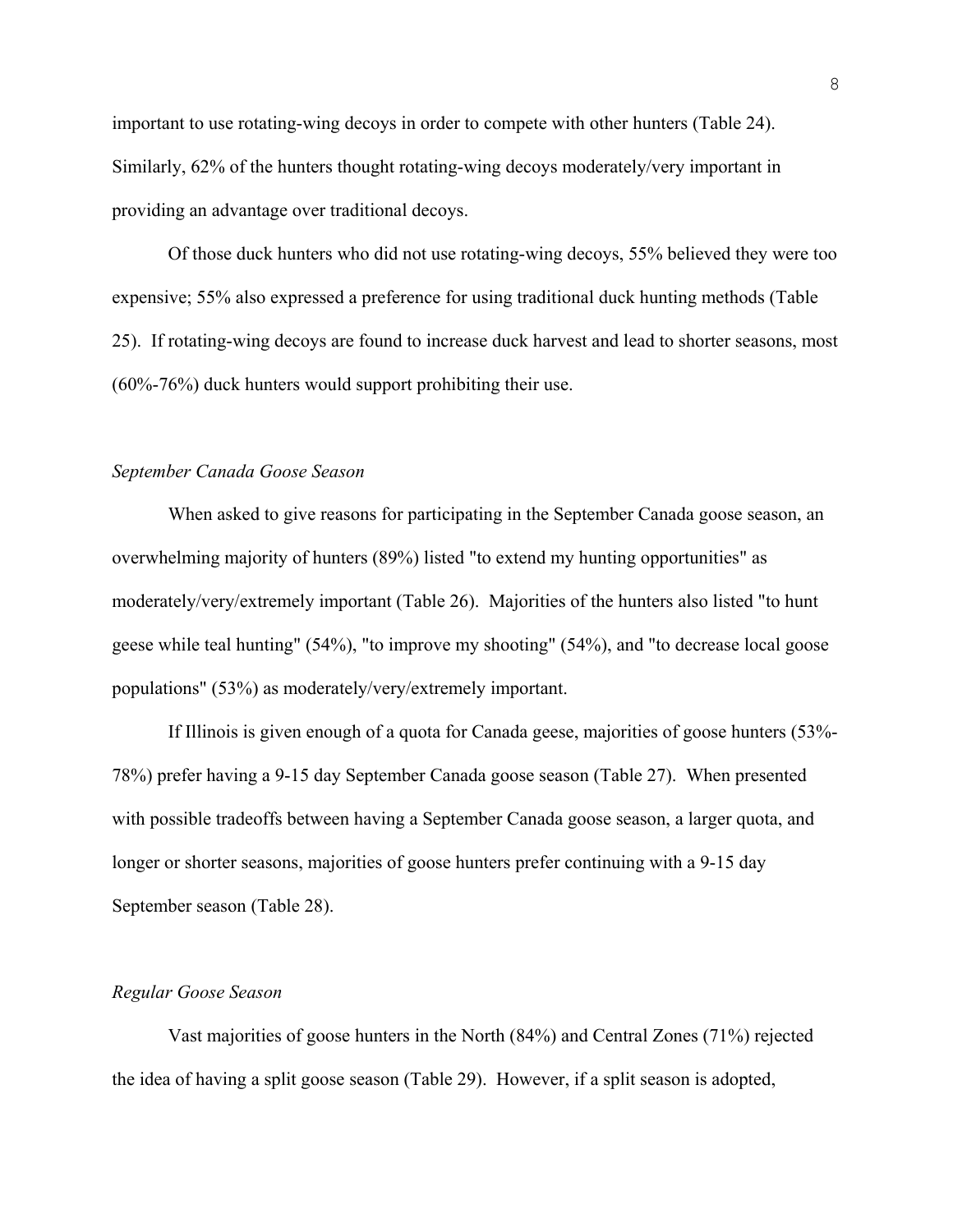important to use rotating-wing decoys in order to compete with other hunters (Table 24). Similarly, 62% of the hunters thought rotating-wing decoys moderately/very important in providing an advantage over traditional decoys.

Of those duck hunters who did not use rotating-wing decoys, 55% believed they were too expensive; 55% also expressed a preference for using traditional duck hunting methods (Table 25). If rotating-wing decoys are found to increase duck harvest and lead to shorter seasons, most (60%-76%) duck hunters would support prohibiting their use.

*September Canada Goose Season*

When asked to give reasons for participating in the September Canada goose season, an overwhelming majority of hunters (89%) listed "to extend my hunting opportunities" as moderately/very/extremely important (Table 26). Majorities of the hunters also listed "to hunt geese while teal hunting" (54%), "to improve my shooting" (54%), and "to decrease local goose populations" (53%) as moderately/very/extremely important.

If Illinois is given enough of a quota for Canada geese, majorities of goose hunters (53%-78%) prefer having a 9-15 day September Canada goose season (Table 27). When presented with possible tradeoffs between having a September Canada goose season, a larger quota, and longer or shorter seasons, majorities of goose hunters prefer continuing with a 9-15 day September season (Table 28).

*Regular Goose Season*

Vast majorities of goose hunters in the North (84%) and Central Zones (71%) rejected the idea of having a split goose season (Table 29). However, if a split season is adopted,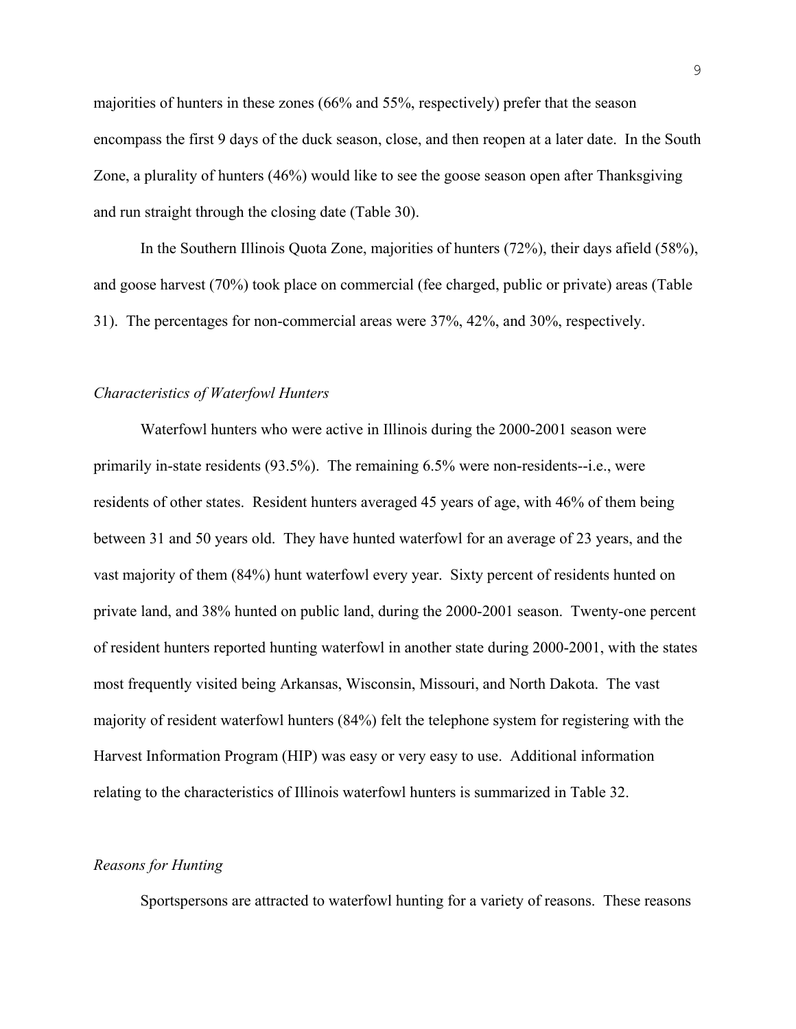majorities of hunters in these zones (66% and 55%, respectively) prefer that the season encompass the first 9 days of the duck season, close, and then reopen at a later date. In the South Zone, a plurality of hunters (46%) would like to see the goose season open after Thanksgiving and run straight through the closing date (Table 30).

In the Southern Illinois Quota Zone, majorities of hunters (72%), their days afield (58%), and goose harvest (70%) took place on commercial (fee charged, public or private) areas (Table 31). The percentages for non-commercial areas were 37%, 42%, and 30%, respectively.

### *Characteristics of Waterfowl Hunters*

Waterfowl hunters who were active in Illinois during the 2000-2001 season were primarily in-state residents (93.5%). The remaining 6.5% were non-residents--i.e., were residents of other states. Resident hunters averaged 45 years of age, with 46% of them being between 31 and 50 years old. They have hunted waterfowl for an average of 23 years, and the vast majority of them (84%) hunt waterfowl every year. Sixty percent of residents hunted on private land, and 38% hunted on public land, during the 2000-2001 season. Twenty-one percent of resident hunters reported hunting waterfowl in another state during 2000-2001, with the states most frequently visited being Arkansas, Wisconsin, Missouri, and North Dakota. The vast majority of resident waterfowl hunters (84%) felt the telephone system for registering with the Harvest Information Program (HIP) was easy or very easy to use. Additional information relating to the characteristics of Illinois waterfowl hunters is summarized in Table 32.

### *Reasons for Hunting*

Sportspersons are attracted to waterfowl hunting for a variety of reasons. These reasons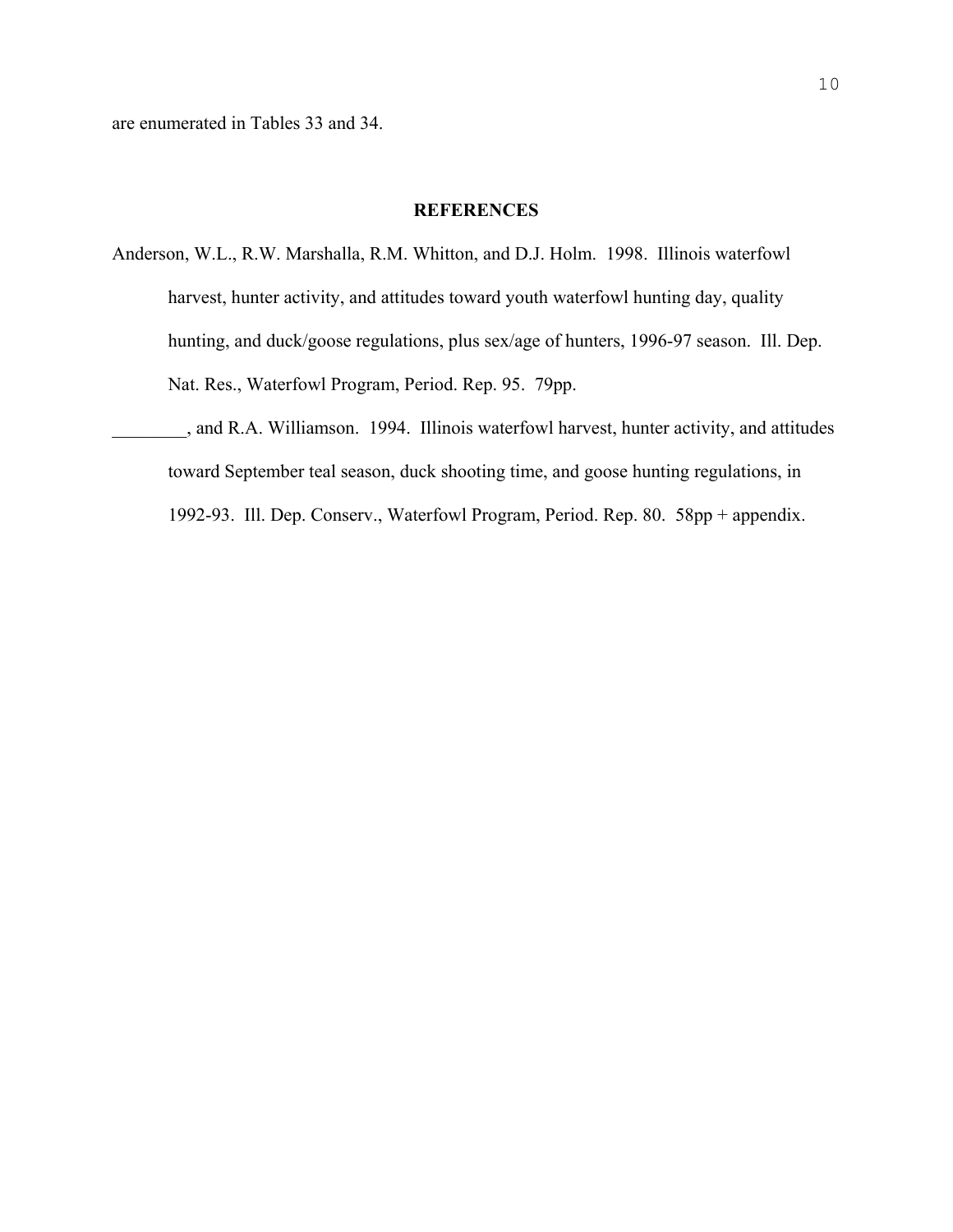are enumerated in Tables 33 and 34.

## REFERENCES

Anderson, W.L., R.W. Marshalla, R.M. Whitton, and D.J. Holm. 1998. Illinois waterfowl harvest, hunter activity, and attitudes toward youth waterfowl hunting day, quality hunting, and duck/goose regulations, plus sex/age of hunters, 1996-97 season. Ill. Dep. Nat. Res., Waterfowl Program, Period. Rep. 95. 79pp.

________, and R.A. Williamson. 1994. Illinois waterfowl harvest, hunter activity, and attitudes toward September teal season, duck shooting time, and goose hunting regulations, in 1992-93. Ill. Dep. Conserv., Waterfowl Program, Period. Rep. 80. 58pp + appendix.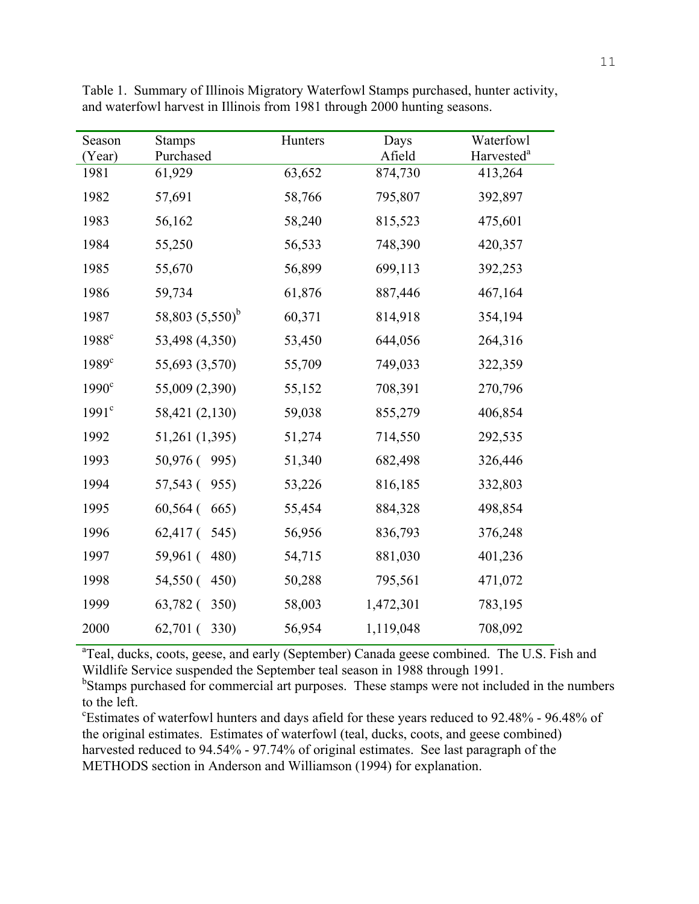Table 1. Summary of Illinois Migratory Waterfowl Stamps purchased, hunter activity, and waterfowl harvest in Illinois from 1981 through 2000 hunting seasons.

| Season (Year) | Stamps Purchased | Hunters | Days Afield | Waterfowl Harvested[a] |
|---|---|---|---|---|
| 1981 | 61,929 | 63,652 | 874,730 | 413,264 |
| 1982 | 57,691 | 58,766 | 795,807 | 392,897 |
| 1983 | 56,162 | 58,240 | 815,523 | 475,601 |
| 1984 | 55,250 | 56,533 | 748,390 | 420,357 |
| 1985 | 55,670 | 56,899 | 699,113 | 392,253 |
| 1986 | 59,734 | 61,876 | 887,446 | 467,164 |
| 1987 | 58,803 (5,550)[b] | 60,371 | 814,918 | 354,194 |
| 1988[c] | 53,498 (4,350) | 53,450 | 644,056 | 264,316 |
| 1989[c] | 55,693 (3,570) | 55,709 | 749,033 | 322,359 |
| 1990[c] | 55,009 (2,390) | 55,152 | 708,391 | 270,796 |
| 1991[c] | 58,421 (2,130) | 59,038 | 855,279 | 406,854 |
| 1992 | 51,261 (1,395) | 51,274 | 714,550 | 292,535 |
| 1993 | 50,976 ( 995) | 51,340 | 682,498 | 326,446 |
| 1994 | 57,543 ( 955) | 53,226 | 816,185 | 332,803 |
| 1995 | 60,564 ( 665) | 55,454 | 884,328 | 498,854 |
| 1996 | 62,417 ( 545) | 56,956 | 836,793 | 376,248 |
| 1997 | 59,961 ( 480) | 54,715 | 881,030 | 401,236 |
| 1998 | 54,550 ( 450) | 50,288 | 795,561 | 471,072 |
| 1999 | 63,782 ( 350) | 58,003 | 1,472,301 | 783,195 |
| 2000 | 62,701 ( 330) | 56,954 | 1,119,048 | 708,092 |

[a]Teal, ducks, coots, geese, and early (September) Canada geese combined. The U.S. Fish and Wildlife Service suspended the September teal season in 1988 through 1991.
[b]Stamps purchased for commercial art purposes. These stamps were not included in the numbers to the left.
[c]Estimates of waterfowl hunters and days afield for these years reduced to 92.48% - 96.48% of the original estimates. Estimates of waterfowl (teal, ducks, coots, and geese combined) harvested reduced to 94.54% - 97.74% of original estimates. See last paragraph of the METHODS section in Anderson and Williamson (1994) for explanation.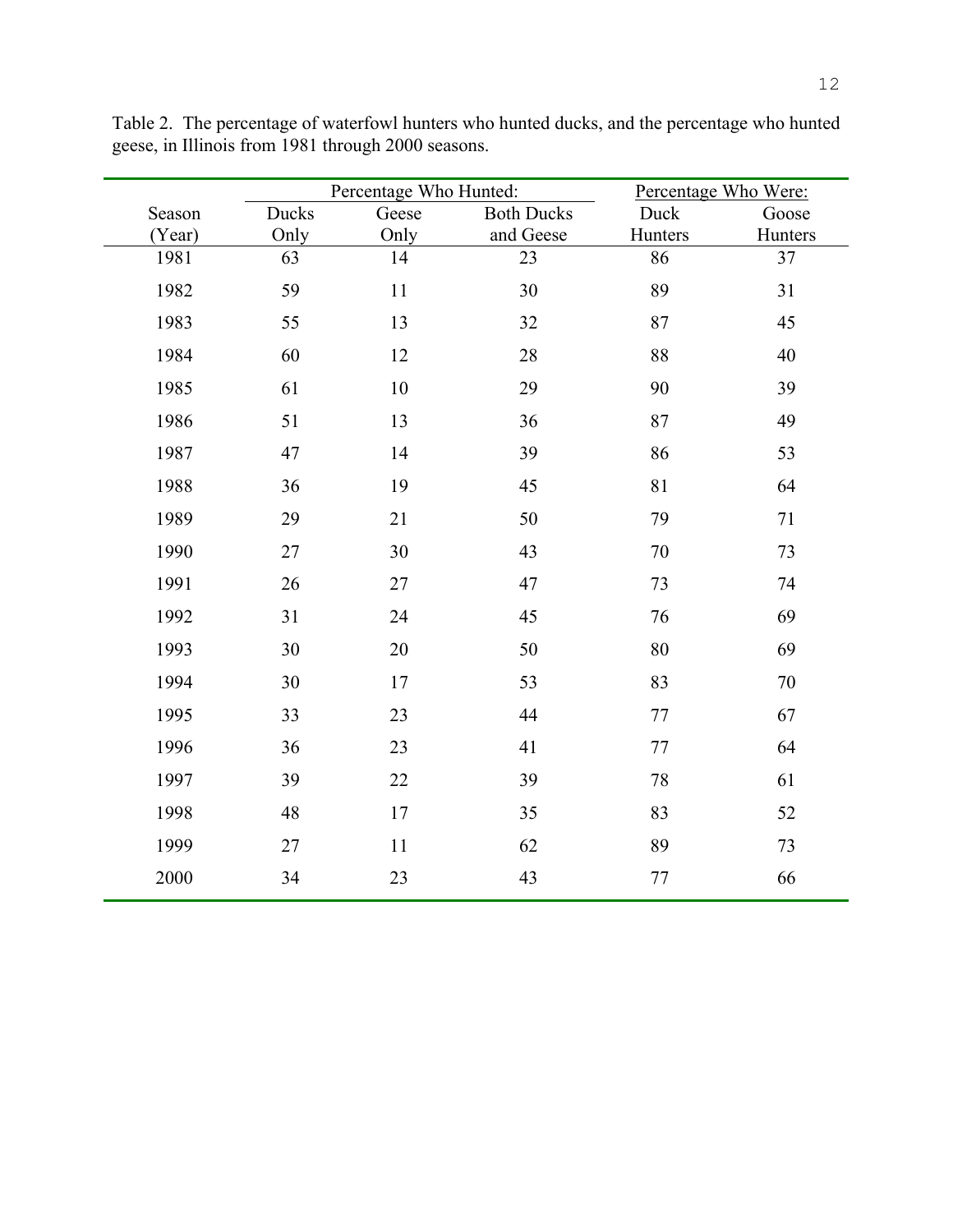Table 2. The percentage of waterfowl hunters who hunted ducks, and the percentage who hunted geese, in Illinois from 1981 through 2000 seasons.

| | Percentage Who Hunted: | | | Percentage Who Were: | |
|---|---|---|---|---|---|
| Season (Year) | Ducks Only | Geese Only | Both Ducks and Geese | Duck Hunters | Goose Hunters |
| 1981 | 63 | 14 | 23 | 86 | 37 |
| 1982 | 59 | 11 | 30 | 89 | 31 |
| 1983 | 55 | 13 | 32 | 87 | 45 |
| 1984 | 60 | 12 | 28 | 88 | 40 |
| 1985 | 61 | 10 | 29 | 90 | 39 |
| 1986 | 51 | 13 | 36 | 87 | 49 |
| 1987 | 47 | 14 | 39 | 86 | 53 |
| 1988 | 36 | 19 | 45 | 81 | 64 |
| 1989 | 29 | 21 | 50 | 79 | 71 |
| 1990 | 27 | 30 | 43 | 70 | 73 |
| 1991 | 26 | 27 | 47 | 73 | 74 |
| 1992 | 31 | 24 | 45 | 76 | 69 |
| 1993 | 30 | 20 | 50 | 80 | 69 |
| 1994 | 30 | 17 | 53 | 83 | 70 |
| 1995 | 33 | 23 | 44 | 77 | 67 |
| 1996 | 36 | 23 | 41 | 77 | 64 |
| 1997 | 39 | 22 | 39 | 78 | 61 |
| 1998 | 48 | 17 | 35 | 83 | 52 |
| 1999 | 27 | 11 | 62 | 89 | 73 |
| 2000 | 34 | 23 | 43 | 77 | 66 |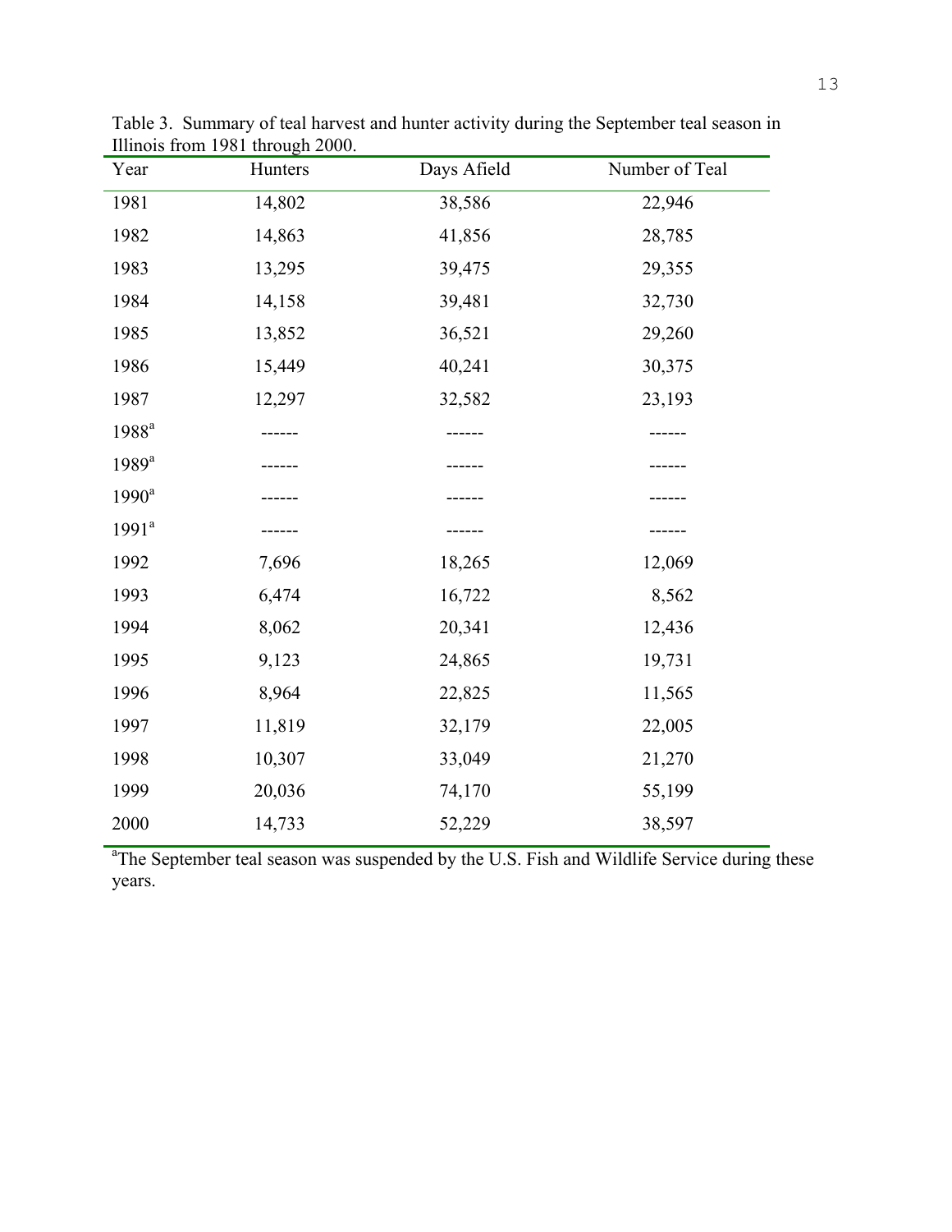Table 3. Summary of teal harvest and hunter activity during the September teal season in Illinois from 1981 through 2000.

| Year | Hunters | Days Afield | Number of Teal |
|---|---|---|---|
| 1981 | 14,802 | 38,586 | 22,946 |
| 1982 | 14,863 | 41,856 | 28,785 |
| 1983 | 13,295 | 39,475 | 29,355 |
| 1984 | 14,158 | 39,481 | 32,730 |
| 1985 | 13,852 | 36,521 | 29,260 |
| 1986 | 15,449 | 40,241 | 30,375 |
| 1987 | 12,297 | 32,582 | 23,193 |
| 1988[a] | ------ | ------ | ------ |
| 1989[a] | ------ | ------ | ------ |
| 1990[a] | ------ | ------ | ------ |
| 1991[a] | ------ | ------ | ------ |
| 1992 | 7,696 | 18,265 | 12,069 |
| 1993 | 6,474 | 16,722 | 8,562 |
| 1994 | 8,062 | 20,341 | 12,436 |
| 1995 | 9,123 | 24,865 | 19,731 |
| 1996 | 8,964 | 22,825 | 11,565 |
| 1997 | 11,819 | 32,179 | 22,005 |
| 1998 | 10,307 | 33,049 | 21,270 |
| 1999 | 20,036 | 74,170 | 55,199 |
| 2000 | 14,733 | 52,229 | 38,597 |

[a]The September teal season was suspended by the U.S. Fish and Wildlife Service during these years.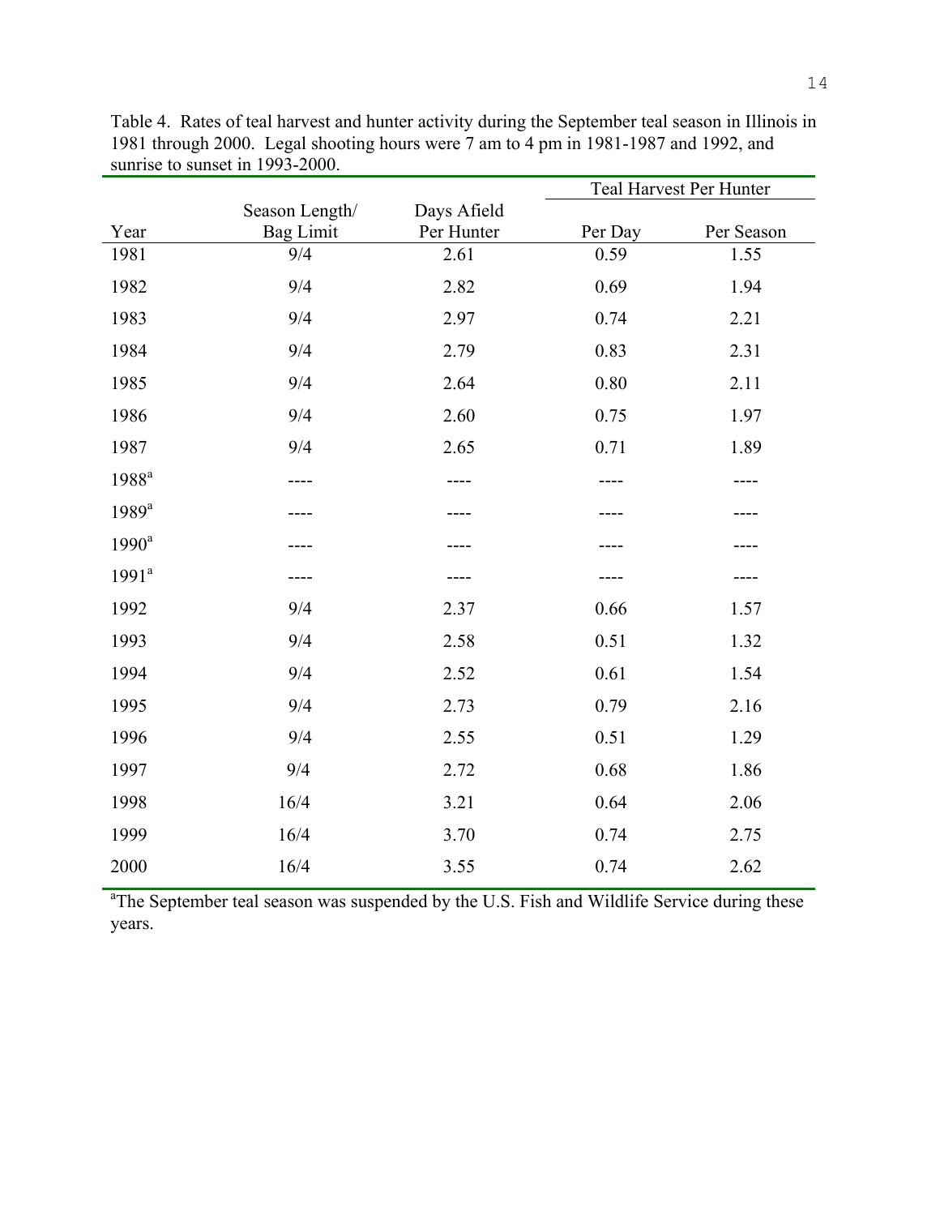Table 4. Rates of teal harvest and hunter activity during the September teal season in Illinois in 1981 through 2000. Legal shooting hours were 7 am to 4 pm in 1981-1987 and 1992, and sunrise to sunset in 1993-2000.

| Year | Season Length/ Bag Limit | Days Afield Per Hunter | Teal Harvest Per Hunter | |
|---|---|---|---|---|
| | | | Per Day | Per Season |
| 1981 | 9/4 | 2.61 | 0.59 | 1.55 |
| 1982 | 9/4 | 2.82 | 0.69 | 1.94 |
| 1983 | 9/4 | 2.97 | 0.74 | 2.21 |
| 1984 | 9/4 | 2.79 | 0.83 | 2.31 |
| 1985 | 9/4 | 2.64 | 0.80 | 2.11 |
| 1986 | 9/4 | 2.60 | 0.75 | 1.97 |
| 1987 | 9/4 | 2.65 | 0.71 | 1.89 |
| 1988[a] | ---- | ---- | ---- | ---- |
| 1989[a] | ---- | ---- | ---- | ---- |
| 1990[a] | ---- | ---- | ---- | ---- |
| 1991[a] | ---- | ---- | ---- | ---- |
| 1992 | 9/4 | 2.37 | 0.66 | 1.57 |
| 1993 | 9/4 | 2.58 | 0.51 | 1.32 |
| 1994 | 9/4 | 2.52 | 0.61 | 1.54 |
| 1995 | 9/4 | 2.73 | 0.79 | 2.16 |
| 1996 | 9/4 | 2.55 | 0.51 | 1.29 |
| 1997 | 9/4 | 2.72 | 0.68 | 1.86 |
| 1998 | 16/4 | 3.21 | 0.64 | 2.06 |
| 1999 | 16/4 | 3.70 | 0.74 | 2.75 |
| 2000 | 16/4 | 3.55 | 0.74 | 2.62 |

[a]The September teal season was suspended by the U.S. Fish and Wildlife Service during these years.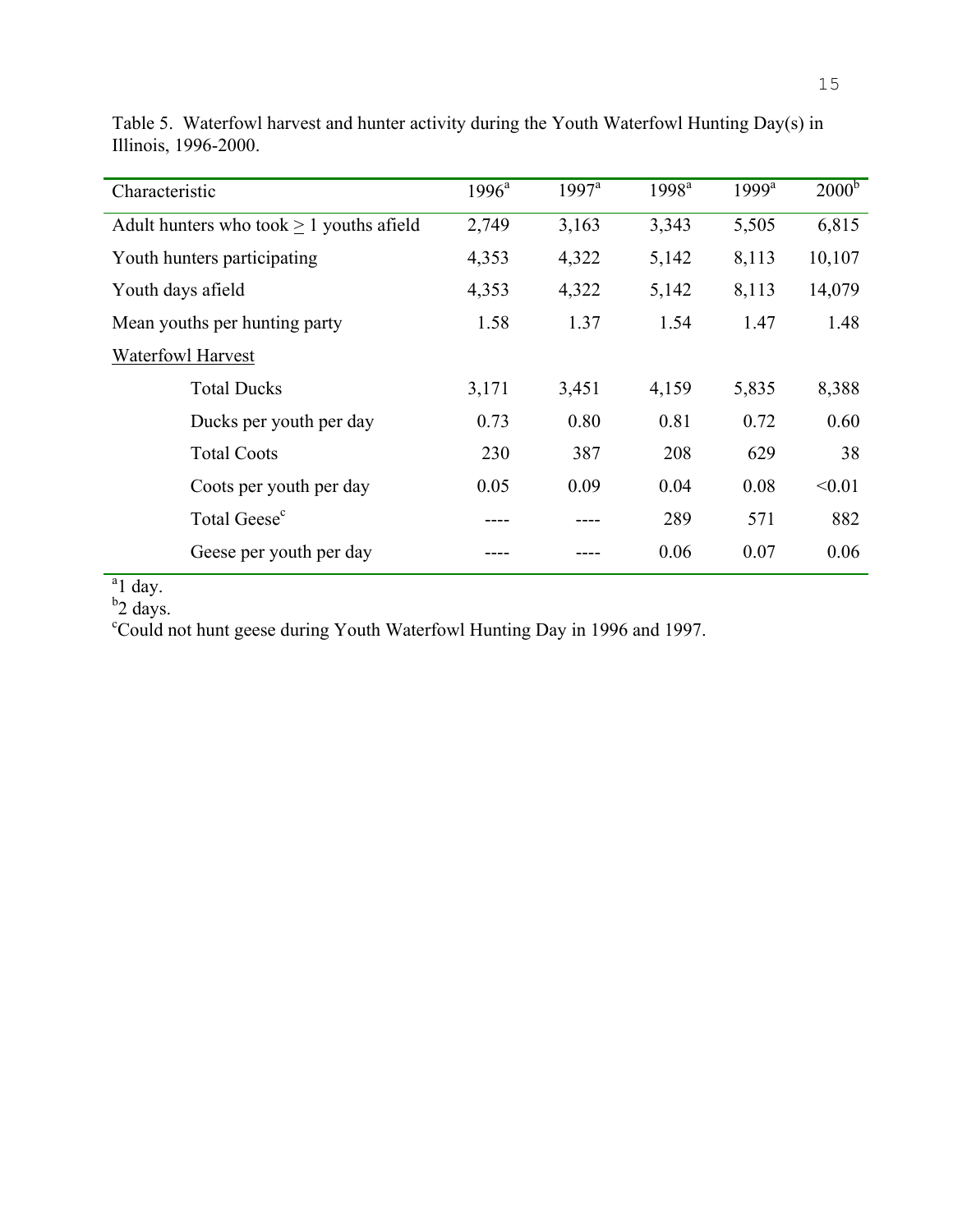Table 5. Waterfowl harvest and hunter activity during the Youth Waterfowl Hunting Day(s) in Illinois, 1996-2000.

| Characteristic | 1996[a] | 1997[a] | 1998[a] | 1999[a] | 2000[b] |
|---|---|---|---|---|---|
| Adult hunters who took ≥ 1 youths afield | 2,749 | 3,163 | 3,343 | 5,505 | 6,815 |
| Youth hunters participating | 4,353 | 4,322 | 5,142 | 8,113 | 10,107 |
| Youth days afield | 4,353 | 4,322 | 5,142 | 8,113 | 14,079 |
| Mean youths per hunting party | 1.58 | 1.37 | 1.54 | 1.47 | 1.48 |
| Waterfowl Harvest | | | | | |
| Total Ducks | 3,171 | 3,451 | 4,159 | 5,835 | 8,388 |
| Ducks per youth per day | 0.73 | 0.80 | 0.81 | 0.72 | 0.60 |
| Total Coots | 230 | 387 | 208 | 629 | 38 |
| Coots per youth per day | 0.05 | 0.09 | 0.04 | 0.08 | <0.01 |
| Total Geese[c] | ---- | ---- | 289 | 571 | 882 |
| Geese per youth per day | ---- | ---- | 0.06 | 0.07 | 0.06 |

[a]1 day.
[b]2 days.
[c]Could not hunt geese during Youth Waterfowl Hunting Day in 1996 and 1997.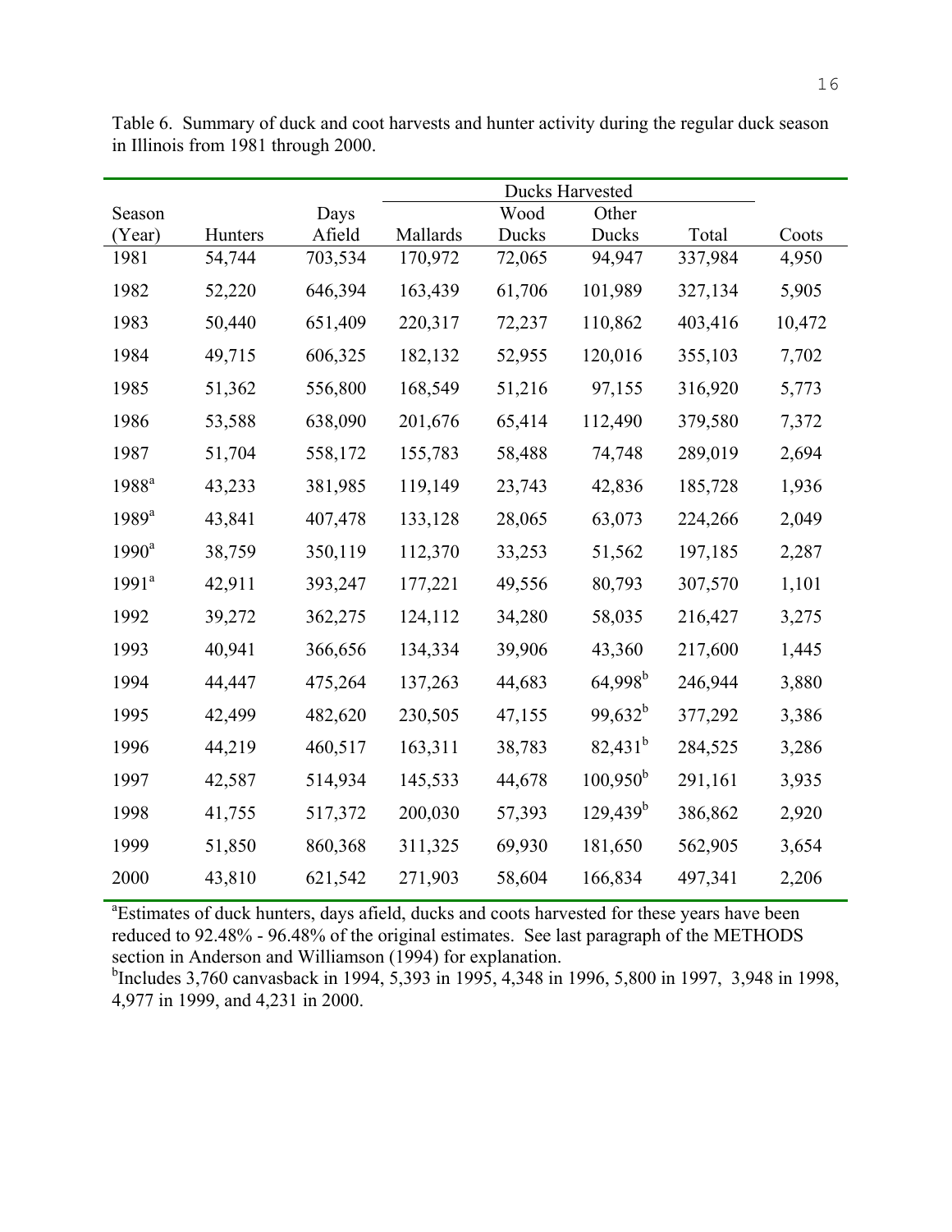Table 6. Summary of duck and coot harvests and hunter activity during the regular duck season in Illinois from 1981 through 2000.

| Season (Year) | Hunters | Days Afield | Ducks Harvested | | | | Coots |
|---|---|---|---|---|---|---|---|
| | | | Mallards | Wood Ducks | Other Ducks | Total | |
| 1981 | 54,744 | 703,534 | 170,972 | 72,065 | 94,947 | 337,984 | 4,950 |
| 1982 | 52,220 | 646,394 | 163,439 | 61,706 | 101,989 | 327,134 | 5,905 |
| 1983 | 50,440 | 651,409 | 220,317 | 72,237 | 110,862 | 403,416 | 10,472 |
| 1984 | 49,715 | 606,325 | 182,132 | 52,955 | 120,016 | 355,103 | 7,702 |
| 1985 | 51,362 | 556,800 | 168,549 | 51,216 | 97,155 | 316,920 | 5,773 |
| 1986 | 53,588 | 638,090 | 201,676 | 65,414 | 112,490 | 379,580 | 7,372 |
| 1987 | 51,704 | 558,172 | 155,783 | 58,488 | 74,748 | 289,019 | 2,694 |
| 1988[a] | 43,233 | 381,985 | 119,149 | 23,743 | 42,836 | 185,728 | 1,936 |
| 1989[a] | 43,841 | 407,478 | 133,128 | 28,065 | 63,073 | 224,266 | 2,049 |
| 1990[a] | 38,759 | 350,119 | 112,370 | 33,253 | 51,562 | 197,185 | 2,287 |
| 1991[a] | 42,911 | 393,247 | 177,221 | 49,556 | 80,793 | 307,570 | 1,101 |
| 1992 | 39,272 | 362,275 | 124,112 | 34,280 | 58,035 | 216,427 | 3,275 |
| 1993 | 40,941 | 366,656 | 134,334 | 39,906 | 43,360 | 217,600 | 1,445 |
| 1994 | 44,447 | 475,264 | 137,263 | 44,683 | 64,998[b] | 246,944 | 3,880 |
| 1995 | 42,499 | 482,620 | 230,505 | 47,155 | 99,632[b] | 377,292 | 3,386 |
| 1996 | 44,219 | 460,517 | 163,311 | 38,783 | 82,431[b] | 284,525 | 3,286 |
| 1997 | 42,587 | 514,934 | 145,533 | 44,678 | 100,950[b] | 291,161 | 3,935 |
| 1998 | 41,755 | 517,372 | 200,030 | 57,393 | 129,439[b] | 386,862 | 2,920 |
| 1999 | 51,850 | 860,368 | 311,325 | 69,930 | 181,650 | 562,905 | 3,654 |
| 2000 | 43,810 | 621,542 | 271,903 | 58,604 | 166,834 | 497,341 | 2,206 |

[a]Estimates of duck hunters, days afield, ducks and coots harvested for these years have been reduced to 92.48% - 96.48% of the original estimates. See last paragraph of the METHODS section in Anderson and Williamson (1994) for explanation.

[b]Includes 3,760 canvasback in 1994, 5,393 in 1995, 4,348 in 1996, 5,800 in 1997, 3,948 in 1998, 4,977 in 1999, and 4,231 in 2000.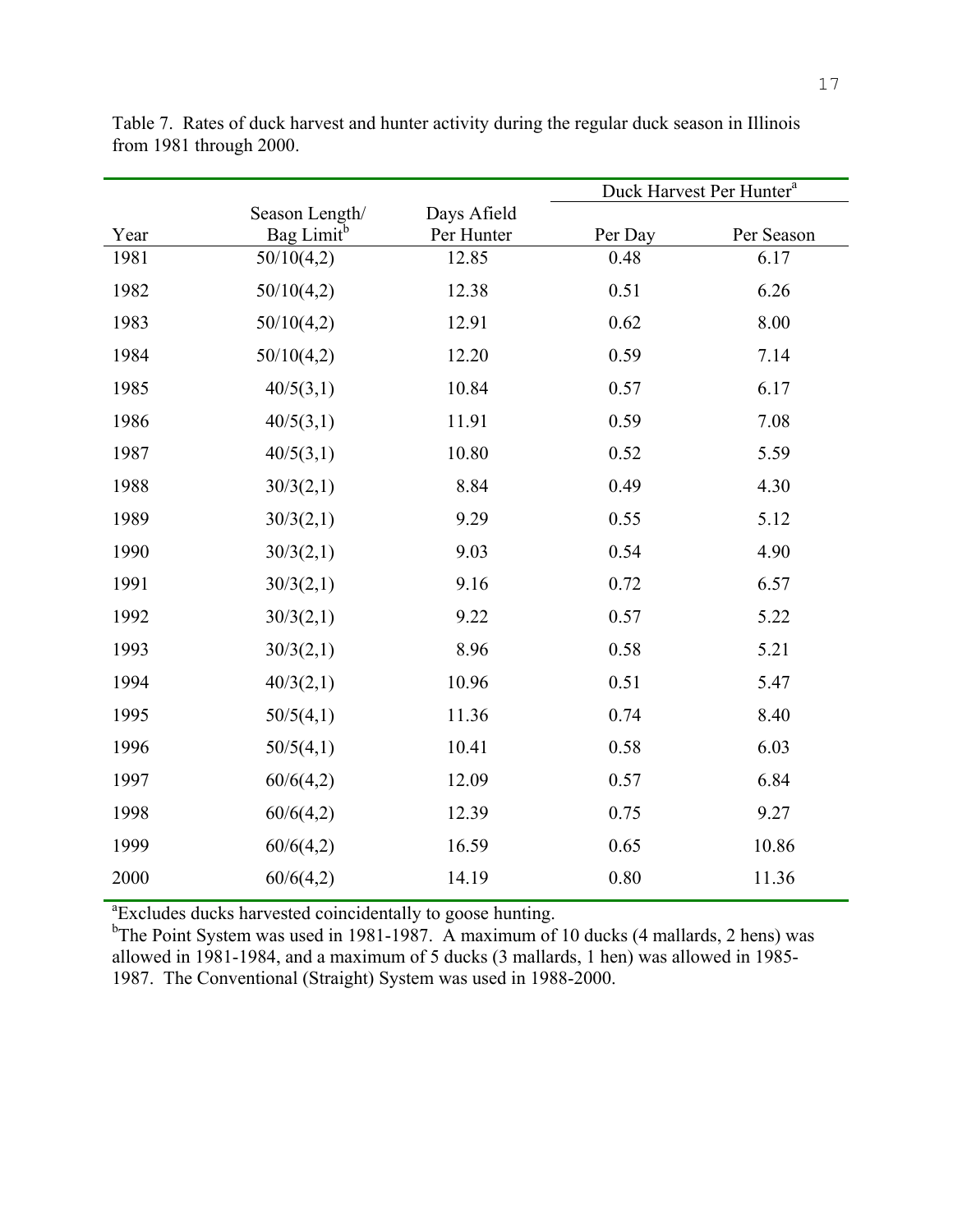Table 7. Rates of duck harvest and hunter activity during the regular duck season in Illinois from 1981 through 2000.

| Year | Season Length/ Bag Limit[b] | Days Afield Per Hunter | Duck Harvest Per Hunter[a] | |
|---|---|---|---|---|
| | | | Per Day | Per Season |
| 1981 | 50/10(4,2) | 12.85 | 0.48 | 6.17 |
| 1982 | 50/10(4,2) | 12.38 | 0.51 | 6.26 |
| 1983 | 50/10(4,2) | 12.91 | 0.62 | 8.00 |
| 1984 | 50/10(4,2) | 12.20 | 0.59 | 7.14 |
| 1985 | 40/5(3,1) | 10.84 | 0.57 | 6.17 |
| 1986 | 40/5(3,1) | 11.91 | 0.59 | 7.08 |
| 1987 | 40/5(3,1) | 10.80 | 0.52 | 5.59 |
| 1988 | 30/3(2,1) | 8.84 | 0.49 | 4.30 |
| 1989 | 30/3(2,1) | 9.29 | 0.55 | 5.12 |
| 1990 | 30/3(2,1) | 9.03 | 0.54 | 4.90 |
| 1991 | 30/3(2,1) | 9.16 | 0.72 | 6.57 |
| 1992 | 30/3(2,1) | 9.22 | 0.57 | 5.22 |
| 1993 | 30/3(2,1) | 8.96 | 0.58 | 5.21 |
| 1994 | 40/3(2,1) | 10.96 | 0.51 | 5.47 |
| 1995 | 50/5(4,1) | 11.36 | 0.74 | 8.40 |
| 1996 | 50/5(4,1) | 10.41 | 0.58 | 6.03 |
| 1997 | 60/6(4,2) | 12.09 | 0.57 | 6.84 |
| 1998 | 60/6(4,2) | 12.39 | 0.75 | 9.27 |
| 1999 | 60/6(4,2) | 16.59 | 0.65 | 10.86 |
| 2000 | 60/6(4,2) | 14.19 | 0.80 | 11.36 |

[a]Excludes ducks harvested coincidentally to goose hunting.
[b]The Point System was used in 1981-1987. A maximum of 10 ducks (4 mallards, 2 hens) was allowed in 1981-1984, and a maximum of 5 ducks (3 mallards, 1 hen) was allowed in 1985-1987. The Conventional (Straight) System was used in 1988-2000.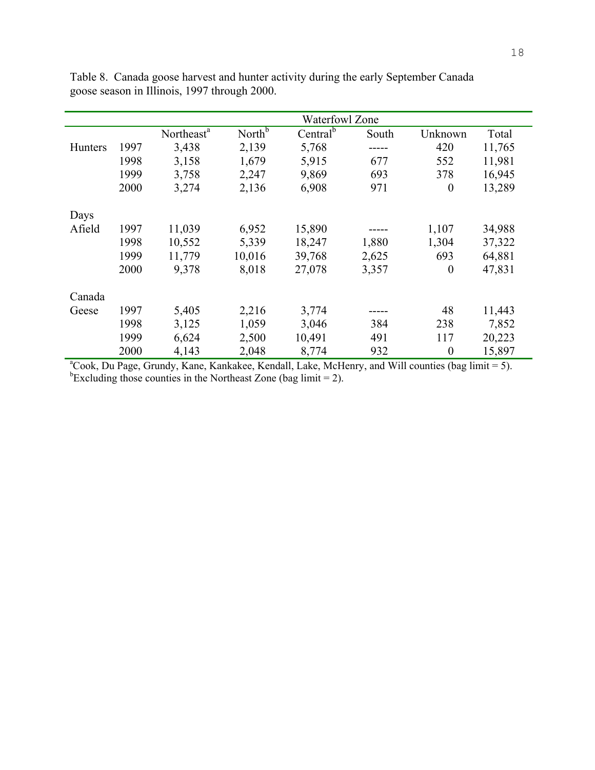Table 8. Canada goose harvest and hunter activity during the early September Canada goose season in Illinois, 1997 through 2000.

| | | Waterfowl Zone | | | | | |
|---|---|---|---|---|---|---|---|
| | | Northeast[a] | North[b] | Central[b] | South | Unknown | Total |
| Hunters | 1997 | 3,438 | 2,139 | 5,768 | ----- | 420 | 11,765 |
| | 1998 | 3,158 | 1,679 | 5,915 | 677 | 552 | 11,981 |
| | 1999 | 3,758 | 2,247 | 9,869 | 693 | 378 | 16,945 |
| | 2000 | 3,274 | 2,136 | 6,908 | 971 | 0 | 13,289 |
| Days Afield | 1997 | 11,039 | 6,952 | 15,890 | ----- | 1,107 | 34,988 |
| | 1998 | 10,552 | 5,339 | 18,247 | 1,880 | 1,304 | 37,322 |
| | 1999 | 11,779 | 10,016 | 39,768 | 2,625 | 693 | 64,881 |
| | 2000 | 9,378 | 8,018 | 27,078 | 3,357 | 0 | 47,831 |
| Canada Geese | 1997 | 5,405 | 2,216 | 3,774 | ----- | 48 | 11,443 |
| | 1998 | 3,125 | 1,059 | 3,046 | 384 | 238 | 7,852 |
| | 1999 | 6,624 | 2,500 | 10,491 | 491 | 117 | 20,223 |
| | 2000 | 4,143 | 2,048 | 8,774 | 932 | 0 | 15,897 |

[a]Cook, Du Page, Grundy, Kane, Kankakee, Kendall, Lake, McHenry, and Will counties (bag limit = 5).
[b]Excluding those counties in the Northeast Zone (bag limit = 2).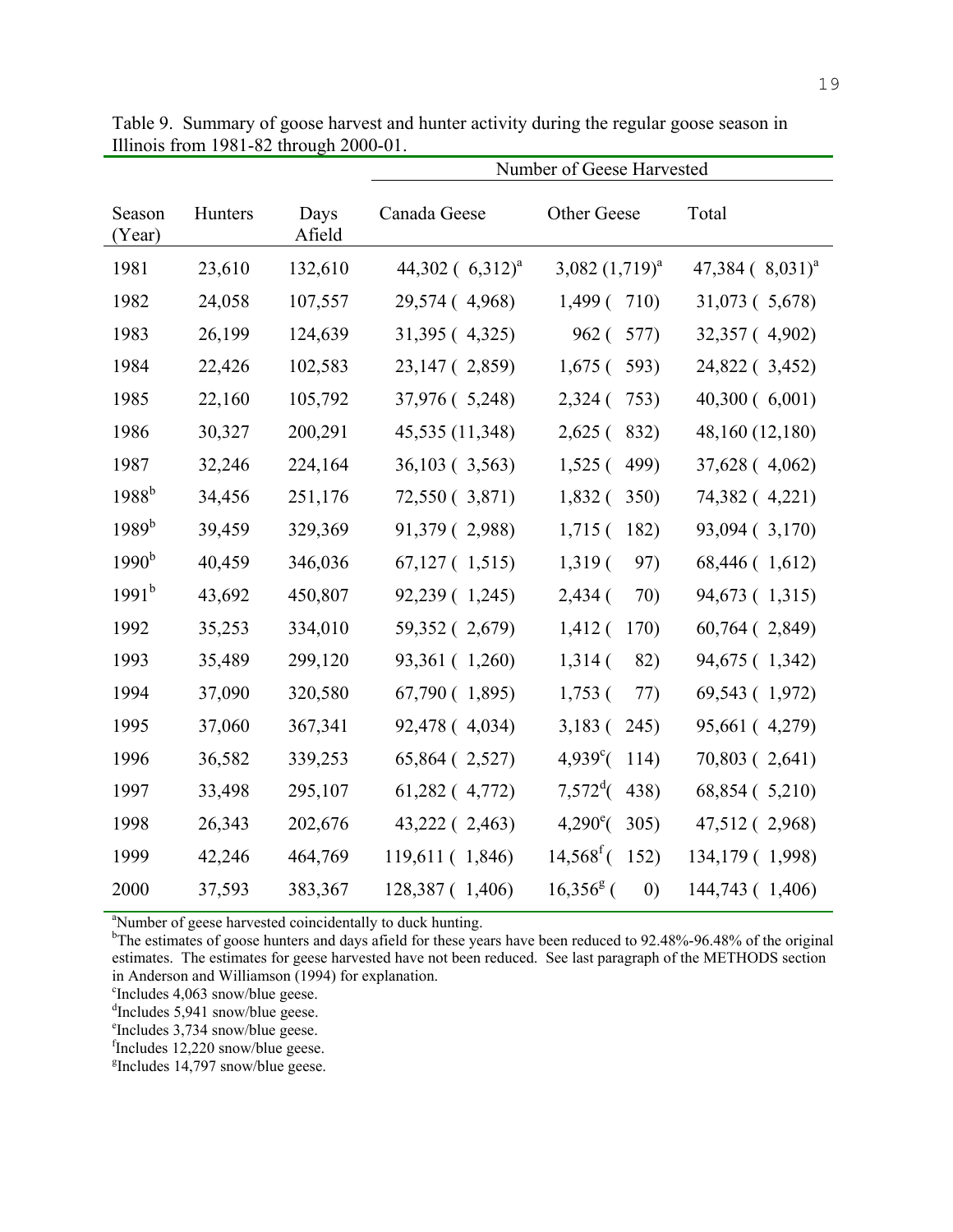Table 9. Summary of goose harvest and hunter activity during the regular goose season in Illinois from 1981-82 through 2000-01.

| | | | Number of Geese Harvested | | |
|---|---|---|---|---|---|
| Season (Year) | Hunters | Days Afield | Canada Geese | Other Geese | Total |
| 1981 | 23,610 | 132,610 | 44,302 ( 6,312)[a] | 3,082 (1,719)[a] | 47,384 ( 8,031)[a] |
| 1982 | 24,058 | 107,557 | 29,574 ( 4,968) | 1,499 ( 710) | 31,073 ( 5,678) |
| 1983 | 26,199 | 124,639 | 31,395 ( 4,325) | 962 ( 577) | 32,357 ( 4,902) |
| 1984 | 22,426 | 102,583 | 23,147 ( 2,859) | 1,675 ( 593) | 24,822 ( 3,452) |
| 1985 | 22,160 | 105,792 | 37,976 ( 5,248) | 2,324 ( 753) | 40,300 ( 6,001) |
| 1986 | 30,327 | 200,291 | 45,535 (11,348) | 2,625 ( 832) | 48,160 (12,180) |
| 1987 | 32,246 | 224,164 | 36,103 ( 3,563) | 1,525 ( 499) | 37,628 ( 4,062) |
| 1988[b] | 34,456 | 251,176 | 72,550 ( 3,871) | 1,832 ( 350) | 74,382 ( 4,221) |
| 1989[b] | 39,459 | 329,369 | 91,379 ( 2,988) | 1,715 ( 182) | 93,094 ( 3,170) |
| 1990[b] | 40,459 | 346,036 | 67,127 ( 1,515) | 1,319 ( 97) | 68,446 ( 1,612) |
| 1991[b] | 43,692 | 450,807 | 92,239 ( 1,245) | 2,434 ( 70) | 94,673 ( 1,315) |
| 1992 | 35,253 | 334,010 | 59,352 ( 2,679) | 1,412 ( 170) | 60,764 ( 2,849) |
| 1993 | 35,489 | 299,120 | 93,361 ( 1,260) | 1,314 ( 82) | 94,675 ( 1,342) |
| 1994 | 37,090 | 320,580 | 67,790 ( 1,895) | 1,753 ( 77) | 69,543 ( 1,972) |
| 1995 | 37,060 | 367,341 | 92,478 ( 4,034) | 3,183 ( 245) | 95,661 ( 4,279) |
| 1996 | 36,582 | 339,253 | 65,864 ( 2,527) | 4,939[c]( 114) | 70,803 ( 2,641) |
| 1997 | 33,498 | 295,107 | 61,282 ( 4,772) | 7,572[d]( 438) | 68,854 ( 5,210) |
| 1998 | 26,343 | 202,676 | 43,222 ( 2,463) | 4,290[e]( 305) | 47,512 ( 2,968) |
| 1999 | 42,246 | 464,769 | 119,611 ( 1,846) | 14,568[f] ( 152) | 134,179 ( 1,998) |
| 2000 | 37,593 | 383,367 | 128,387 ( 1,406) | 16,356[g] ( 0) | 144,743 ( 1,406) |

[a]Number of geese harvested coincidentally to duck hunting.
[b]The estimates of goose hunters and days afield for these years have been reduced to 92.48%-96.48% of the original estimates. The estimates for geese harvested have not been reduced. See last paragraph of the METHODS section in Anderson and Williamson (1994) for explanation.
[c]Includes 4,063 snow/blue geese.
[d]Includes 5,941 snow/blue geese.
[e]Includes 3,734 snow/blue geese.
[f]Includes 12,220 snow/blue geese.
[g]Includes 14,797 snow/blue geese.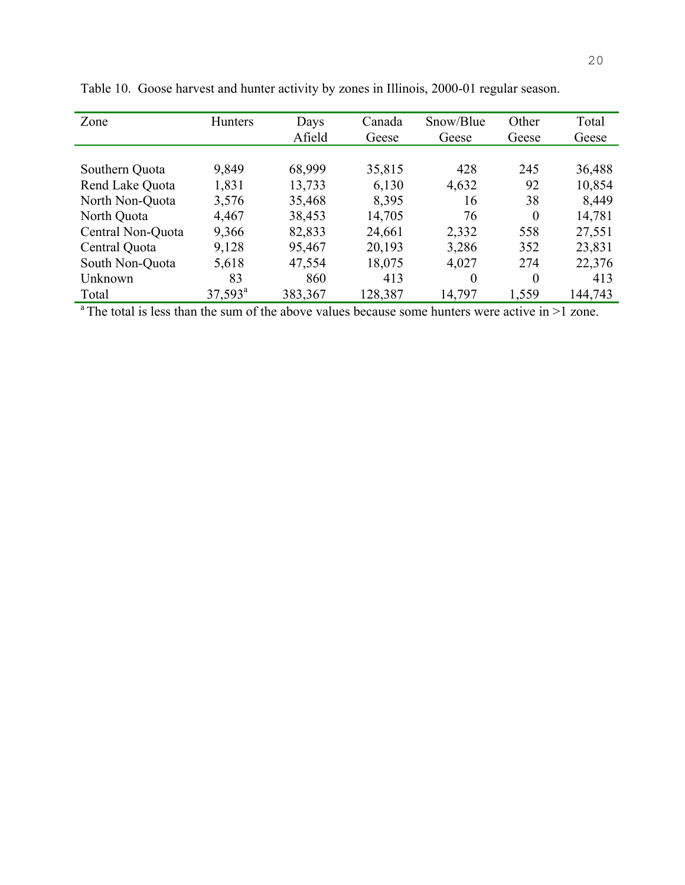Table 10. Goose harvest and hunter activity by zones in Illinois, 2000-01 regular season.

| Zone | Hunters | Days Afield | Canada Geese | Snow/Blue Geese | Other Geese | Total Geese |
|---|---|---|---|---|---|---|
| Southern Quota | 9,849 | 68,999 | 35,815 | 428 | 245 | 36,488 |
| Rend Lake Quota | 1,831 | 13,733 | 6,130 | 4,632 | 92 | 10,854 |
| North Non-Quota | 3,576 | 35,468 | 8,395 | 16 | 38 | 8,449 |
| North Quota | 4,467 | 38,453 | 14,705 | 76 | 0 | 14,781 |
| Central Non-Quota | 9,366 | 82,833 | 24,661 | 2,332 | 558 | 27,551 |
| Central Quota | 9,128 | 95,467 | 20,193 | 3,286 | 352 | 23,831 |
| South Non-Quota | 5,618 | 47,554 | 18,075 | 4,027 | 274 | 22,376 |
| Unknown | 83 | 860 | 413 | 0 | 0 | 413 |
| Total | 37,593[a] | 383,367 | 128,387 | 14,797 | 1,559 | 144,743 |

[a] The total is less than the sum of the above values because some hunters were active in >1 zone.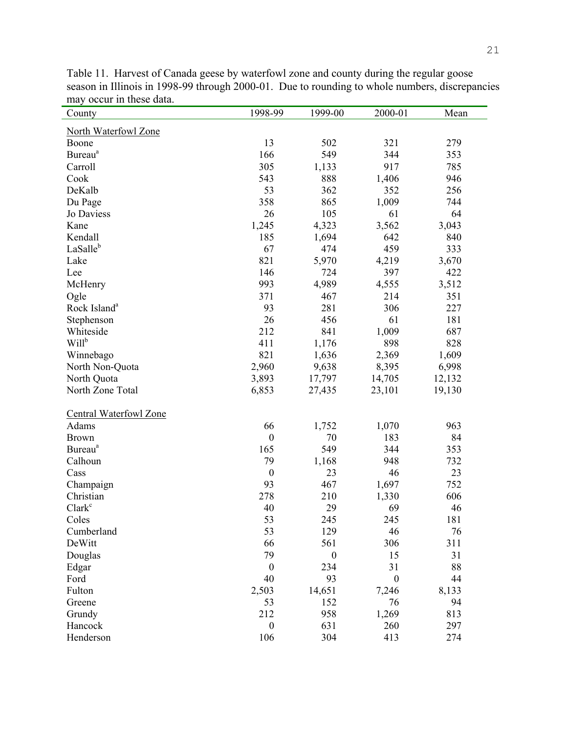Table 11. Harvest of Canada geese by waterfowl zone and county during the regular goose season in Illinois in 1998-99 through 2000-01. Due to rounding to whole numbers, discrepancies may occur in these data.

| County | 1998-99 | 1999-00 | 2000-01 | Mean |
|---|---|---|---|---|
| North Waterfowl Zone | | | | |
| Boone | 13 | 502 | 321 | 279 |
| Bureau[a] | 166 | 549 | 344 | 353 |
| Carroll | 305 | 1,133 | 917 | 785 |
| Cook | 543 | 888 | 1,406 | 946 |
| DeKalb | 53 | 362 | 352 | 256 |
| Du Page | 358 | 865 | 1,009 | 744 |
| Jo Daviess | 26 | 105 | 61 | 64 |
| Kane | 1,245 | 4,323 | 3,562 | 3,043 |
| Kendall | 185 | 1,694 | 642 | 840 |
| LaSalle[b] | 67 | 474 | 459 | 333 |
| Lake | 821 | 5,970 | 4,219 | 3,670 |
| Lee | 146 | 724 | 397 | 422 |
| McHenry | 993 | 4,989 | 4,555 | 3,512 |
| Ogle | 371 | 467 | 214 | 351 |
| Rock Island[a] | 93 | 281 | 306 | 227 |
| Stephenson | 26 | 456 | 61 | 181 |
| Whiteside | 212 | 841 | 1,009 | 687 |
| Will[b] | 411 | 1,176 | 898 | 828 |
| Winnebago | 821 | 1,636 | 2,369 | 1,609 |
| North Non-Quota | 2,960 | 9,638 | 8,395 | 6,998 |
| North Quota | 3,893 | 17,797 | 14,705 | 12,132 |
| North Zone Total | 6,853 | 27,435 | 23,101 | 19,130 |
| Central Waterfowl Zone | | | | |
| Adams | 66 | 1,752 | 1,070 | 963 |
| Brown | 0 | 70 | 183 | 84 |
| Bureau[a] | 165 | 549 | 344 | 353 |
| Calhoun | 79 | 1,168 | 948 | 732 |
| Cass | 0 | 23 | 46 | 23 |
| Champaign | 93 | 467 | 1,697 | 752 |
| Christian | 278 | 210 | 1,330 | 606 |
| Clark[c] | 40 | 29 | 69 | 46 |
| Coles | 53 | 245 | 245 | 181 |
| Cumberland | 53 | 129 | 46 | 76 |
| DeWitt | 66 | 561 | 306 | 311 |
| Douglas | 79 | 0 | 15 | 31 |
| Edgar | 0 | 234 | 31 | 88 |
| Ford | 40 | 93 | 0 | 44 |
| Fulton | 2,503 | 14,651 | 7,246 | 8,133 |
| Greene | 53 | 152 | 76 | 94 |
| Grundy | 212 | 958 | 1,269 | 813 |
| Hancock | 0 | 631 | 260 | 297 |
| Henderson | 106 | 304 | 413 | 274 |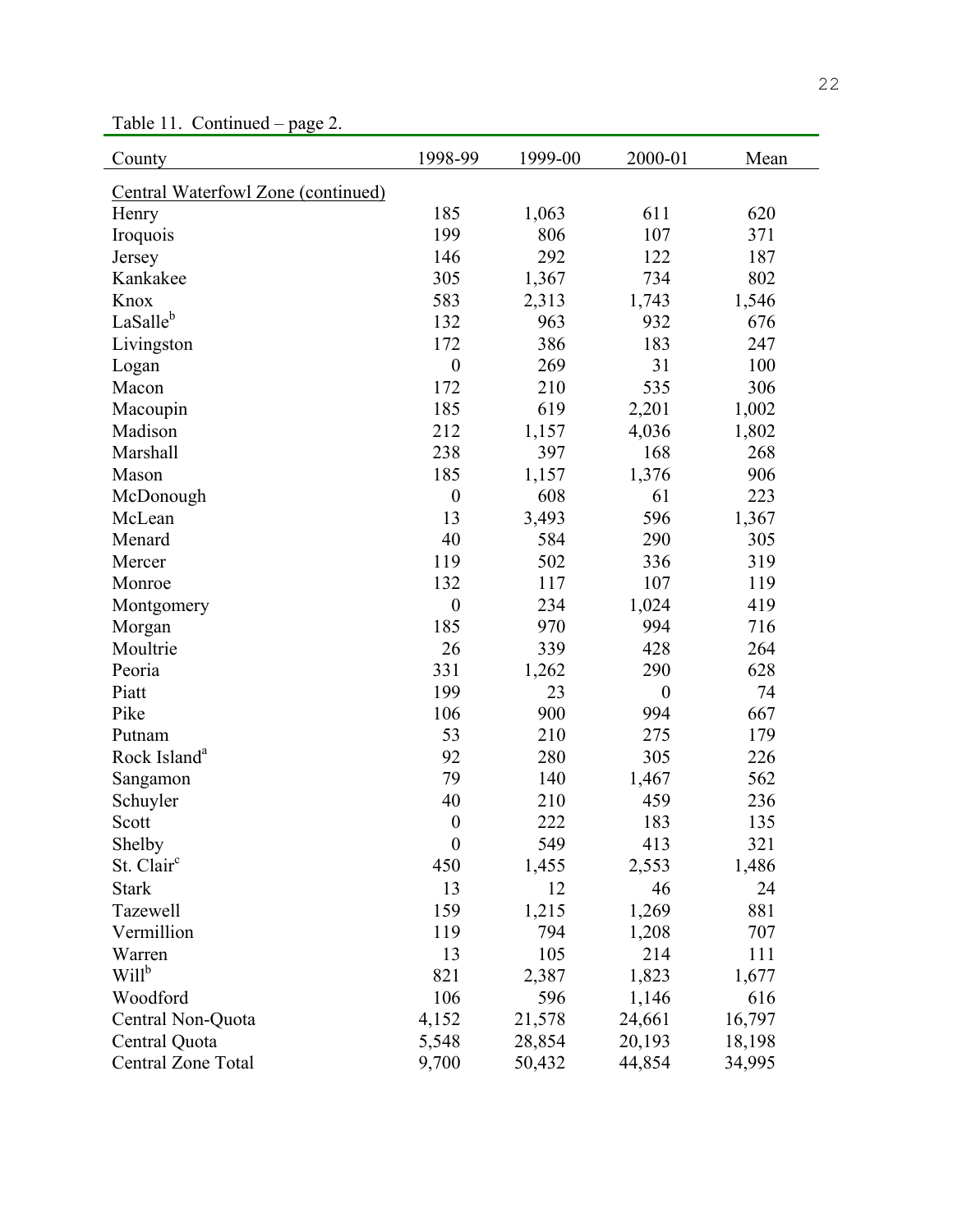Table 11. Continued – page 2.

| County | 1998-99 | 1999-00 | 2000-01 | Mean |
|---|---|---|---|---|
| Central Waterfowl Zone (continued) | | | | |
| Henry | 185 | 1,063 | 611 | 620 |
| Iroquois | 199 | 806 | 107 | 371 |
| Jersey | 146 | 292 | 122 | 187 |
| Kankakee | 305 | 1,367 | 734 | 802 |
| Knox | 583 | 2,313 | 1,743 | 1,546 |
| LaSalle[b] | 132 | 963 | 932 | 676 |
| Livingston | 172 | 386 | 183 | 247 |
| Logan | 0 | 269 | 31 | 100 |
| Macon | 172 | 210 | 535 | 306 |
| Macoupin | 185 | 619 | 2,201 | 1,002 |
| Madison | 212 | 1,157 | 4,036 | 1,802 |
| Marshall | 238 | 397 | 168 | 268 |
| Mason | 185 | 1,157 | 1,376 | 906 |
| McDonough | 0 | 608 | 61 | 223 |
| McLean | 13 | 3,493 | 596 | 1,367 |
| Menard | 40 | 584 | 290 | 305 |
| Mercer | 119 | 502 | 336 | 319 |
| Monroe | 132 | 117 | 107 | 119 |
| Montgomery | 0 | 234 | 1,024 | 419 |
| Morgan | 185 | 970 | 994 | 716 |
| Moultrie | 26 | 339 | 428 | 264 |
| Peoria | 331 | 1,262 | 290 | 628 |
| Piatt | 199 | 23 | 0 | 74 |
| Pike | 106 | 900 | 994 | 667 |
| Putnam | 53 | 210 | 275 | 179 |
| Rock Island[a] | 92 | 280 | 305 | 226 |
| Sangamon | 79 | 140 | 1,467 | 562 |
| Schuyler | 40 | 210 | 459 | 236 |
| Scott | 0 | 222 | 183 | 135 |
| Shelby | 0 | 549 | 413 | 321 |
| St. Clair[c] | 450 | 1,455 | 2,553 | 1,486 |
| Stark | 13 | 12 | 46 | 24 |
| Tazewell | 159 | 1,215 | 1,269 | 881 |
| Vermillion | 119 | 794 | 1,208 | 707 |
| Warren | 13 | 105 | 214 | 111 |
| Will[b] | 821 | 2,387 | 1,823 | 1,677 |
| Woodford | 106 | 596 | 1,146 | 616 |
| Central Non-Quota | 4,152 | 21,578 | 24,661 | 16,797 |
| Central Quota | 5,548 | 28,854 | 20,193 | 18,198 |
| Central Zone Total | 9,700 | 50,432 | 44,854 | 34,995 |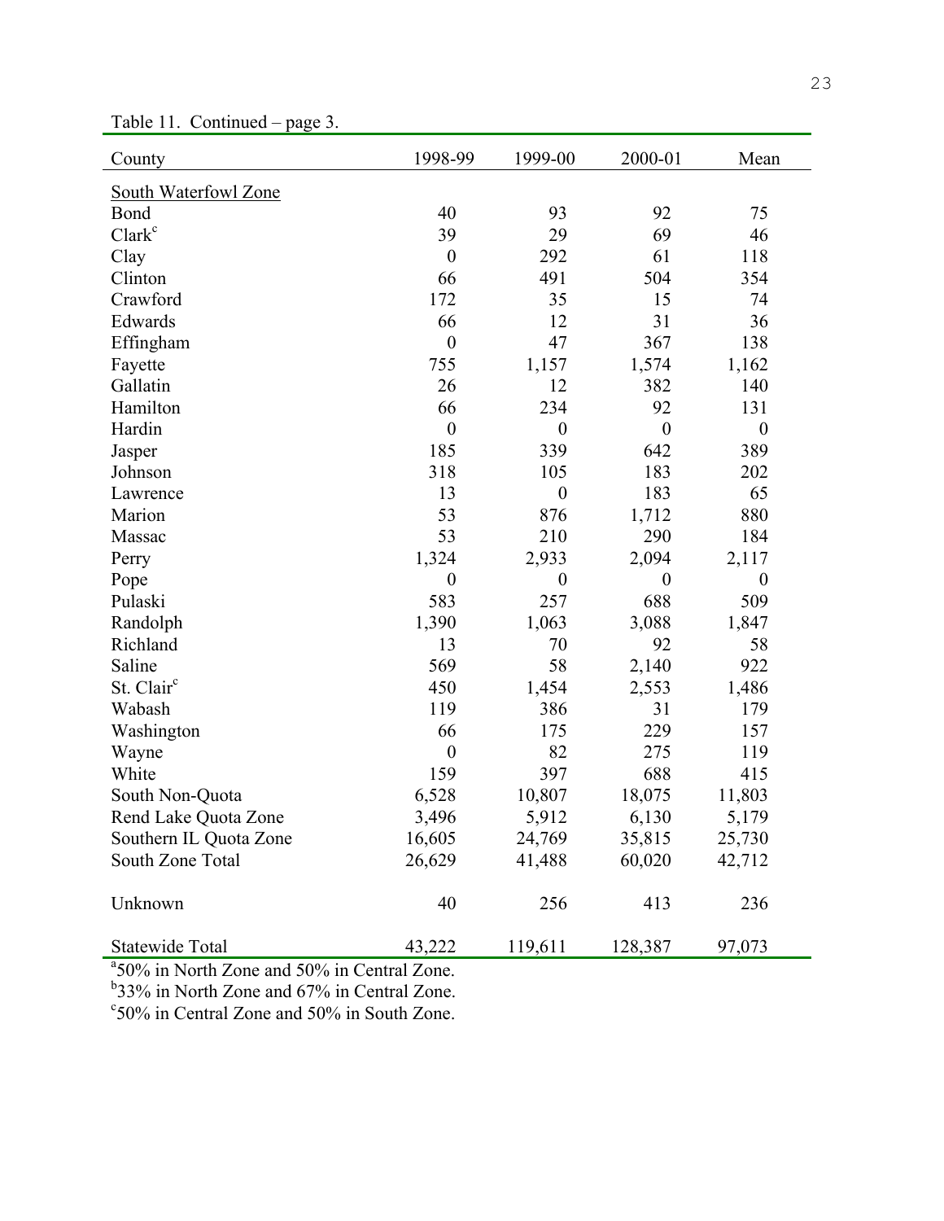Table 11. Continued – page 3.

| County | 1998-99 | 1999-00 | 2000-01 | Mean |
|---|---|---|---|---|
| South Waterfowl Zone | | | | |
| Bond | 40 | 93 | 92 | 75 |
| Clark[c] | 39 | 29 | 69 | 46 |
| Clay | 0 | 292 | 61 | 118 |
| Clinton | 66 | 491 | 504 | 354 |
| Crawford | 172 | 35 | 15 | 74 |
| Edwards | 66 | 12 | 31 | 36 |
| Effingham | 0 | 47 | 367 | 138 |
| Fayette | 755 | 1,157 | 1,574 | 1,162 |
| Gallatin | 26 | 12 | 382 | 140 |
| Hamilton | 66 | 234 | 92 | 131 |
| Hardin | 0 | 0 | 0 | 0 |
| Jasper | 185 | 339 | 642 | 389 |
| Johnson | 318 | 105 | 183 | 202 |
| Lawrence | 13 | 0 | 183 | 65 |
| Marion | 53 | 876 | 1,712 | 880 |
| Massac | 53 | 210 | 290 | 184 |
| Perry | 1,324 | 2,933 | 2,094 | 2,117 |
| Pope | 0 | 0 | 0 | 0 |
| Pulaski | 583 | 257 | 688 | 509 |
| Randolph | 1,390 | 1,063 | 3,088 | 1,847 |
| Richland | 13 | 70 | 92 | 58 |
| Saline | 569 | 58 | 2,140 | 922 |
| St. Clair[c] | 450 | 1,454 | 2,553 | 1,486 |
| Wabash | 119 | 386 | 31 | 179 |
| Washington | 66 | 175 | 229 | 157 |
| Wayne | 0 | 82 | 275 | 119 |
| White | 159 | 397 | 688 | 415 |
| South Non-Quota | 6,528 | 10,807 | 18,075 | 11,803 |
| Rend Lake Quota Zone | 3,496 | 5,912 | 6,130 | 5,179 |
| Southern IL Quota Zone | 16,605 | 24,769 | 35,815 | 25,730 |
| South Zone Total | 26,629 | 41,488 | 60,020 | 42,712 |
| Unknown | 40 | 256 | 413 | 236 |
| Statewide Total | 43,222 | 119,611 | 128,387 | 97,073 |

[a]50% in North Zone and 50% in Central Zone.
[b]33% in North Zone and 67% in Central Zone.
[c]50% in Central Zone and 50% in South Zone.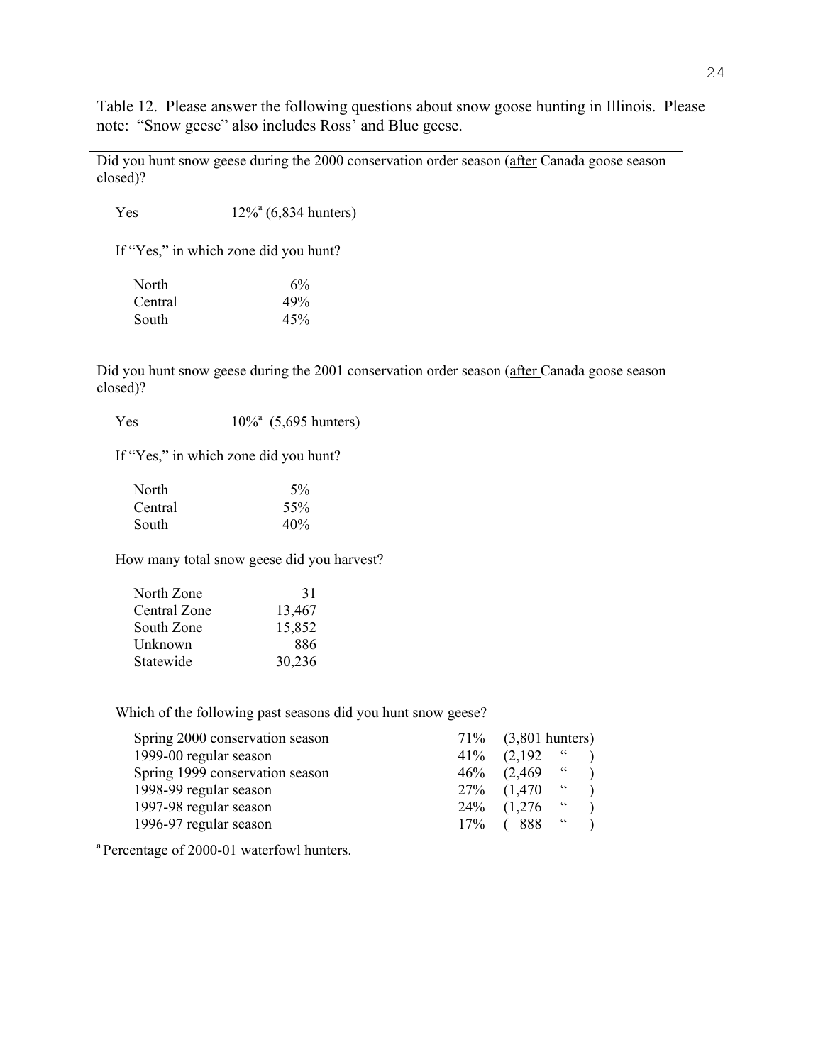Table 12. Please answer the following questions about snow goose hunting in Illinois. Please note: "Snow geese" also includes Ross' and Blue geese.

Did you hunt snow geese during the 2000 conservation order season (<u>after</u> Canada goose season closed)?

| | |
|---|---|
| Yes | 12%[a] (6,834 hunters) |

If "Yes," in which zone did you hunt?

| | |
|---|---|
| North | 6% |
| Central | 49% |
| South | 45% |

Did you hunt snow geese during the 2001 conservation order season (<u>after</u> Canada goose season closed)?

| | |
|---|---|
| Yes | 10%[a] (5,695 hunters) |

If "Yes," in which zone did you hunt?

| | |
|---|---|
| North | 5% |
| Central | 55% |
| South | 40% |

How many total snow geese did you harvest?

| | |
|---|---|
| North Zone | 31 |
| Central Zone | 13,467 |
| South Zone | 15,852 |
| Unknown | 886 |
| Statewide | 30,236 |

Which of the following past seasons did you hunt snow geese?

| | | |
|---|---|---|
| Spring 2000 conservation season | 71% | (3,801 hunters) |
| 1999-00 regular season | 41% | (2,192 " ) |
| Spring 1999 conservation season | 46% | (2,469 " ) |
| 1998-99 regular season | 27% | (1,470 " ) |
| 1997-98 regular season | 24% | (1,276 " ) |
| 1996-97 regular season | 17% | ( 888 " ) |

[a] Percentage of 2000-01 waterfowl hunters.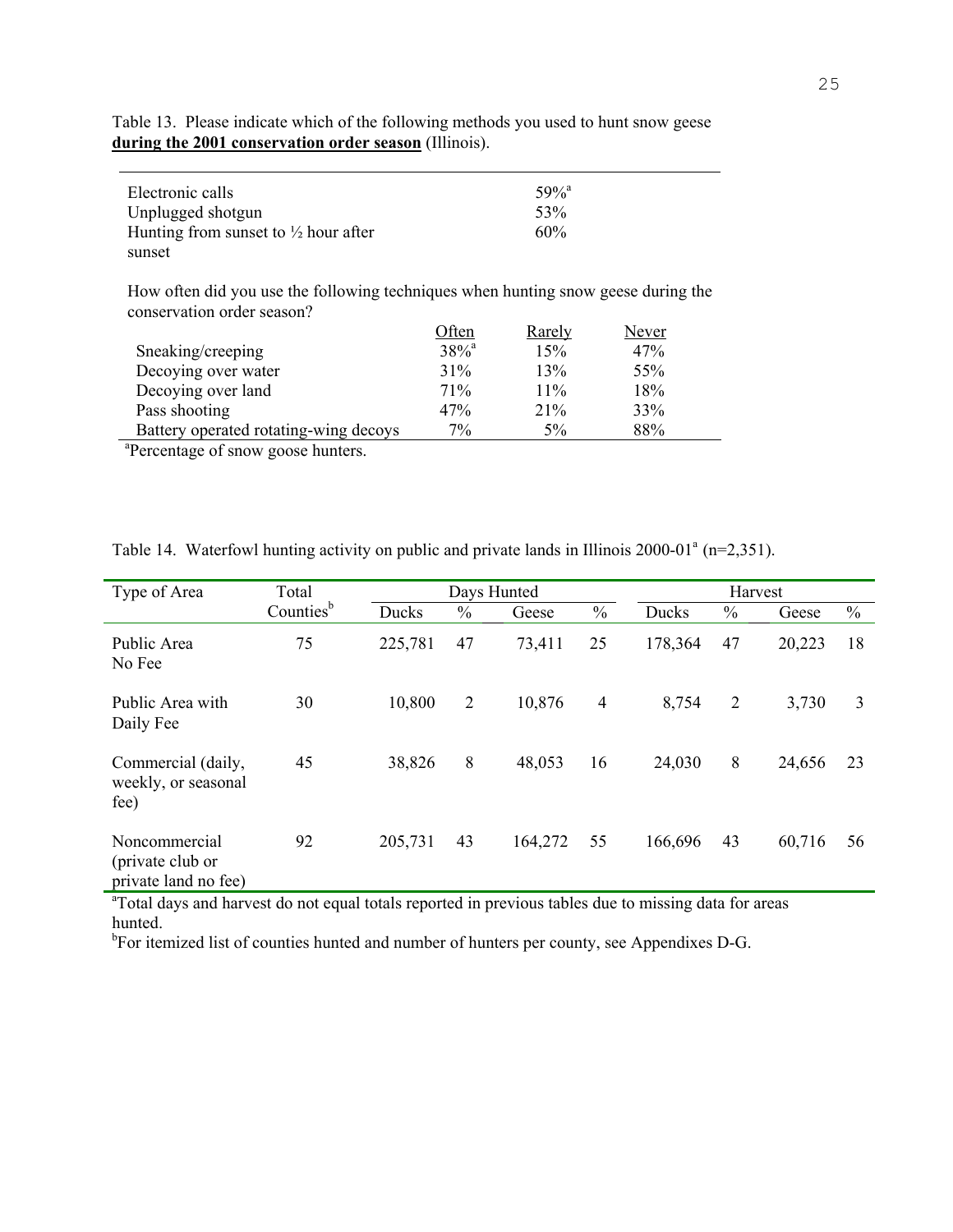Table 13. Please indicate which of the following methods you used to hunt snow geese **during the 2001 conservation order season** (Illinois).

| | |
|---|---|
| Electronic calls | 59%[a] |
| Unplugged shotgun | 53% |
| Hunting from sunset to ½ hour after sunset | 60% |

How often did you use the following techniques when hunting snow geese during the conservation order season?

| | Often | Rarely | Never |
|---|---|---|---|
| Sneaking/creeping | 38%[a] | 15% | 47% |
| Decoying over water | 31% | 13% | 55% |
| Decoying over land | 71% | 11% | 18% |
| Pass shooting | 47% | 21% | 33% |
| Battery operated rotating-wing decoys | 7% | 5% | 88% |

[a]Percentage of snow goose hunters.

Table 14. Waterfowl hunting activity on public and private lands in Illinois 2000-01[a] (n=2,351).

| Type of Area | Total Counties[b] | Days Hunted | | | | Harvest | | | |
|---|---|---|---|---|---|---|---|---|---|
| | | Ducks | % | Geese | % | Ducks | % | Geese | % |
| Public Area No Fee | 75 | 225,781 | 47 | 73,411 | 25 | 178,364 | 47 | 20,223 | 18 |
| Public Area with Daily Fee | 30 | 10,800 | 2 | 10,876 | 4 | 8,754 | 2 | 3,730 | 3 |
| Commercial (daily, weekly, or seasonal fee) | 45 | 38,826 | 8 | 48,053 | 16 | 24,030 | 8 | 24,656 | 23 |
| Noncommercial (private club or private land no fee) | 92 | 205,731 | 43 | 164,272 | 55 | 166,696 | 43 | 60,716 | 56 |

[a]Total days and harvest do not equal totals reported in previous tables due to missing data for areas hunted.
[b]For itemized list of counties hunted and number of hunters per county, see Appendixes D-G.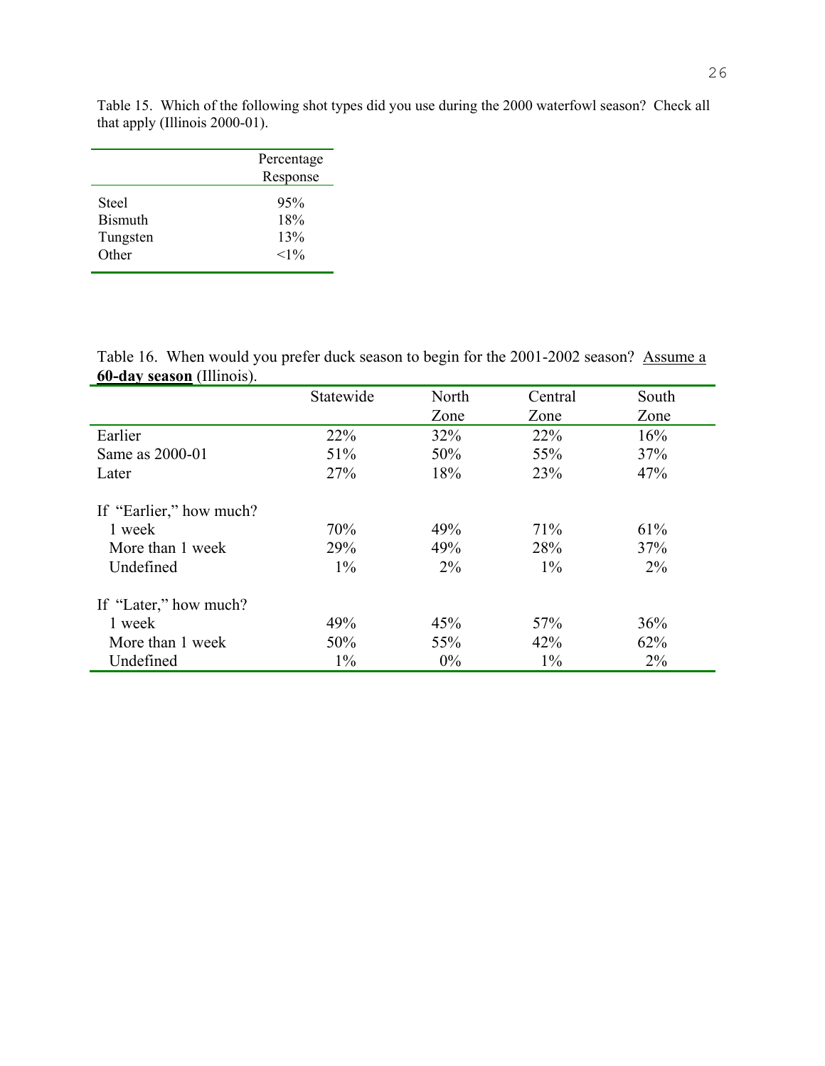Table 15. Which of the following shot types did you use during the 2000 waterfowl season? Check all that apply (Illinois 2000-01).

| | Percentage Response |
|---|---|
| Steel | 95% |
| Bismuth | 18% |
| Tungsten | 13% |
| Other | <1% |

Table 16. When would you prefer duck season to begin for the 2001-2002 season? Assume a **60-day season** (Illinois).

| | Statewide | North Zone | Central Zone | South Zone |
|---|---|---|---|---|
| Earlier | 22% | 32% | 22% | 16% |
| Same as 2000-01 | 51% | 50% | 55% | 37% |
| Later | 27% | 18% | 23% | 47% |
| | | | | |
| If "Earlier," how much? | | | | |
| 1 week | 70% | 49% | 71% | 61% |
| More than 1 week | 29% | 49% | 28% | 37% |
| Undefined | 1% | 2% | 1% | 2% |
| | | | | |
| If "Later," how much? | | | | |
| 1 week | 49% | 45% | 57% | 36% |
| More than 1 week | 50% | 55% | 42% | 62% |
| Undefined | 1% | 0% | 1% | 2% |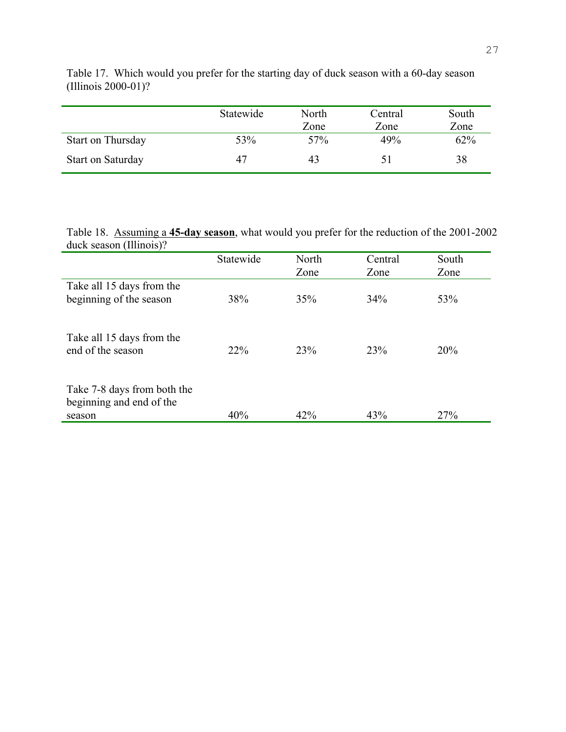Table 17. Which would you prefer for the starting day of duck season with a 60-day season (Illinois 2000-01)?

| | Statewide | North Zone | Central Zone | South Zone |
|---|---|---|---|---|
| Start on Thursday | 53% | 57% | 49% | 62% |
| Start on Saturday | 47 | 43 | 51 | 38 |

Table 18. Assuming a **45-day season**, what would you prefer for the reduction of the 2001-2002 duck season (Illinois)?

| | Statewide | North Zone | Central Zone | South Zone |
|---|---|---|---|---|
| Take all 15 days from the beginning of the season | 38% | 35% | 34% | 53% |
| Take all 15 days from the end of the season | 22% | 23% | 23% | 20% |
| Take 7-8 days from both the beginning and end of the season | 40% | 42% | 43% | 27% |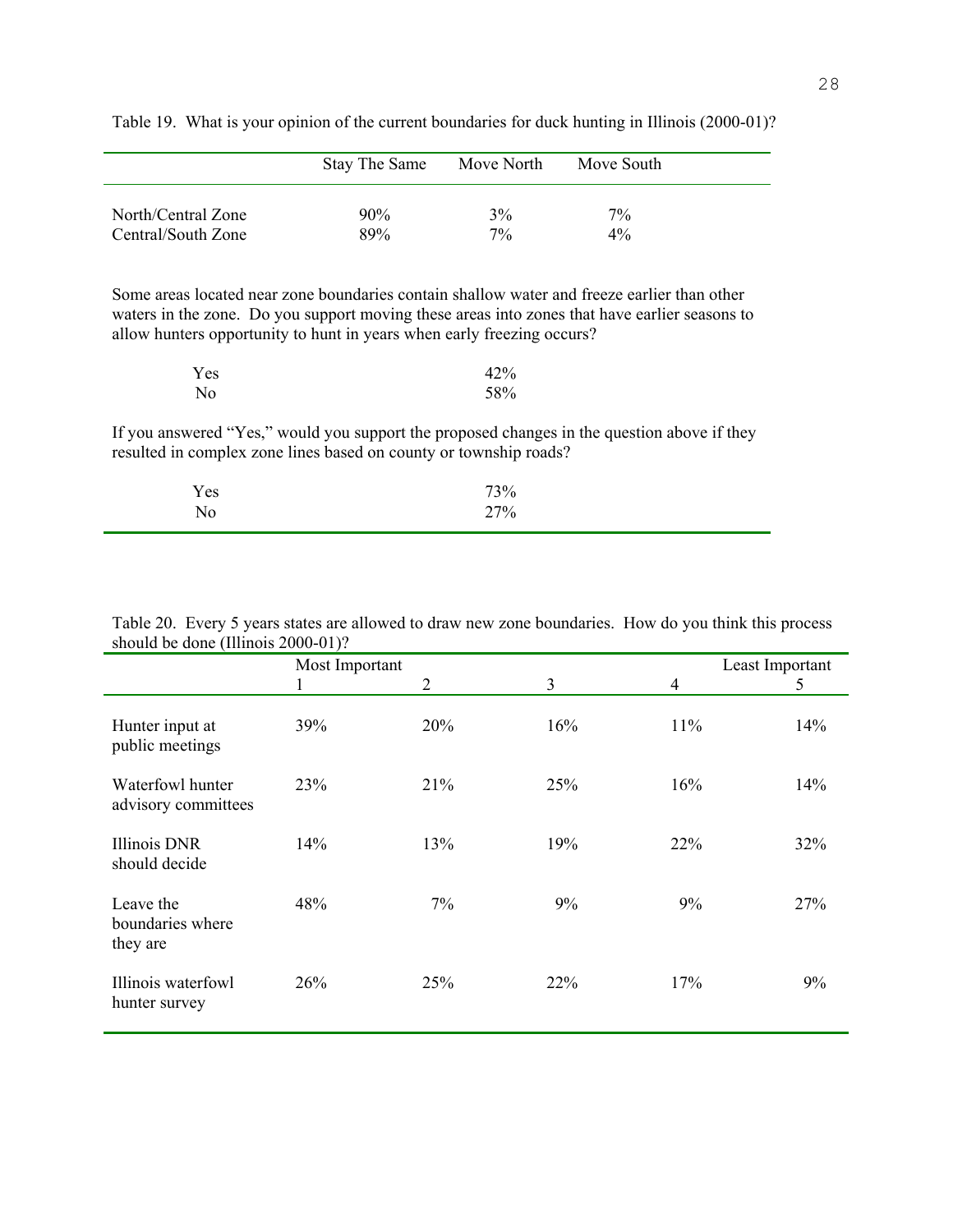Table 19. What is your opinion of the current boundaries for duck hunting in Illinois (2000-01)?

| | Stay The Same | Move North | Move South |
|---|---|---|---|
| North/Central Zone | 90% | 3% | 7% |
| Central/South Zone | 89% | 7% | 4% |

Some areas located near zone boundaries contain shallow water and freeze earlier than other waters in the zone. Do you support moving these areas into zones that have earlier seasons to allow hunters opportunity to hunt in years when early freezing occurs?

| | |
|---|---|
| Yes | 42% |
| No | 58% |

If you answered "Yes," would you support the proposed changes in the question above if they resulted in complex zone lines based on county or township roads?

| | |
|---|---|
| Yes | 73% |
| No | 27% |

Table 20. Every 5 years states are allowed to draw new zone boundaries. How do you think this process should be done (Illinois 2000-01)?

| | Most Important 1 | 2 | 3 | 4 | Least Important 5 |
|---|---|---|---|---|---|
| Hunter input at public meetings | 39% | 20% | 16% | 11% | 14% |
| Waterfowl hunter advisory committees | 23% | 21% | 25% | 16% | 14% |
| Illinois DNR should decide | 14% | 13% | 19% | 22% | 32% |
| Leave the boundaries where they are | 48% | 7% | 9% | 9% | 27% |
| Illinois waterfowl hunter survey | 26% | 25% | 22% | 17% | 9% |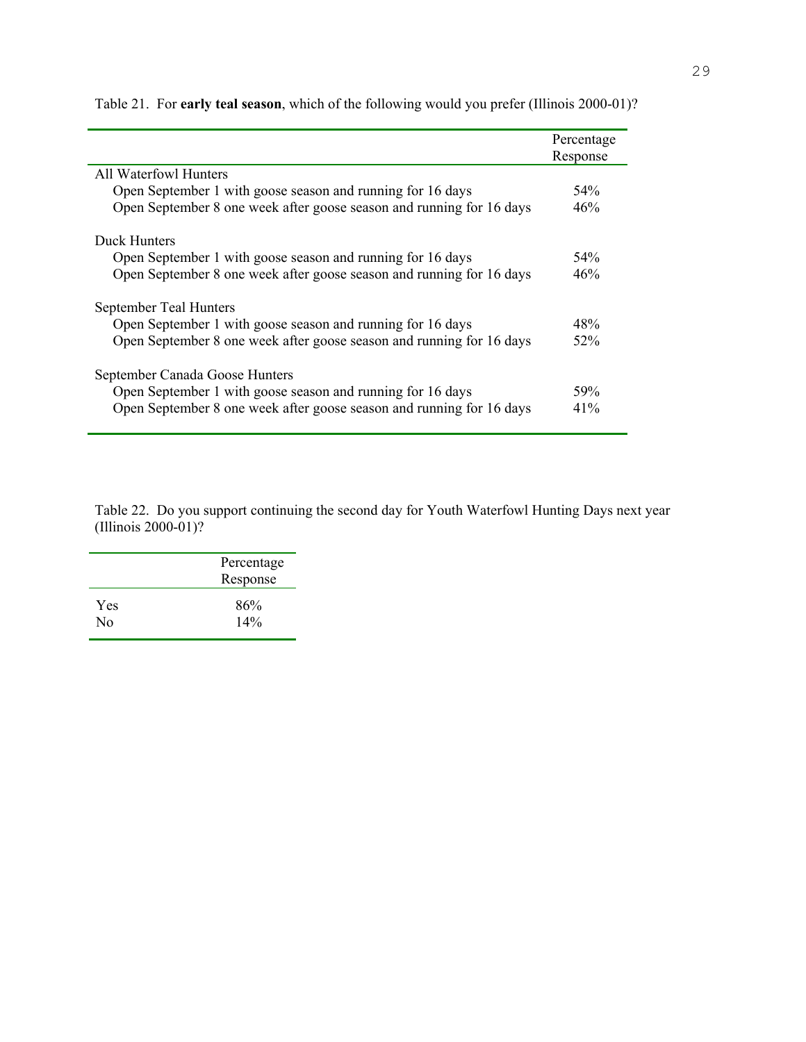Table 21. For **early teal season**, which of the following would you prefer (Illinois 2000-01)?

| | Percentage Response |
|---|---|
| All Waterfowl Hunters | |
| Open September 1 with goose season and running for 16 days | 54% |
| Open September 8 one week after goose season and running for 16 days | 46% |
| Duck Hunters | |
| Open September 1 with goose season and running for 16 days | 54% |
| Open September 8 one week after goose season and running for 16 days | 46% |
| September Teal Hunters | |
| Open September 1 with goose season and running for 16 days | 48% |
| Open September 8 one week after goose season and running for 16 days | 52% |
| September Canada Goose Hunters | |
| Open September 1 with goose season and running for 16 days | 59% |
| Open September 8 one week after goose season and running for 16 days | 41% |

Table 22. Do you support continuing the second day for Youth Waterfowl Hunting Days next year (Illinois 2000-01)?

| | Percentage Response |
|---|---|
| Yes | 86% |
| No | 14% |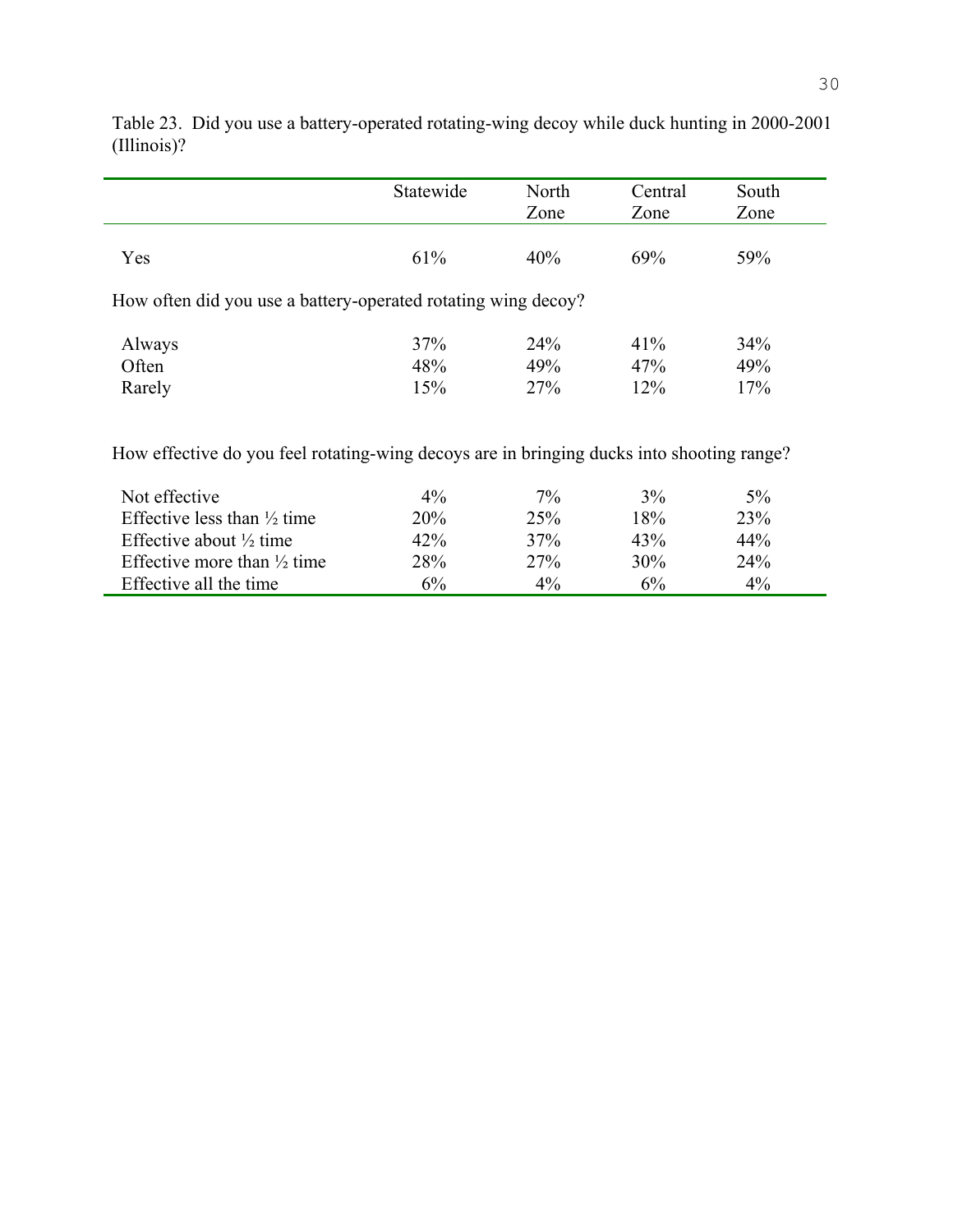Table 23. Did you use a battery-operated rotating-wing decoy while duck hunting in 2000-2001 (Illinois)?

| | Statewide | North Zone | Central Zone | South Zone |
|---|---|---|---|---|
| Yes | 61% | 40% | 69% | 59% |
| **How often did you use a battery-operated rotating wing decoy?** | | | | |
| Always | 37% | 24% | 41% | 34% |
| Often | 48% | 49% | 47% | 49% |
| Rarely | 15% | 27% | 12% | 17% |
| **How effective do you feel rotating-wing decoys are in bringing ducks into shooting range?** | | | | |
| Not effective | 4% | 7% | 3% | 5% |
| Effective less than ½ time | 20% | 25% | 18% | 23% |
| Effective about ½ time | 42% | 37% | 43% | 44% |
| Effective more than ½ time | 28% | 27% | 30% | 24% |
| Effective all the time | 6% | 4% | 6% | 4% |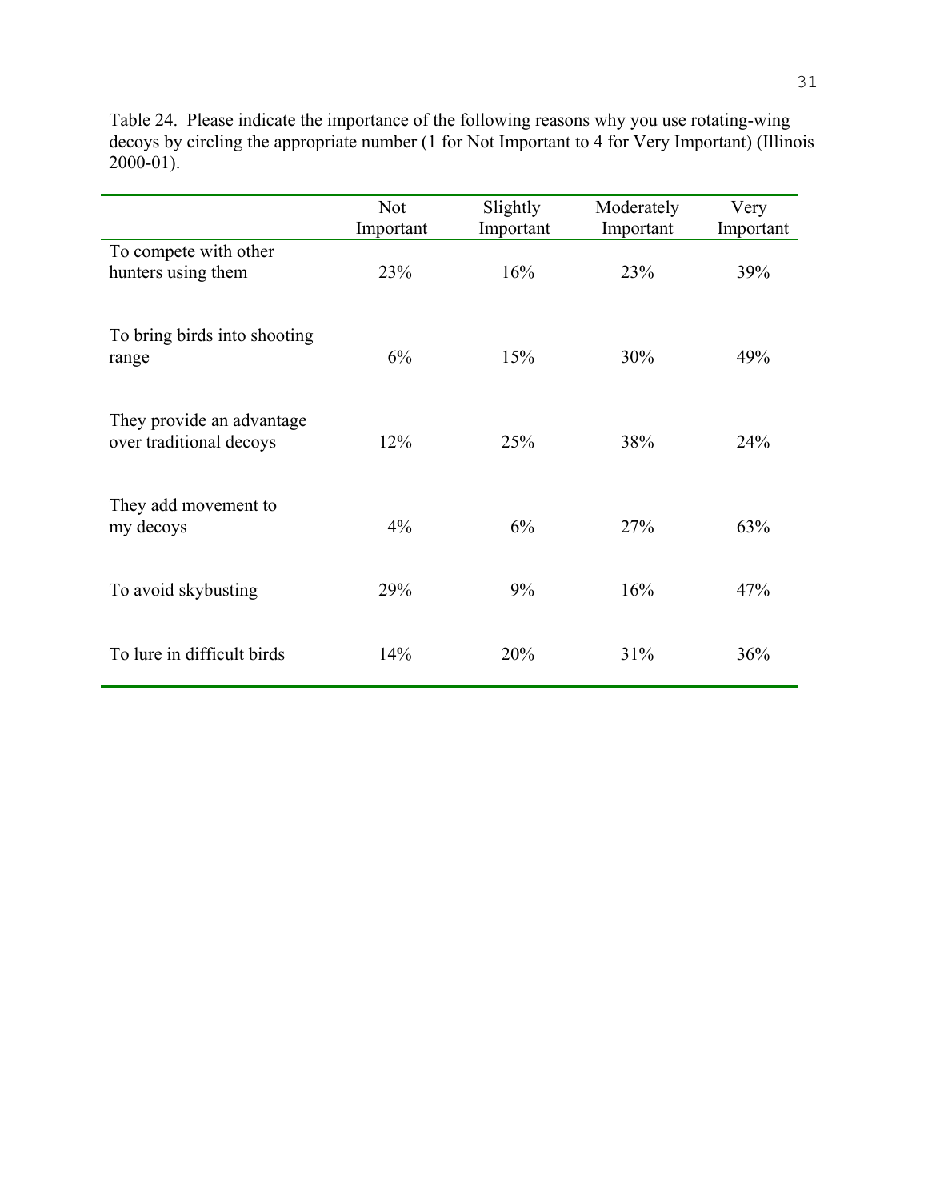Table 24. Please indicate the importance of the following reasons why you use rotating-wing decoys by circling the appropriate number (1 for Not Important to 4 for Very Important) (Illinois 2000-01).

| | Not Important | Slightly Important | Moderately Important | Very Important |
|---|---|---|---|---|
| To compete with other hunters using them | 23% | 16% | 23% | 39% |
| To bring birds into shooting range | 6% | 15% | 30% | 49% |
| They provide an advantage over traditional decoys | 12% | 25% | 38% | 24% |
| They add movement to my decoys | 4% | 6% | 27% | 63% |
| To avoid skybusting | 29% | 9% | 16% | 47% |
| To lure in difficult birds | 14% | 20% | 31% | 36% |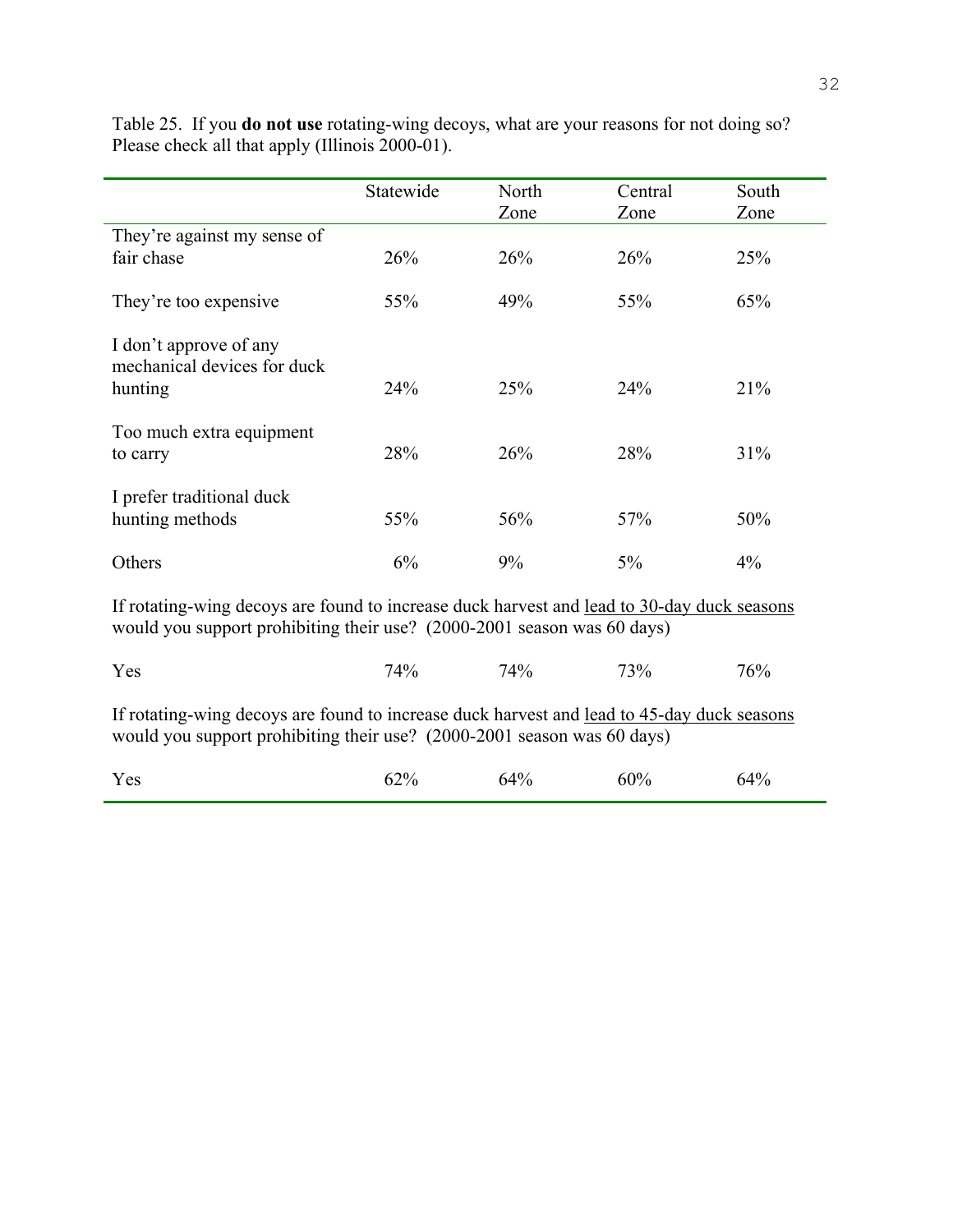Table 25. If you **do not use** rotating-wing decoys, what are your reasons for not doing so? Please check all that apply (Illinois 2000-01).

| | Statewide | North Zone | Central Zone | South Zone |
|---|---|---|---|---|
| They're against my sense of fair chase | 26% | 26% | 26% | 25% |
| They're too expensive | 55% | 49% | 55% | 65% |
| I don't approve of any mechanical devices for duck hunting | 24% | 25% | 24% | 21% |
| Too much extra equipment to carry | 28% | 26% | 28% | 31% |
| I prefer traditional duck hunting methods | 55% | 56% | 57% | 50% |
| Others | 6% | 9% | 5% | 4% |
| If rotating-wing decoys are found to increase duck harvest and <u>lead to 30-day duck seasons</u> would you support prohibiting their use? (2000-2001 season was 60 days) | | | | |
| Yes | 74% | 74% | 73% | 76% |
| If rotating-wing decoys are found to increase duck harvest and <u>lead to 45-day duck seasons</u> would you support prohibiting their use? (2000-2001 season was 60 days) | | | | |
| Yes | 62% | 64% | 60% | 64% |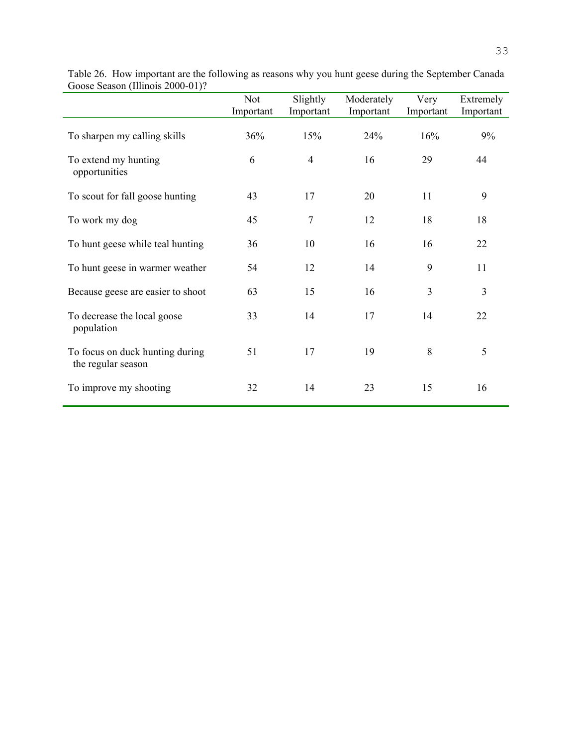Table 26. How important are the following as reasons why you hunt geese during the September Canada Goose Season (Illinois 2000-01)?

| | Not Important | Slightly Important | Moderately Important | Very Important | Extremely Important |
|---|---|---|---|---|---|
| To sharpen my calling skills | 36% | 15% | 24% | 16% | 9% |
| To extend my hunting opportunities | 6 | 4 | 16 | 29 | 44 |
| To scout for fall goose hunting | 43 | 17 | 20 | 11 | 9 |
| To work my dog | 45 | 7 | 12 | 18 | 18 |
| To hunt geese while teal hunting | 36 | 10 | 16 | 16 | 22 |
| To hunt geese in warmer weather | 54 | 12 | 14 | 9 | 11 |
| Because geese are easier to shoot | 63 | 15 | 16 | 3 | 3 |
| To decrease the local goose population | 33 | 14 | 17 | 14 | 22 |
| To focus on duck hunting during the regular season | 51 | 17 | 19 | 8 | 5 |
| To improve my shooting | 32 | 14 | 23 | 15 | 16 |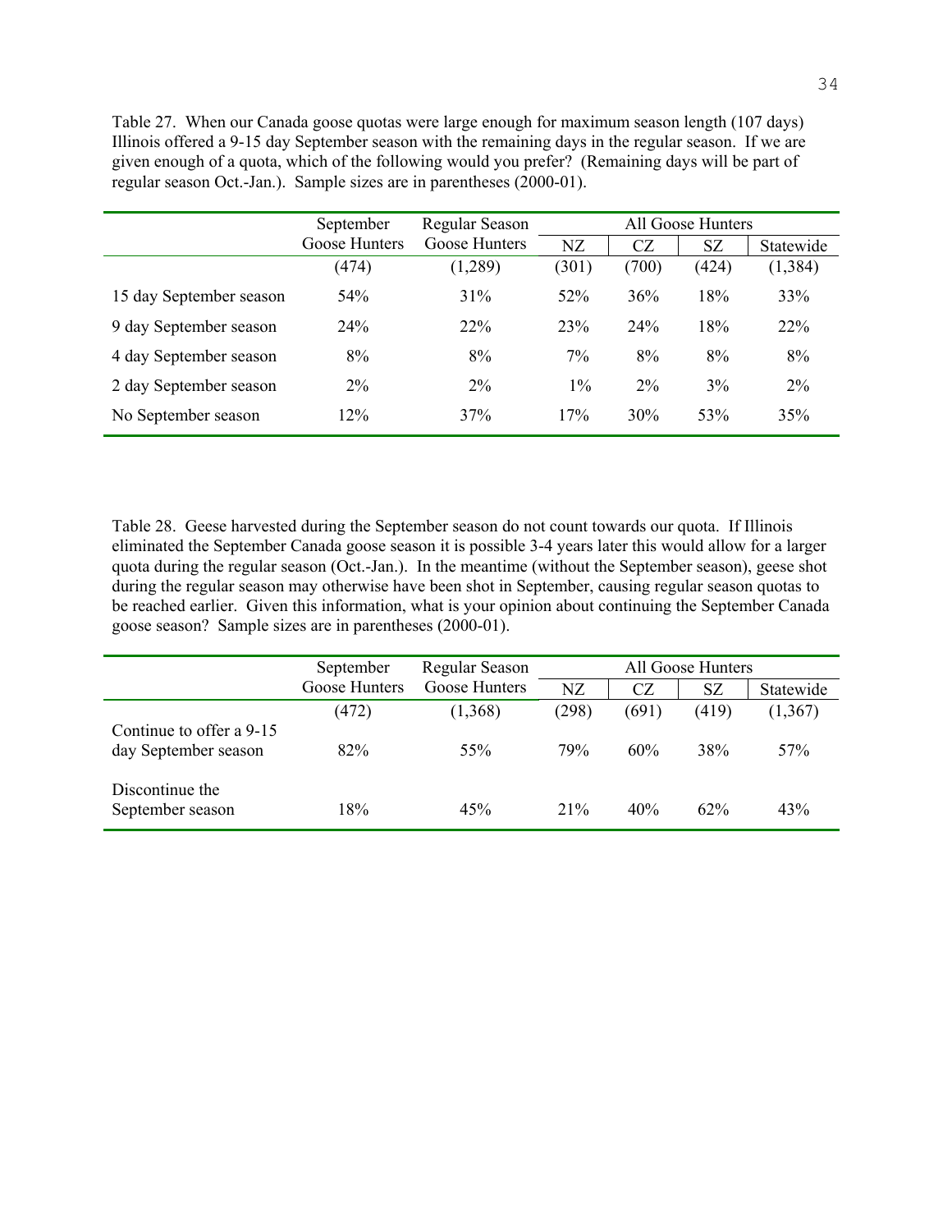Table 27. When our Canada goose quotas were large enough for maximum season length (107 days) Illinois offered a 9-15 day September season with the remaining days in the regular season. If we are given enough of a quota, which of the following would you prefer? (Remaining days will be part of regular season Oct.-Jan.). Sample sizes are in parentheses (2000-01).

| | September Goose Hunters | Regular Season Goose Hunters | All Goose Hunters | | | |
|---|---|---|---|---|---|---|
| | | | NZ | CZ | SZ | Statewide |
| | (474) | (1,289) | (301) | (700) | (424) | (1,384) |
| 15 day September season | 54% | 31% | 52% | 36% | 18% | 33% |
| 9 day September season | 24% | 22% | 23% | 24% | 18% | 22% |
| 4 day September season | 8% | 8% | 7% | 8% | 8% | 8% |
| 2 day September season | 2% | 2% | 1% | 2% | 3% | 2% |
| No September season | 12% | 37% | 17% | 30% | 53% | 35% |

Table 28. Geese harvested during the September season do not count towards our quota. If Illinois eliminated the September Canada goose season it is possible 3-4 years later this would allow for a larger quota during the regular season (Oct.-Jan.). In the meantime (without the September season), geese shot during the regular season may otherwise have been shot in September, causing regular season quotas to be reached earlier. Given this information, what is your opinion about continuing the September Canada goose season? Sample sizes are in parentheses (2000-01).

| | September Goose Hunters | Regular Season Goose Hunters | All Goose Hunters | | | |
|---|---|---|---|---|---|---|
| | | | NZ | CZ | SZ | Statewide |
| | (472) | (1,368) | (298) | (691) | (419) | (1,367) |
| Continue to offer a 9-15 day September season | 82% | 55% | 79% | 60% | 38% | 57% |
| Discontinue the September season | 18% | 45% | 21% | 40% | 62% | 43% |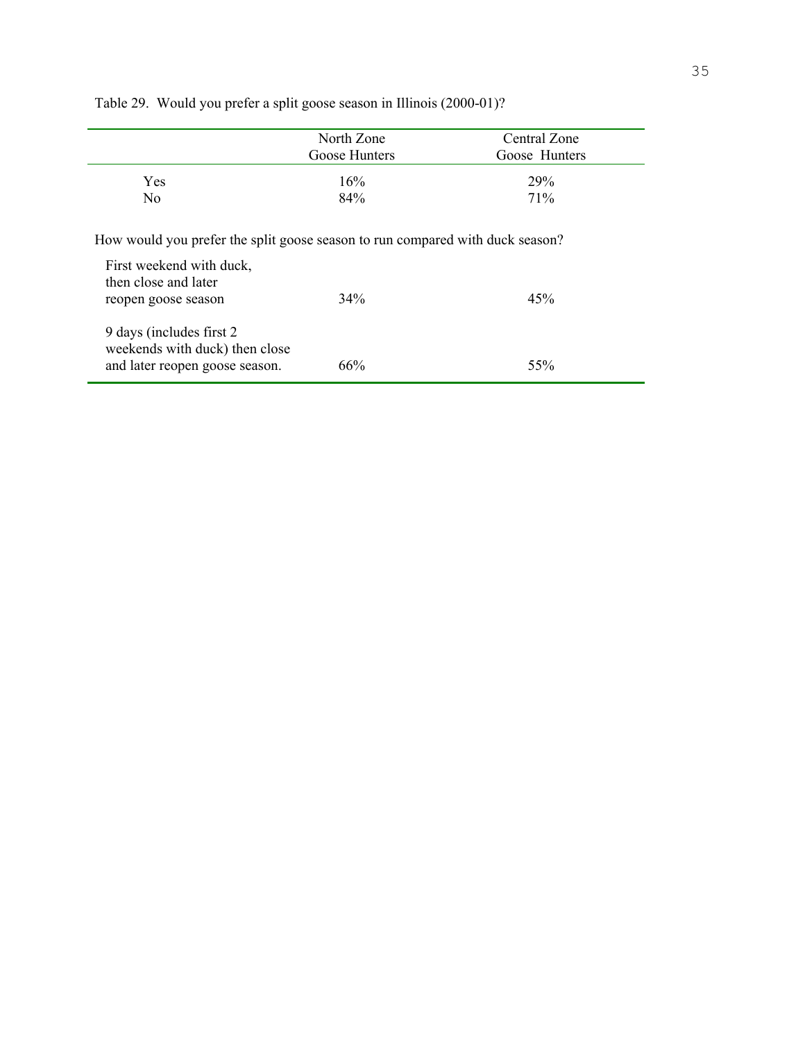Table 29. Would you prefer a split goose season in Illinois (2000-01)?

| | North Zone Goose Hunters | Central Zone Goose Hunters |
|---|---|---|
| Yes | 16% | 29% |
| No | 84% | 71% |
| **How would you prefer the split goose season to run compared with duck season?** | | |
| First weekend with duck, then close and later reopen goose season | 34% | 45% |
| 9 days (includes first 2 weekends with duck) then close and later reopen goose season. | 66% | 55% |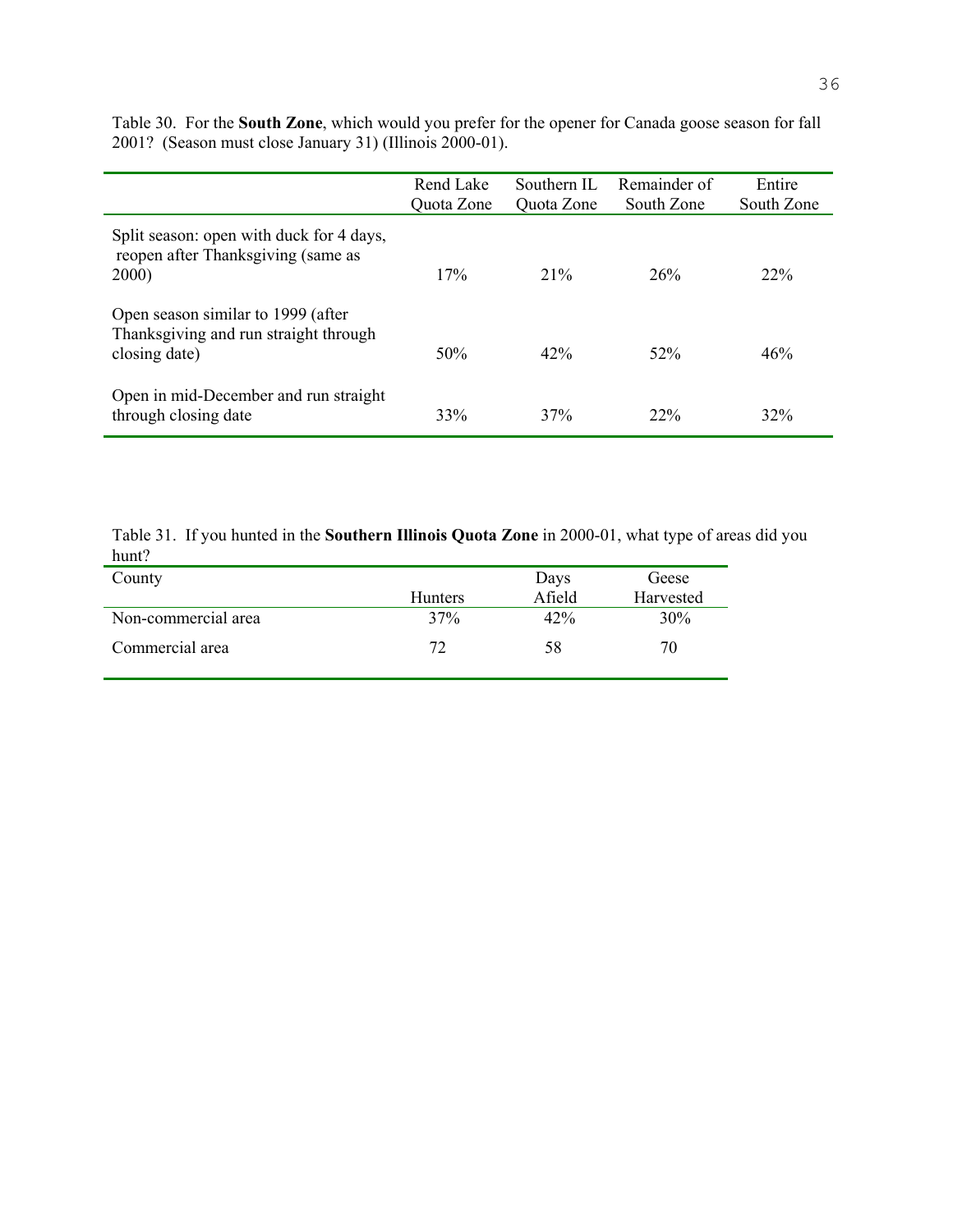Table 30. For the **South Zone**, which would you prefer for the opener for Canada goose season for fall 2001? (Season must close January 31) (Illinois 2000-01).

| | Rend Lake Quota Zone | Southern IL Quota Zone | Remainder of South Zone | Entire South Zone |
|---|---|---|---|---|
| Split season: open with duck for 4 days, reopen after Thanksgiving (same as 2000) | 17% | 21% | 26% | 22% |
| Open season similar to 1999 (after Thanksgiving and run straight through closing date) | 50% | 42% | 52% | 46% |
| Open in mid-December and run straight through closing date | 33% | 37% | 22% | 32% |

Table 31. If you hunted in the **Southern Illinois Quota Zone** in 2000-01, what type of areas did you hunt?

| County | Hunters | Days Afield | Geese Harvested |
|---|---|---|---|
| Non-commercial area | 37% | 42% | 30% |
| Commercial area | 72 | 58 | 70 |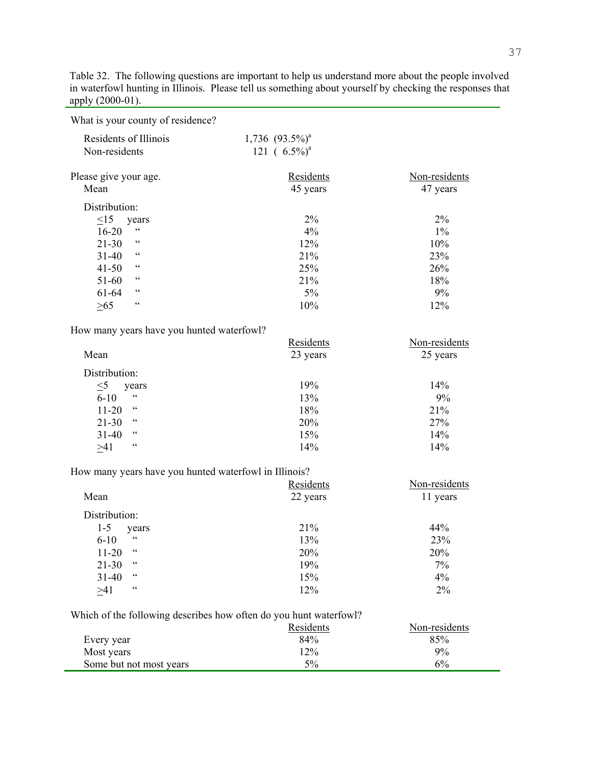Table 32. The following questions are important to help us understand more about the people involved in waterfowl hunting in Illinois. Please tell us something about yourself by checking the responses that apply (2000-01).

| | Residents | Non-residents |
|---|---|---|
| **What is your county of residence?** | | |
| Residents of Illinois | 1,736 (93.5%)[a] | |
| Non-residents | 121 ( 6.5%)[a] | |
| **Please give your age.** | | |
| Mean | 45 years | 47 years |
| Distribution: | | |
| ≤15 years | 2% | 2% |
| 16-20 " | 4% | 1% |
| 21-30 " | 12% | 10% |
| 31-40 " | 21% | 23% |
| 41-50 " | 25% | 26% |
| 51-60 " | 21% | 18% |
| 61-64 " | 5% | 9% |
| ≥65 " | 10% | 12% |
| **How many years have you hunted waterfowl?** | | |
| Mean | 23 years | 25 years |
| Distribution: | | |
| ≤5 years | 19% | 14% |
| 6-10 " | 13% | 9% |
| 11-20 " | 18% | 21% |
| 21-30 " | 20% | 27% |
| 31-40 " | 15% | 14% |
| ≥41 " | 14% | 14% |
| **How many years have you hunted waterfowl in Illinois?** | | |
| Mean | 22 years | 11 years |
| Distribution: | | |
| 1-5 years | 21% | 44% |
| 6-10 " | 13% | 23% |
| 11-20 " | 20% | 20% |
| 21-30 " | 19% | 7% |
| 31-40 " | 15% | 4% |
| ≥41 " | 12% | 2% |
| **Which of the following describes how often do you hunt waterfowl?** | | |
| Every year | 84% | 85% |
| Most years | 12% | 9% |
| Some but not most years | 5% | 6% |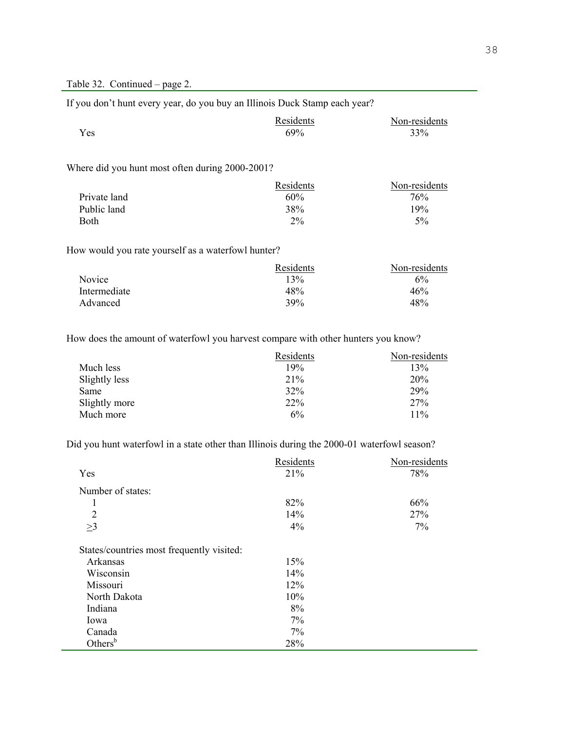Table 32. Continued – page 2.

If you don't hunt every year, do you buy an Illinois Duck Stamp each year?

| | Residents | Non-residents |
|---|---|---|
| Yes | 69% | 33% |

Where did you hunt most often during 2000-2001?

| | Residents | Non-residents |
|---|---|---|
| Private land | 60% | 76% |
| Public land | 38% | 19% |
| Both | 2% | 5% |

How would you rate yourself as a waterfowl hunter?

| | Residents | Non-residents |
|---|---|---|
| Novice | 13% | 6% |
| Intermediate | 48% | 46% |
| Advanced | 39% | 48% |

How does the amount of waterfowl you harvest compare with other hunters you know?

| | Residents | Non-residents |
|---|---|---|
| Much less | 19% | 13% |
| Slightly less | 21% | 20% |
| Same | 32% | 29% |
| Slightly more | 22% | 27% |
| Much more | 6% | 11% |

Did you hunt waterfowl in a state other than Illinois during the 2000-01 waterfowl season?

| | Residents | Non-residents |
|---|---|---|
| Yes | 21% | 78% |
| Number of states: | | |
| 1 | 82% | 66% |
| 2 | 14% | 27% |
| ≥3 | 4% | 7% |
| States/countries most frequently visited: | | |
| Arkansas | 15% | |
| Wisconsin | 14% | |
| Missouri | 12% | |
| North Dakota | 10% | |
| Indiana | 8% | |
| Iowa | 7% | |
| Canada | 7% | |
| Others[b] | 28% | |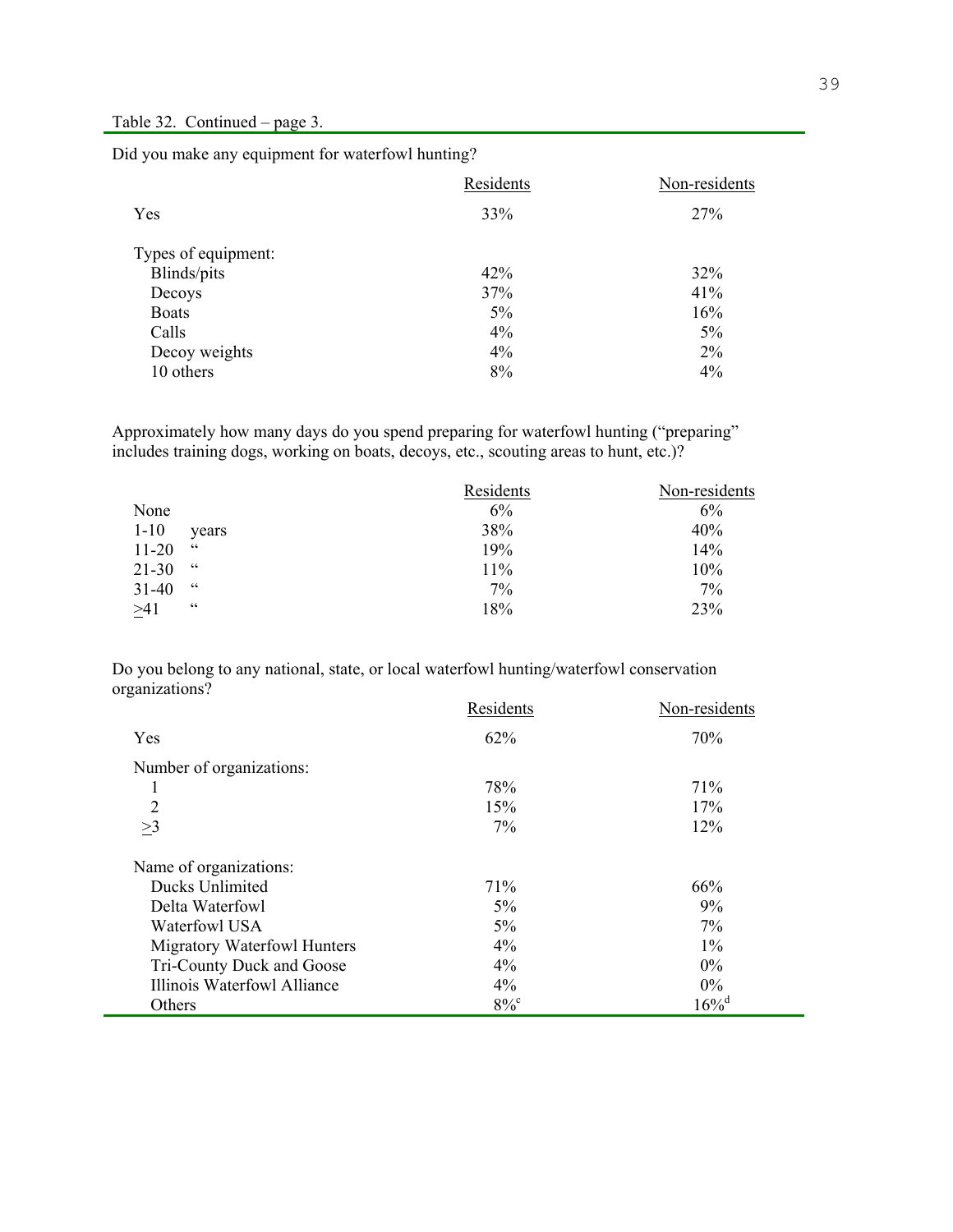Table 32. Continued – page 3.

Did you make any equipment for waterfowl hunting?

| | Residents | Non-residents |
|---|---|---|
| Yes | 33% | 27% |
| Types of equipment: | | |
| Blinds/pits | 42% | 32% |
| Decoys | 37% | 41% |
| Boats | 5% | 16% |
| Calls | 4% | 5% |
| Decoy weights | 4% | 2% |
| 10 others | 8% | 4% |

Approximately how many days do you spend preparing for waterfowl hunting ("preparing" includes training dogs, working on boats, decoys, etc., scouting areas to hunt, etc.)?

| | Residents | Non-residents |
|---|---|---|
| None | 6% | 6% |
| 1-10 years | 38% | 40% |
| 11-20 " | 19% | 14% |
| 21-30 " | 11% | 10% |
| 31-40 " | 7% | 7% |
| ≥41 " | 18% | 23% |

Do you belong to any national, state, or local waterfowl hunting/waterfowl conservation organizations?

| | Residents | Non-residents |
|---|---|---|
| Yes | 62% | 70% |
| Number of organizations: | | |
| 1 | 78% | 71% |
| 2 | 15% | 17% |
| ≥3 | 7% | 12% |
| Name of organizations: | | |
| Ducks Unlimited | 71% | 66% |
| Delta Waterfowl | 5% | 9% |
| Waterfowl USA | 5% | 7% |
| Migratory Waterfowl Hunters | 4% | 1% |
| Tri-County Duck and Goose | 4% | 0% |
| Illinois Waterfowl Alliance | 4% | 0% |
| Others | 8%[c] | 16%[d] |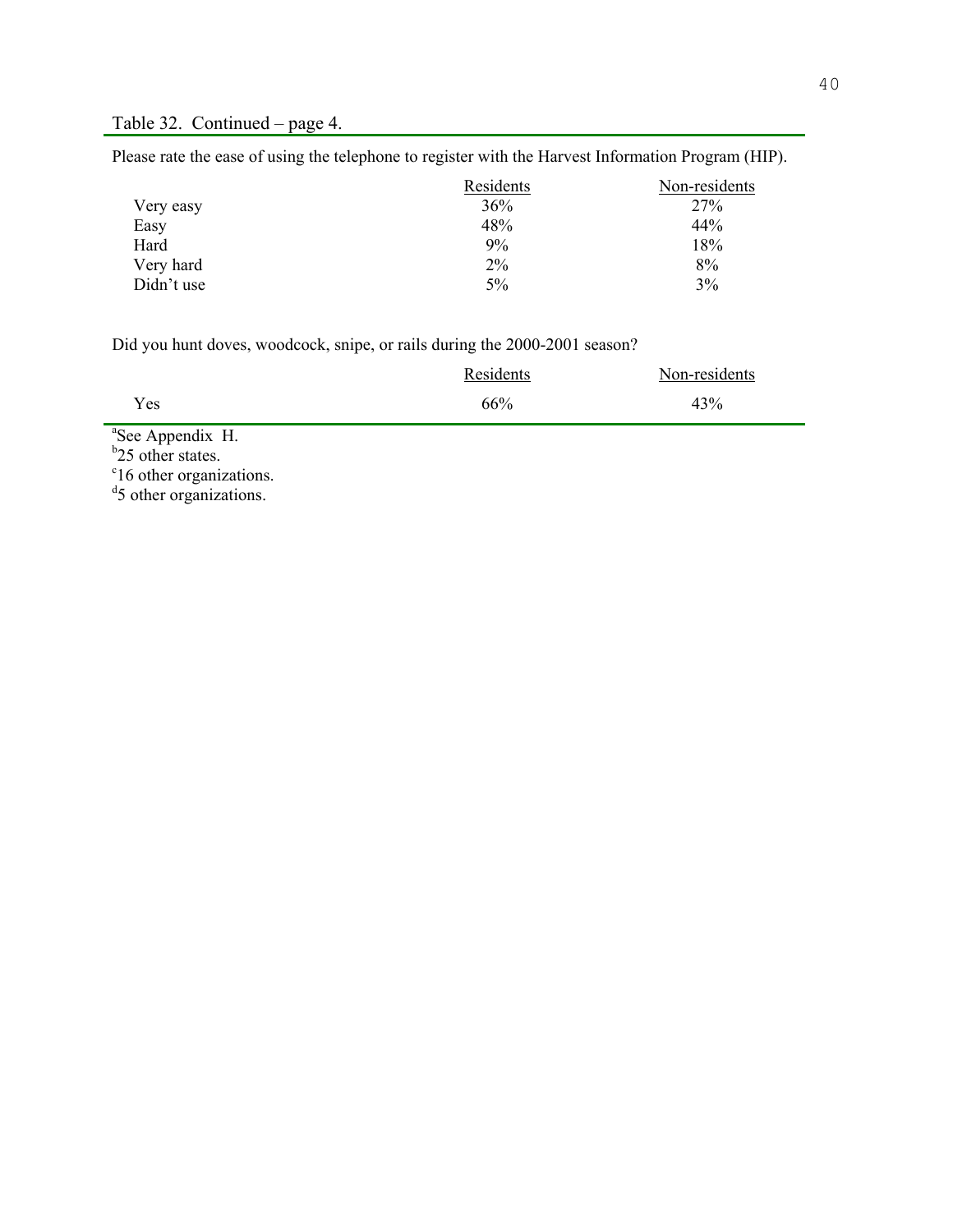Table 32. Continued – page 4.

Please rate the ease of using the telephone to register with the Harvest Information Program (HIP).

| | Residents | Non-residents |
|---|---|---|
| Very easy | 36% | 27% |
| Easy | 48% | 44% |
| Hard | 9% | 18% |
| Very hard | 2% | 8% |
| Didn't use | 5% | 3% |

Did you hunt doves, woodcock, snipe, or rails during the 2000-2001 season?

| | Residents | Non-residents |
|---|---|---|
| Yes | 66% | 43% |

[a]See Appendix H.
[b]25 other states.
[c]16 other organizations.
[d]5 other organizations.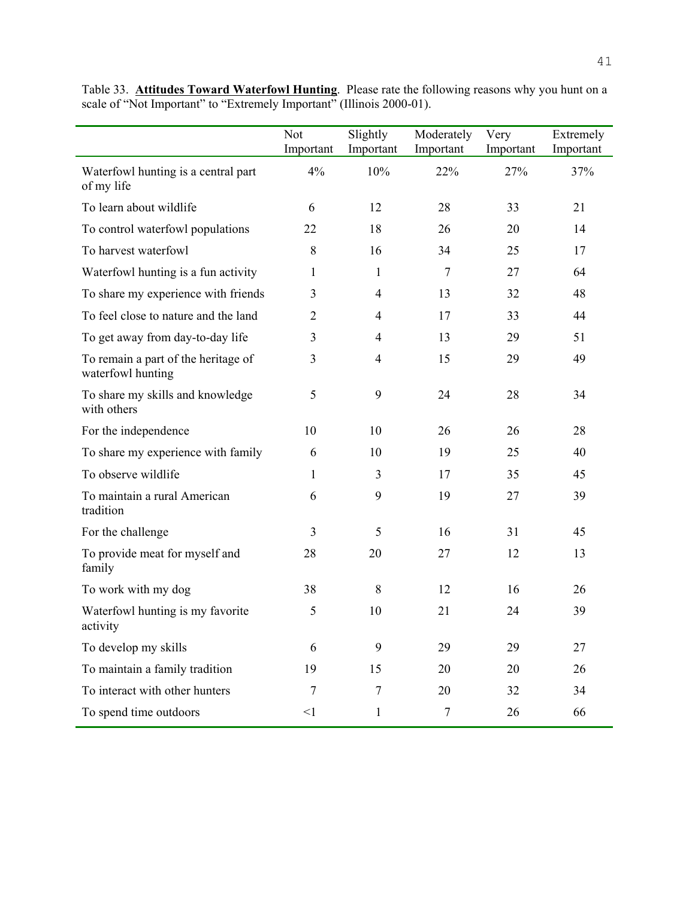Table 33. **Attitudes Toward Waterfowl Hunting**. Please rate the following reasons why you hunt on a scale of "Not Important" to "Extremely Important" (Illinois 2000-01).

| | Not Important | Slightly Important | Moderately Important | Very Important | Extremely Important |
|---|---|---|---|---|---|
| Waterfowl hunting is a central part of my life | 4% | 10% | 22% | 27% | 37% |
| To learn about wildlife | 6 | 12 | 28 | 33 | 21 |
| To control waterfowl populations | 22 | 18 | 26 | 20 | 14 |
| To harvest waterfowl | 8 | 16 | 34 | 25 | 17 |
| Waterfowl hunting is a fun activity | 1 | 1 | 7 | 27 | 64 |
| To share my experience with friends | 3 | 4 | 13 | 32 | 48 |
| To feel close to nature and the land | 2 | 4 | 17 | 33 | 44 |
| To get away from day-to-day life | 3 | 4 | 13 | 29 | 51 |
| To remain a part of the heritage of waterfowl hunting | 3 | 4 | 15 | 29 | 49 |
| To share my skills and knowledge with others | 5 | 9 | 24 | 28 | 34 |
| For the independence | 10 | 10 | 26 | 26 | 28 |
| To share my experience with family | 6 | 10 | 19 | 25 | 40 |
| To observe wildlife | 1 | 3 | 17 | 35 | 45 |
| To maintain a rural American tradition | 6 | 9 | 19 | 27 | 39 |
| For the challenge | 3 | 5 | 16 | 31 | 45 |
| To provide meat for myself and family | 28 | 20 | 27 | 12 | 13 |
| To work with my dog | 38 | 8 | 12 | 16 | 26 |
| Waterfowl hunting is my favorite activity | 5 | 10 | 21 | 24 | 39 |
| To develop my skills | 6 | 9 | 29 | 29 | 27 |
| To maintain a family tradition | 19 | 15 | 20 | 20 | 26 |
| To interact with other hunters | 7 | 7 | 20 | 32 | 34 |
| To spend time outdoors | <1 | 1 | 7 | 26 | 66 |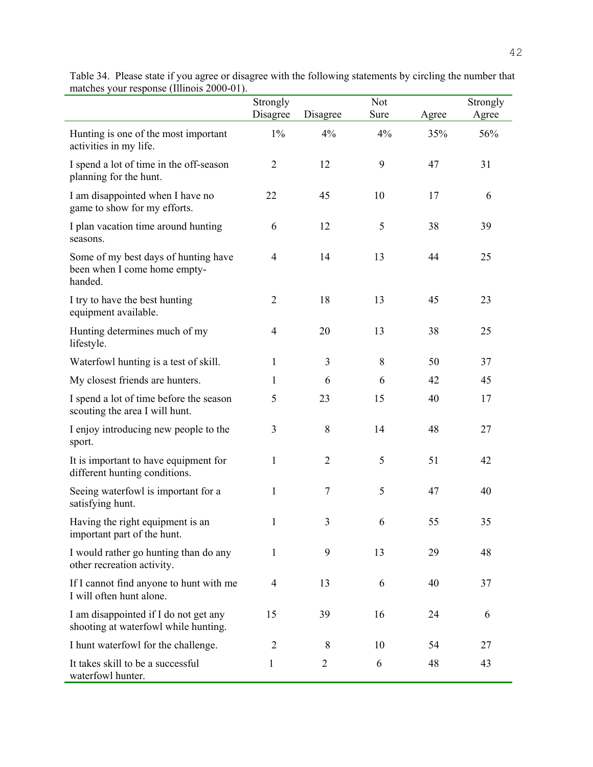Table 34. Please state if you agree or disagree with the following statements by circling the number that matches your response (Illinois 2000-01).

| | Strongly Disagree | Disagree | Not Sure | Agree | Strongly Agree |
|---|---|---|---|---|---|
| Hunting is one of the most important activities in my life. | 1% | 4% | 4% | 35% | 56% |
| I spend a lot of time in the off-season planning for the hunt. | 2 | 12 | 9 | 47 | 31 |
| I am disappointed when I have no game to show for my efforts. | 22 | 45 | 10 | 17 | 6 |
| I plan vacation time around hunting seasons. | 6 | 12 | 5 | 38 | 39 |
| Some of my best days of hunting have been when I come home empty-handed. | 4 | 14 | 13 | 44 | 25 |
| I try to have the best hunting equipment available. | 2 | 18 | 13 | 45 | 23 |
| Hunting determines much of my lifestyle. | 4 | 20 | 13 | 38 | 25 |
| Waterfowl hunting is a test of skill. | 1 | 3 | 8 | 50 | 37 |
| My closest friends are hunters. | 1 | 6 | 6 | 42 | 45 |
| I spend a lot of time before the season scouting the area I will hunt. | 5 | 23 | 15 | 40 | 17 |
| I enjoy introducing new people to the sport. | 3 | 8 | 14 | 48 | 27 |
| It is important to have equipment for different hunting conditions. | 1 | 2 | 5 | 51 | 42 |
| Seeing waterfowl is important for a satisfying hunt. | 1 | 7 | 5 | 47 | 40 |
| Having the right equipment is an important part of the hunt. | 1 | 3 | 6 | 55 | 35 |
| I would rather go hunting than do any other recreation activity. | 1 | 9 | 13 | 29 | 48 |
| If I cannot find anyone to hunt with me I will often hunt alone. | 4 | 13 | 6 | 40 | 37 |
| I am disappointed if I do not get any shooting at waterfowl while hunting. | 15 | 39 | 16 | 24 | 6 |
| I hunt waterfowl for the challenge. | 2 | 8 | 10 | 54 | 27 |
| It takes skill to be a successful waterfowl hunter. | 1 | 2 | 6 | 48 | 43 |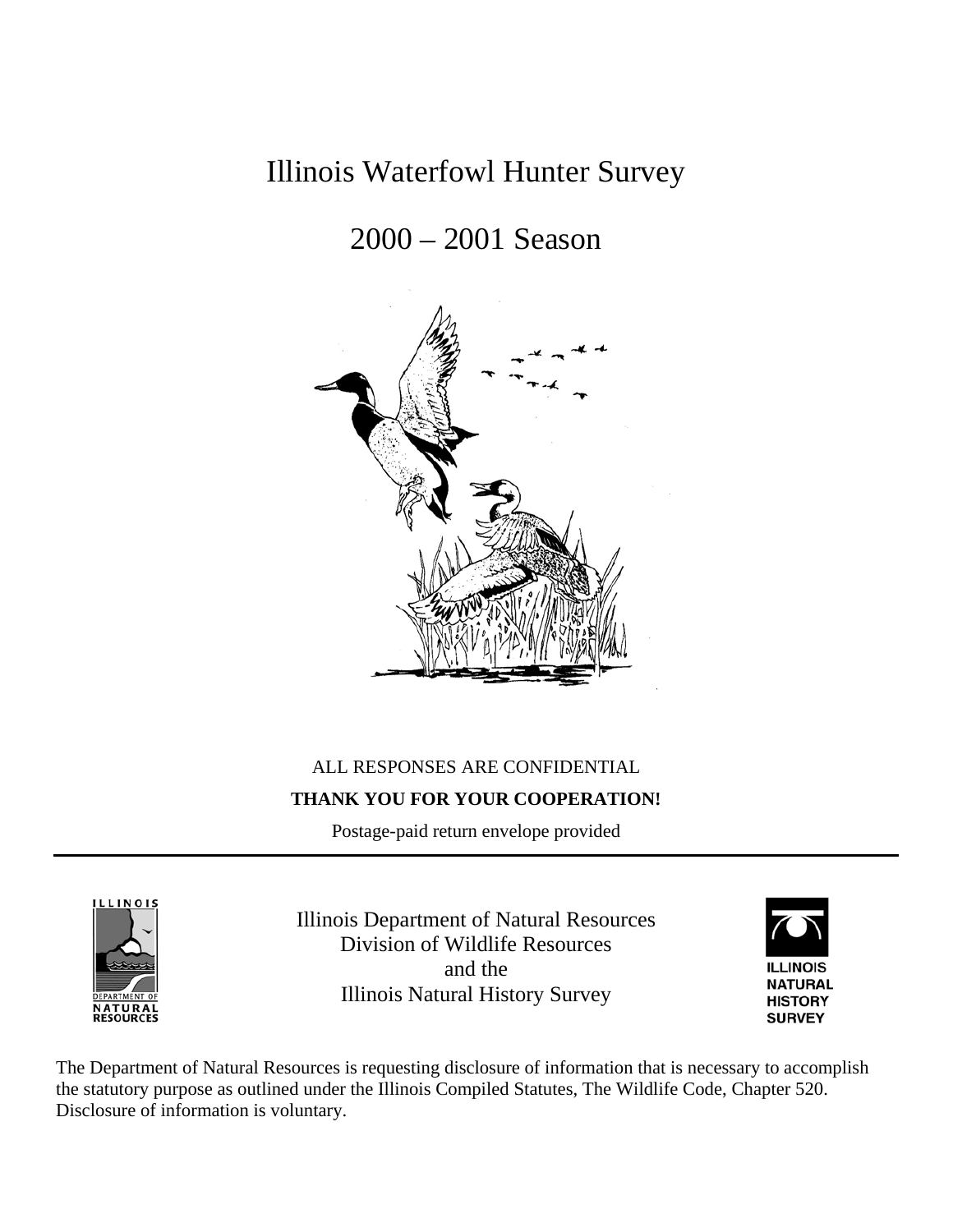# Illinois Waterfowl Hunter Survey

## 2000 – 2001 Season

ALL RESPONSES ARE CONFIDENTIAL

**THANK YOU FOR YOUR COOPERATION!**

Postage-paid return envelope provided

---

Illinois Department of Natural Resources
Division of Wildlife Resources
and the
Illinois Natural History Survey

The Department of Natural Resources is requesting disclosure of information that is necessary to accomplish the statutory purpose as outlined under the Illinois Compiled Statutes, The Wildlife Code, Chapter 520. Disclosure of information is voluntary.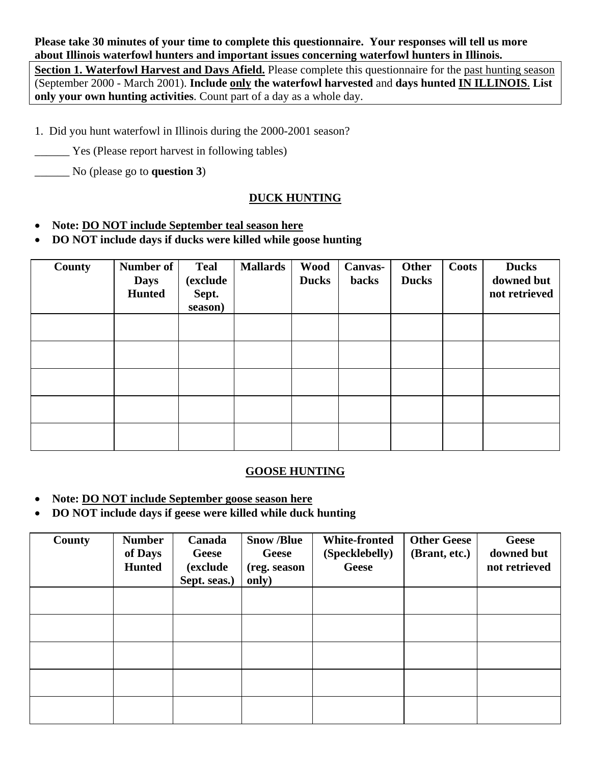**Please take 30 minutes of your time to complete this questionnaire. Your responses will tell us more about Illinois waterfowl hunters and important issues concerning waterfowl hunters in Illinois.**

**Section 1. Waterfowl Harvest and Days Afield.** Please complete this questionnaire for the past hunting season (September 2000 - March 2001). **Include only the waterfowl harvested** and **days hunted IN ILLINOIS**. **List only your own hunting activities**. Count part of a day as a whole day.

1. Did you hunt waterfowl in Illinois during the 2000-2001 season?

______ Yes (Please report harvest in following tables)

______ No (please go to **question 3**)

## DUCK HUNTING

- **Note: DO NOT include September teal season here**
- **DO NOT include days if ducks were killed while goose hunting**

| County | Number of Days Hunted | Teal (exclude Sept. season) | Mallards | Wood Ducks | Canvas-backs | Other Ducks | Coots | Ducks downed but not retrieved |
|---|---|---|---|---|---|---|---|---|
| | | | | | | | | |
| | | | | | | | | |
| | | | | | | | | |
| | | | | | | | | |
| | | | | | | | | |

## GOOSE HUNTING

- **Note: DO NOT include September goose season here**
- **DO NOT include days if geese were killed while duck hunting**

| County | Number of Days Hunted | Canada Geese (exclude Sept. seas.) | Snow /Blue Geese (reg. season only) | White-fronted (Specklebelly) Geese | Other Geese (Brant, etc.) | Geese downed but not retrieved |
|---|---|---|---|---|---|---|
| | | | | | | |
| | | | | | | |
| | | | | | | |
| | | | | | | |
| | | | | | | |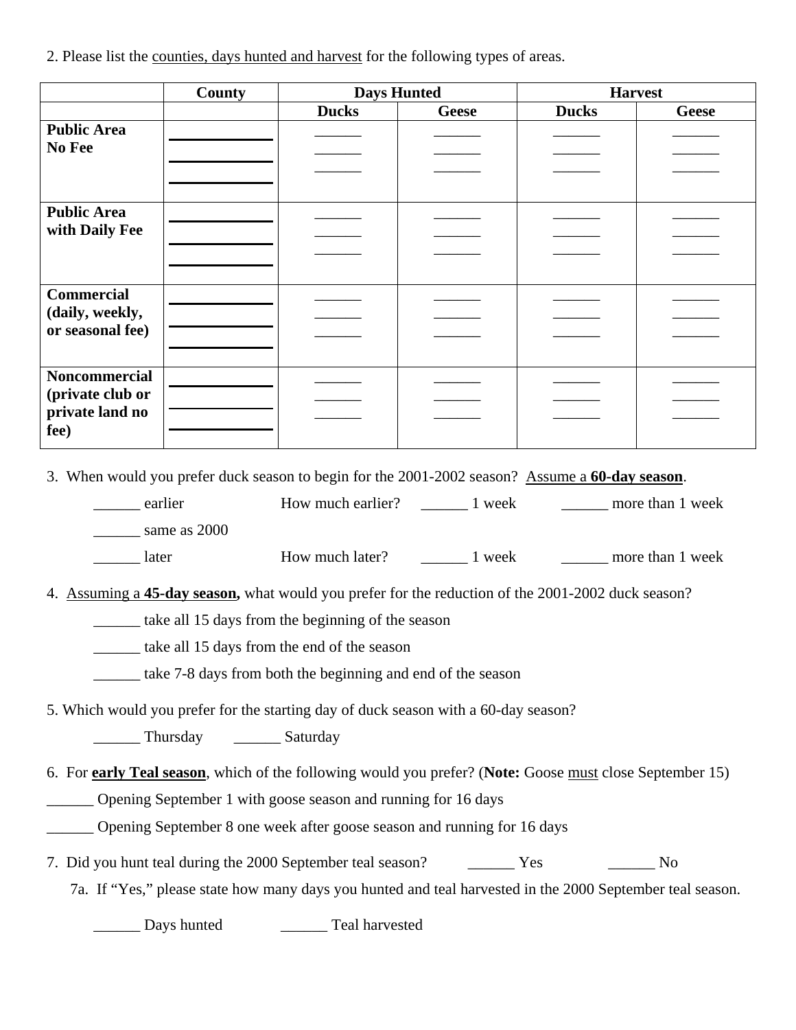2. Please list the counties, days hunted and harvest for the following types of areas.

| | County | Days Hunted | | Harvest | |
|---|---|---|---|---|---|
| | | Ducks | Geese | Ducks | Geese |
| **Public Area No Fee** | ____________<br>____________<br>____________ | ______<br>______<br>______ | ______<br>______<br>______ | ______<br>______<br>______ | ______<br>______<br>______ |
| **Public Area with Daily Fee** | ____________<br>____________<br>____________ | ______<br>______<br>______ | ______<br>______<br>______ | ______<br>______<br>______ | ______<br>______<br>______ |
| **Commercial (daily, weekly, or seasonal fee)** | ____________<br>____________<br>____________ | ______<br>______<br>______ | ______<br>______<br>______ | ______<br>______<br>______ | ______<br>______<br>______ |
| **Noncommercial (private club or private land no fee)** | ____________<br>____________<br>____________ | ______<br>______<br>______ | ______<br>______<br>______ | ______<br>______<br>______ | ______<br>______<br>______ |

3. When would you prefer duck season to begin for the 2001-2002 season? Assume a **60-day season**.

______ earlier How much earlier? ______ 1 week ______ more than 1 week

______ same as 2000

______ later How much later? ______ 1 week ______ more than 1 week

4. Assuming a **45-day season,** what would you prefer for the reduction of the 2001-2002 duck season?

______ take all 15 days from the beginning of the season

______ take all 15 days from the end of the season

______ take 7-8 days from both the beginning and end of the season

5. Which would you prefer for the starting day of duck season with a 60-day season?

______ Thursday ______ Saturday

6. For **early Teal season**, which of the following would you prefer? (**Note:** Goose must close September 15)

______ Opening September 1 with goose season and running for 16 days

______ Opening September 8 one week after goose season and running for 16 days

7. Did you hunt teal during the 2000 September teal season? ______ Yes ______ No

7a. If "Yes," please state how many days you hunted and teal harvested in the 2000 September teal season.

______ Days hunted ______ Teal harvested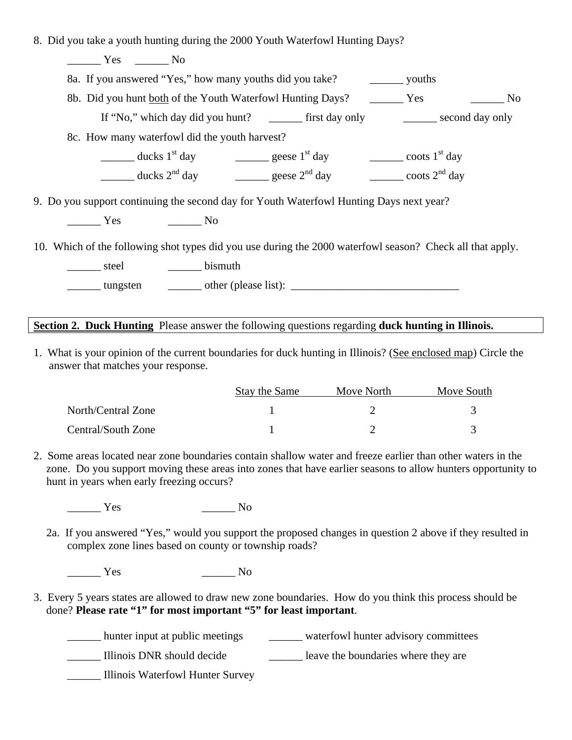8. Did you take a youth hunting during the 2000 Youth Waterfowl Hunting Days?

______ Yes ______ No

8a. If you answered "Yes," how many youths did you take? ______ youths

8b. Did you hunt both of the Youth Waterfowl Hunting Days? ______ Yes ______ No

If "No," which day did you hunt? ______ first day only ______ second day only

8c. How many waterfowl did the youth harvest?

______ ducks 1st day ______ geese 1st day ______ coots 1st day

______ ducks 2nd day ______ geese 2nd day ______ coots 2nd day

9. Do you support continuing the second day for Youth Waterfowl Hunting Days next year?

______ Yes ______ No

10. Which of the following shot types did you use during the 2000 waterfowl season? Check all that apply.

______ steel ______ bismuth

______ tungsten ______ other (please list): _______________________________

**Section 2. Duck Hunting** Please answer the following questions regarding **duck hunting in Illinois.**

1. What is your opinion of the current boundaries for duck hunting in Illinois? (See enclosed map) Circle the answer that matches your response.

| | Stay the Same | Move North | Move South |
|---|---|---|---|
| North/Central Zone | 1 | 2 | 3 |
| Central/South Zone | 1 | 2 | 3 |

2. Some areas located near zone boundaries contain shallow water and freeze earlier than other waters in the zone. Do you support moving these areas into zones that have earlier seasons to allow hunters opportunity to hunt in years when early freezing occurs?

______ Yes ______ No

2a. If you answered "Yes," would you support the proposed changes in question 2 above if they resulted in complex zone lines based on county or township roads?

______ Yes ______ No

3. Every 5 years states are allowed to draw new zone boundaries. How do you think this process should be done? **Please rate "1" for most important "5" for least important**.

______ hunter input at public meetings ______ waterfowl hunter advisory committees

______ Illinois DNR should decide ______ leave the boundaries where they are

______ Illinois Waterfowl Hunter Survey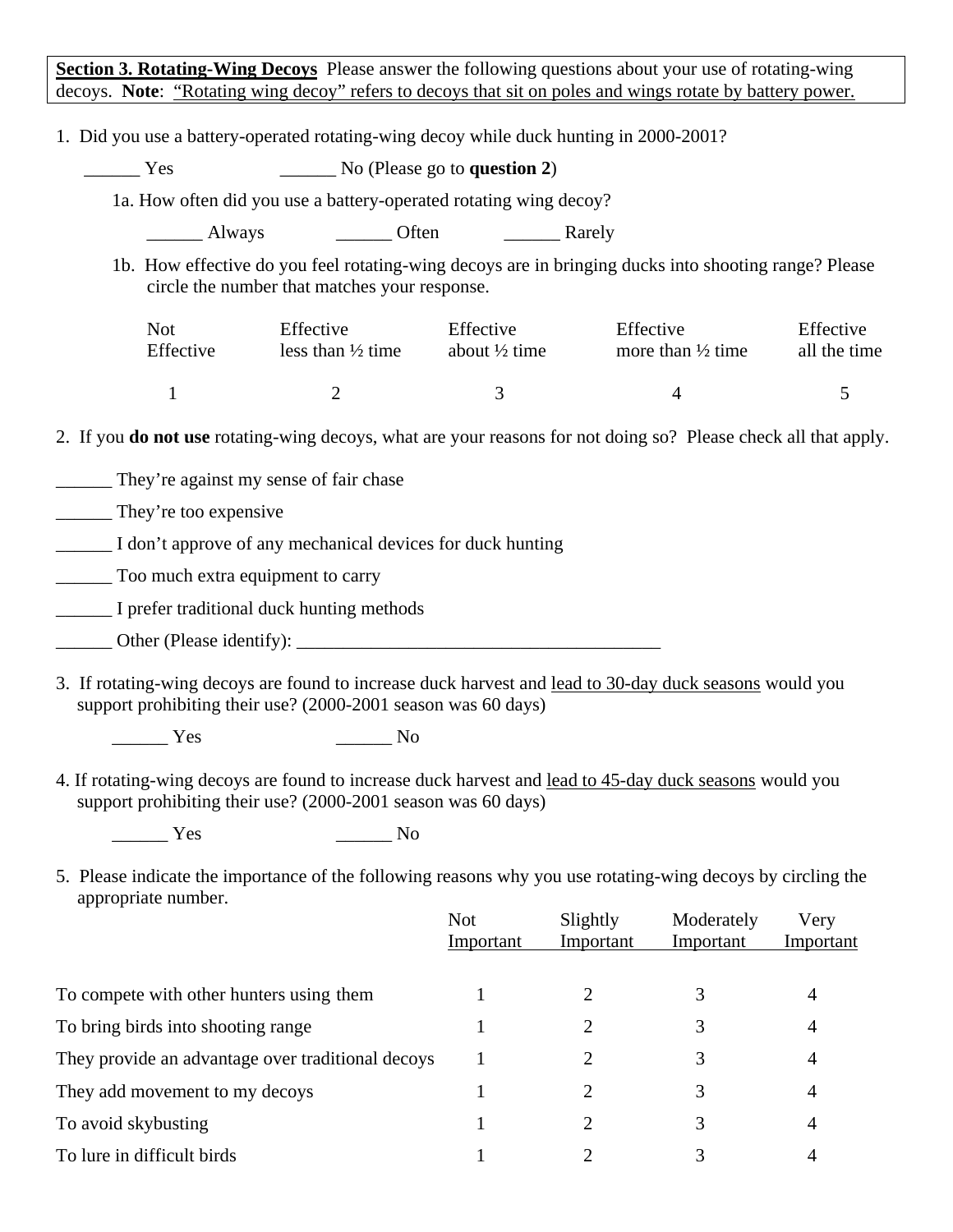**<u>Section 3. Rotating-Wing Decoys</u>** Please answer the following questions about your use of rotating-wing decoys. **Note**: <u>"Rotating wing decoy" refers to decoys that sit on poles and wings rotate by battery power.</u>

1. Did you use a battery-operated rotating-wing decoy while duck hunting in 2000-2001?

   ______ Yes ______ No (Please go to **question 2**)

   1a. How often did you use a battery-operated rotating wing decoy?

   ______ Always ______ Often ______ Rarely

   1b. How effective do you feel rotating-wing decoys are in bringing ducks into shooting range? Please circle the number that matches your response.

| Not Effective | Effective less than ½ time | Effective about ½ time | Effective more than ½ time | Effective all the time |
|---|---|---|---|---|
| 1 | 2 | 3 | 4 | 5 |

2. If you **do not use** rotating-wing decoys, what are your reasons for not doing so? Please check all that apply.

______ They're against my sense of fair chase

______ They're too expensive

______ I don't approve of any mechanical devices for duck hunting

______ Too much extra equipment to carry

______ I prefer traditional duck hunting methods

______ Other (Please identify): ________________________________________

3. If rotating-wing decoys are found to increase duck harvest and <u>lead to 30-day duck seasons</u> would you support prohibiting their use? (2000-2001 season was 60 days)

   ______ Yes ______ No

4. If rotating-wing decoys are found to increase duck harvest and <u>lead to 45-day duck seasons</u> would you support prohibiting their use? (2000-2001 season was 60 days)

   ______ Yes ______ No

5. Please indicate the importance of the following reasons why you use rotating-wing decoys by circling the appropriate number.

| | Not Important | Slightly Important | Moderately Important | Very Important |
|---|---|---|---|---|
| To compete with other hunters using them | 1 | 2 | 3 | 4 |
| To bring birds into shooting range | 1 | 2 | 3 | 4 |
| They provide an advantage over traditional decoys | 1 | 2 | 3 | 4 |
| They add movement to my decoys | 1 | 2 | 3 | 4 |
| To avoid skybusting | 1 | 2 | 3 | 4 |
| To lure in difficult birds | 1 | 2 | 3 | 4 |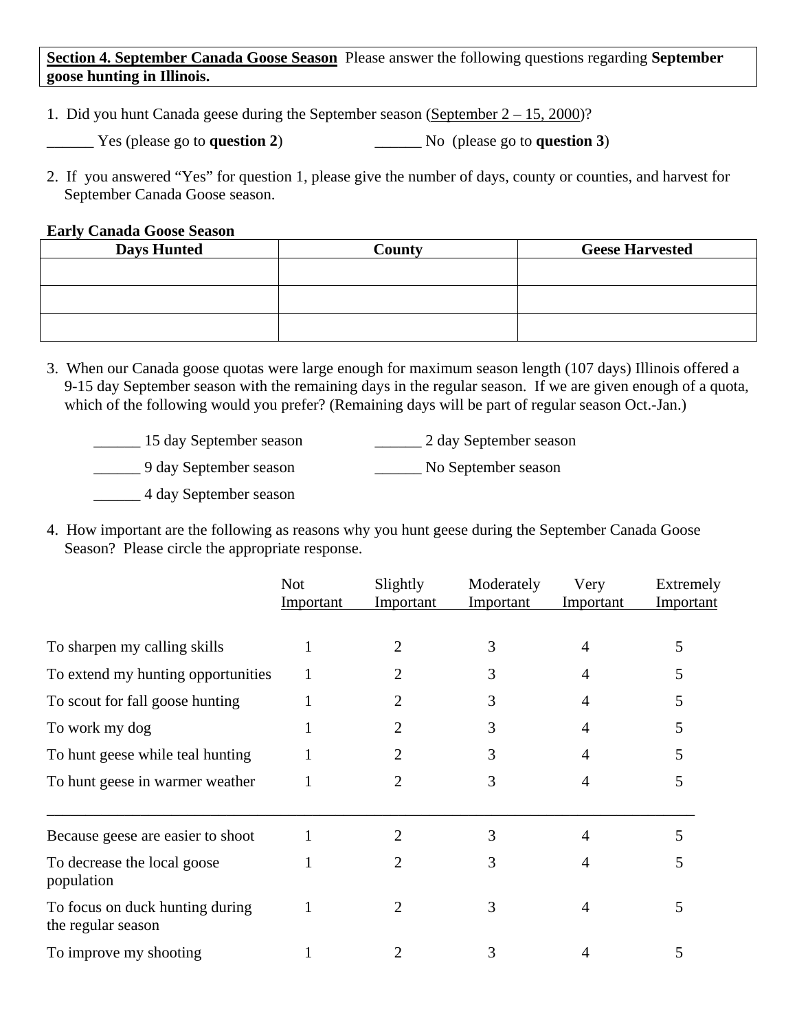**Section 4. September Canada Goose Season** Please answer the following questions regarding **September goose hunting in Illinois.**

1. Did you hunt Canada geese during the September season (September 2 – 15, 2000)?

______ Yes (please go to **question 2**)    ______ No (please go to **question 3**)

2. If you answered "Yes" for question 1, please give the number of days, county or counties, and harvest for September Canada Goose season.

**Early Canada Goose Season**

| Days Hunted | County | Geese Harvested |
|---|---|---|
| | | |
| | | |
| | | |

3. When our Canada goose quotas were large enough for maximum season length (107 days) Illinois offered a 9-15 day September season with the remaining days in the regular season. If we are given enough of a quota, which of the following would you prefer? (Remaining days will be part of regular season Oct.-Jan.)

______ 15 day September season
______ 9 day September season
______ 4 day September season
______ 2 day September season
______ No September season

4. How important are the following as reasons why you hunt geese during the September Canada Goose Season? Please circle the appropriate response.

| | Not Important | Slightly Important | Moderately Important | Very Important | Extremely Important |
|---|---|---|---|---|---|
| To sharpen my calling skills | 1 | 2 | 3 | 4 | 5 |
| To extend my hunting opportunities | 1 | 2 | 3 | 4 | 5 |
| To scout for fall goose hunting | 1 | 2 | 3 | 4 | 5 |
| To work my dog | 1 | 2 | 3 | 4 | 5 |
| To hunt geese while teal hunting | 1 | 2 | 3 | 4 | 5 |
| To hunt geese in warmer weather | 1 | 2 | 3 | 4 | 5 |
| ______________________________ | | | | | |
| Because geese are easier to shoot | 1 | 2 | 3 | 4 | 5 |
| To decrease the local goose population | 1 | 2 | 3 | 4 | 5 |
| To focus on duck hunting during the regular season | 1 | 2 | 3 | 4 | 5 |
| To improve my shooting | 1 | 2 | 3 | 4 | 5 |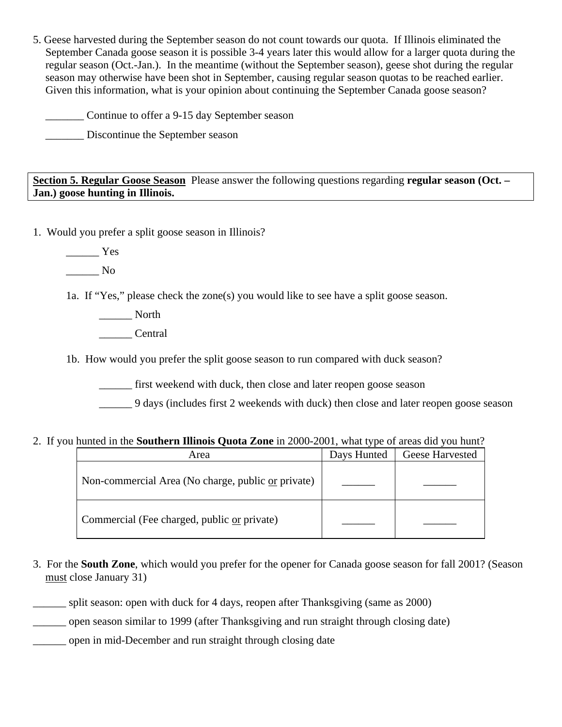5. Geese harvested during the September season do not count towards our quota. If Illinois eliminated the September Canada goose season it is possible 3-4 years later this would allow for a larger quota during the regular season (Oct.-Jan.). In the meantime (without the September season), geese shot during the regular season may otherwise have been shot in September, causing regular season quotas to be reached earlier. Given this information, what is your opinion about continuing the September Canada goose season?

   _______ Continue to offer a 9-15 day September season

   _______ Discontinue the September season

**Section 5. Regular Goose Season** Please answer the following questions regarding **regular season (Oct. – Jan.) goose hunting in Illinois.**

1. Would you prefer a split goose season in Illinois?

   ______ Yes

   ______ No

   1a. If "Yes," please check the zone(s) you would like to see have a split goose season.

   ______ North

   ______ Central

   1b. How would you prefer the split goose season to run compared with duck season?

   ______ first weekend with duck, then close and later reopen goose season

   ______ 9 days (includes first 2 weekends with duck) then close and later reopen goose season

2. If you hunted in the **Southern Illinois Quota Zone** in 2000-2001, what type of areas did you hunt?

| Area | Days Hunted | Geese Harvested |
|---|---|---|
| Non-commercial Area (No charge, public or private) | ______ | ______ |
| Commercial (Fee charged, public or private) | ______ | ______ |

3. For the **South Zone**, which would you prefer for the opener for Canada goose season for fall 2001? (Season must close January 31)

______ split season: open with duck for 4 days, reopen after Thanksgiving (same as 2000)

______ open season similar to 1999 (after Thanksgiving and run straight through closing date)

______ open in mid-December and run straight through closing date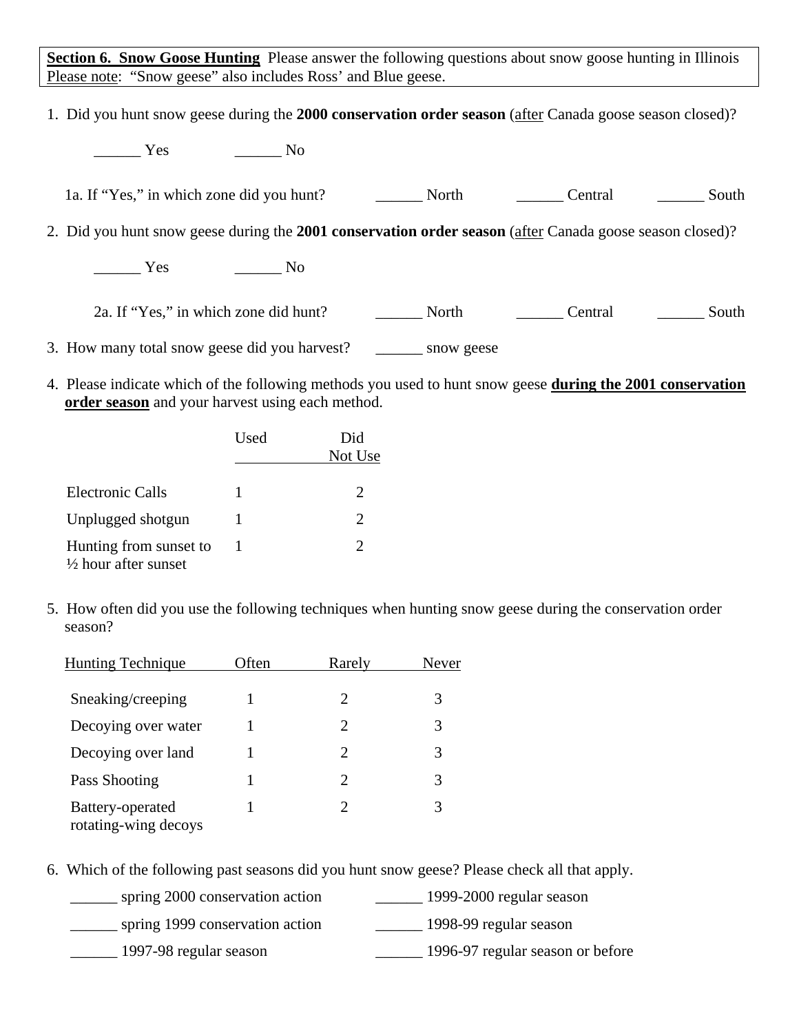**Section 6. Snow Goose Hunting** Please answer the following questions about snow goose hunting in Illinois
Please note: "Snow geese" also includes Ross' and Blue geese.

1. Did you hunt snow geese during the **2000 conservation order season** (after Canada goose season closed)?

   ______ Yes ______ No

   1a. If "Yes," in which zone did you hunt? ______ North ______ Central ______ South

2. Did you hunt snow geese during the **2001 conservation order season** (after Canada goose season closed)?

   ______ Yes ______ No

   2a. If "Yes," in which zone did hunt? ______ North ______ Central ______ South

3. How many total snow geese did you harvest? ______ snow geese

4. Please indicate which of the following methods you used to hunt snow geese **during the 2001 conservation order season** and your harvest using each method.

| | Used | Did Not Use |
|---|---|---|
| Electronic Calls | 1 | 2 |
| Unplugged shotgun | 1 | 2 |
| Hunting from sunset to ½ hour after sunset | 1 | 2 |

5. How often did you use the following techniques when hunting snow geese during the conservation order season?

| Hunting Technique | Often | Rarely | Never |
|---|---|---|---|
| Sneaking/creeping | 1 | 2 | 3 |
| Decoying over water | 1 | 2 | 3 |
| Decoying over land | 1 | 2 | 3 |
| Pass Shooting | 1 | 2 | 3 |
| Battery-operated rotating-wing decoys | 1 | 2 | 3 |

6. Which of the following past seasons did you hunt snow geese? Please check all that apply.

   ______ spring 2000 conservation action ______ 1999-2000 regular season

   ______ spring 1999 conservation action ______ 1998-99 regular season

   ______ 1997-98 regular season ______ 1996-97 regular season or before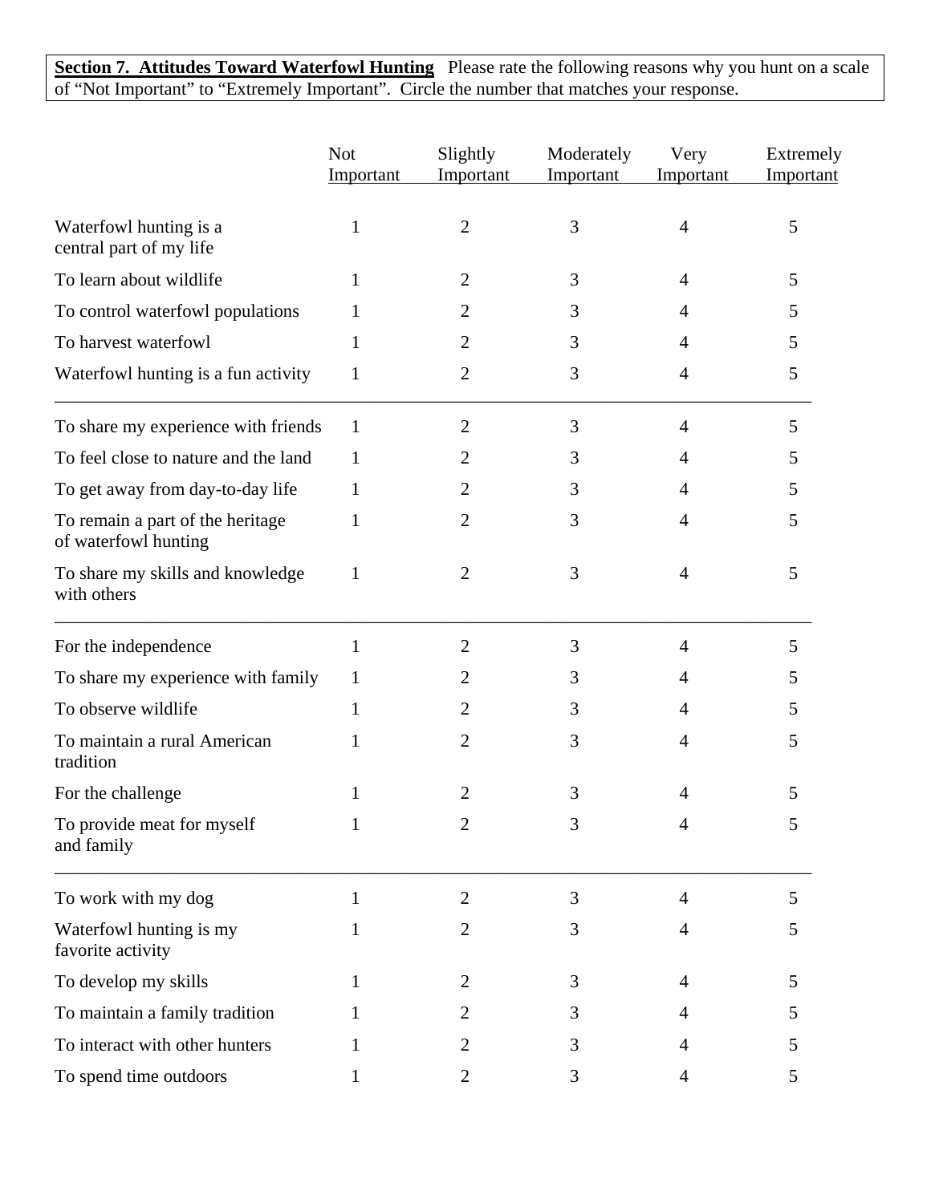**Section 7. Attitudes Toward Waterfowl Hunting** Please rate the following reasons why you hunt on a scale of "Not Important" to "Extremely Important". Circle the number that matches your response.

| | Not Important | Slightly Important | Moderately Important | Very Important | Extremely Important |
|---|---|---|---|---|---|
| Waterfowl hunting is a central part of my life | 1 | 2 | 3 | 4 | 5 |
| To learn about wildlife | 1 | 2 | 3 | 4 | 5 |
| To control waterfowl populations | 1 | 2 | 3 | 4 | 5 |
| To harvest waterfowl | 1 | 2 | 3 | 4 | 5 |
| Waterfowl hunting is a fun activity | 1 | 2 | 3 | 4 | 5 |
| To share my experience with friends | 1 | 2 | 3 | 4 | 5 |
| To feel close to nature and the land | 1 | 2 | 3 | 4 | 5 |
| To get away from day-to-day life | 1 | 2 | 3 | 4 | 5 |
| To remain a part of the heritage of waterfowl hunting | 1 | 2 | 3 | 4 | 5 |
| To share my skills and knowledge with others | 1 | 2 | 3 | 4 | 5 |
| For the independence | 1 | 2 | 3 | 4 | 5 |
| To share my experience with family | 1 | 2 | 3 | 4 | 5 |
| To observe wildlife | 1 | 2 | 3 | 4 | 5 |
| To maintain a rural American tradition | 1 | 2 | 3 | 4 | 5 |
| For the challenge | 1 | 2 | 3 | 4 | 5 |
| To provide meat for myself and family | 1 | 2 | 3 | 4 | 5 |
| To work with my dog | 1 | 2 | 3 | 4 | 5 |
| Waterfowl hunting is my favorite activity | 1 | 2 | 3 | 4 | 5 |
| To develop my skills | 1 | 2 | 3 | 4 | 5 |
| To maintain a family tradition | 1 | 2 | 3 | 4 | 5 |
| To interact with other hunters | 1 | 2 | 3 | 4 | 5 |
| To spend time outdoors | 1 | 2 | 3 | 4 | 5 |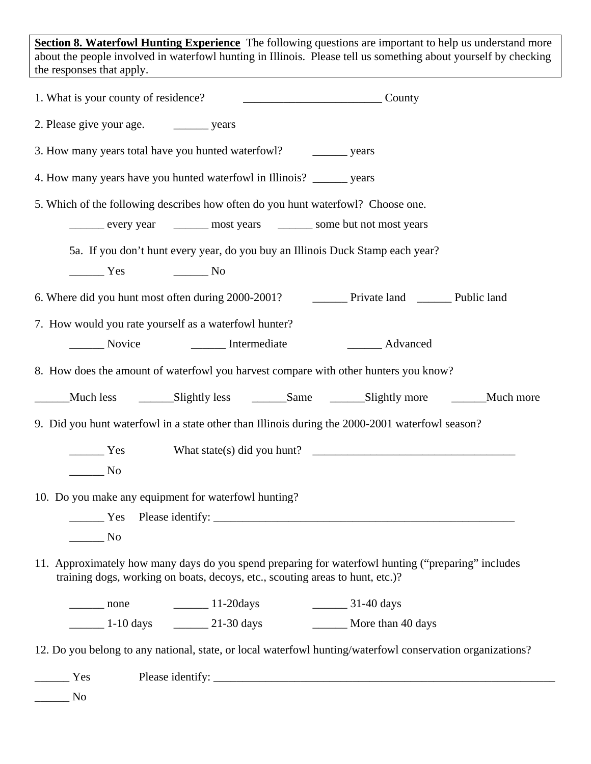**Section 8. Waterfowl Hunting Experience** The following questions are important to help us understand more about the people involved in waterfowl hunting in Illinois. Please tell us something about yourself by checking the responses that apply.

1. What is your county of residence? ________________________ County

2. Please give your age. ______ years

3. How many years total have you hunted waterfowl? ______ years

4. How many years have you hunted waterfowl in Illinois? ______ years

5. Which of the following describes how often do you hunt waterfowl? Choose one.

   ______ every year ______ most years ______ some but not most years

   5a. If you don't hunt every year, do you buy an Illinois Duck Stamp each year?

   ______ Yes ______ No

6. Where did you hunt most often during 2000-2001? ______ Private land ______ Public land

7. How would you rate yourself as a waterfowl hunter?

   ______ Novice ______ Intermediate ______ Advanced

8. How does the amount of waterfowl you harvest compare with other hunters you know?

______Much less ______Slightly less ______Same ______Slightly more ______Much more

9. Did you hunt waterfowl in a state other than Illinois during the 2000-2001 waterfowl season?

   ______ Yes What state(s) did you hunt? ___________________________________

   ______ No

10. Do you make any equipment for waterfowl hunting?

   ______ Yes Please identify: _____________________________________________________

   ______ No

11. Approximately how many days do you spend preparing for waterfowl hunting ("preparing" includes training dogs, working on boats, decoys, etc., scouting areas to hunt, etc.)?

   ______ none ______ 11-20days ______ 31-40 days

   ______ 1-10 days ______ 21-30 days ______ More than 40 days

12. Do you belong to any national, state, or local waterfowl hunting/waterfowl conservation organizations?

______ Yes Please identify: ____________________________________________________________

______ No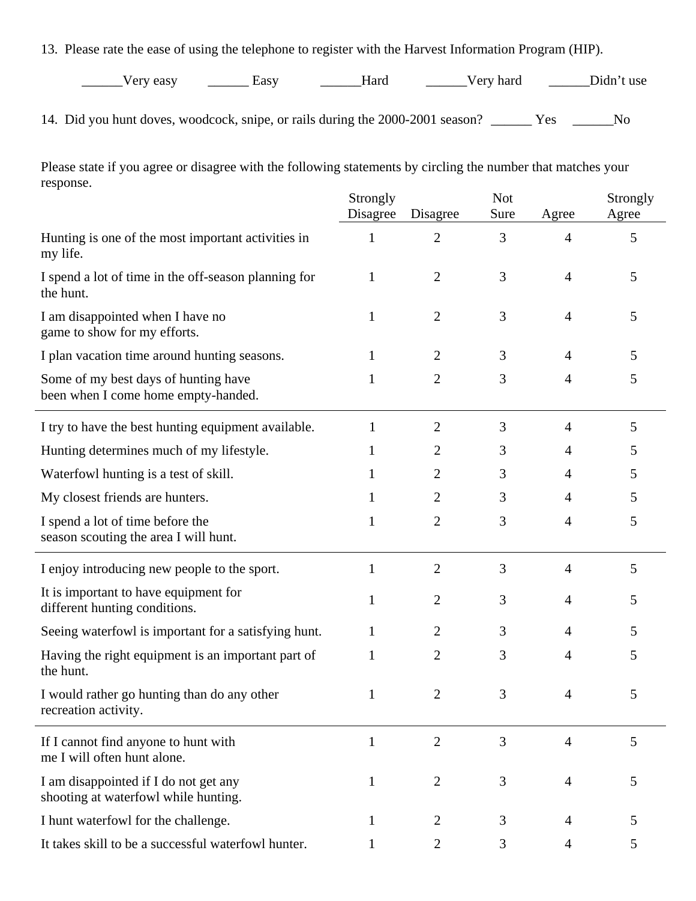13. Please rate the ease of using the telephone to register with the Harvest Information Program (HIP).

______Very easy ______ Easy ______Hard ______Very hard ______Didn't use

14. Did you hunt doves, woodcock, snipe, or rails during the 2000-2001 season? ______ Yes ______No

Please state if you agree or disagree with the following statements by circling the number that matches your response.

| | Strongly Disagree | Disagree | Not Sure | Agree | Strongly Agree |
|---|---|---|---|---|---|
| Hunting is one of the most important activities in my life. | 1 | 2 | 3 | 4 | 5 |
| I spend a lot of time in the off-season planning for the hunt. | 1 | 2 | 3 | 4 | 5 |
| I am disappointed when I have no game to show for my efforts. | 1 | 2 | 3 | 4 | 5 |
| I plan vacation time around hunting seasons. | 1 | 2 | 3 | 4 | 5 |
| Some of my best days of hunting have been when I come home empty-handed. | 1 | 2 | 3 | 4 | 5 |
| I try to have the best hunting equipment available. | 1 | 2 | 3 | 4 | 5 |
| Hunting determines much of my lifestyle. | 1 | 2 | 3 | 4 | 5 |
| Waterfowl hunting is a test of skill. | 1 | 2 | 3 | 4 | 5 |
| My closest friends are hunters. | 1 | 2 | 3 | 4 | 5 |
| I spend a lot of time before the season scouting the area I will hunt. | 1 | 2 | 3 | 4 | 5 |
| I enjoy introducing new people to the sport. | 1 | 2 | 3 | 4 | 5 |
| It is important to have equipment for different hunting conditions. | 1 | 2 | 3 | 4 | 5 |
| Seeing waterfowl is important for a satisfying hunt. | 1 | 2 | 3 | 4 | 5 |
| Having the right equipment is an important part of the hunt. | 1 | 2 | 3 | 4 | 5 |
| I would rather go hunting than do any other recreation activity. | 1 | 2 | 3 | 4 | 5 |
| If I cannot find anyone to hunt with me I will often hunt alone. | 1 | 2 | 3 | 4 | 5 |
| I am disappointed if I do not get any shooting at waterfowl while hunting. | 1 | 2 | 3 | 4 | 5 |
| I hunt waterfowl for the challenge. | 1 | 2 | 3 | 4 | 5 |
| It takes skill to be a successful waterfowl hunter. | 1 | 2 | 3 | 4 | 5 |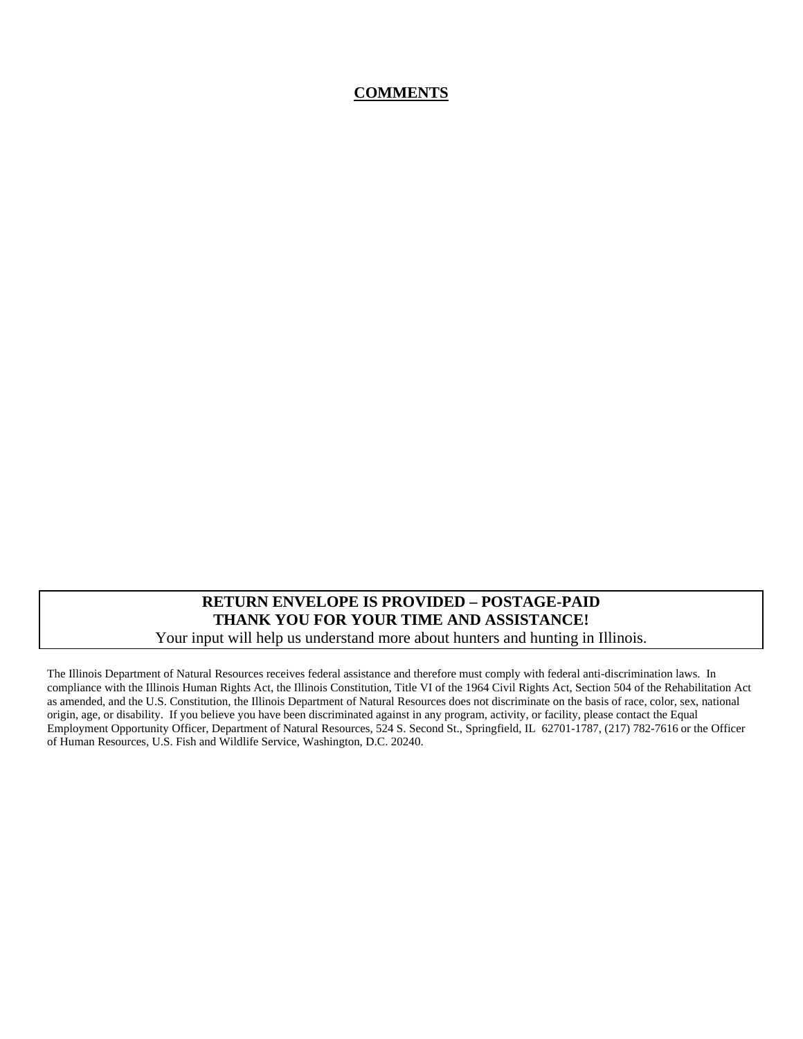## COMMENTS

**RETURN ENVELOPE IS PROVIDED – POSTAGE-PAID**
**THANK YOU FOR YOUR TIME AND ASSISTANCE!**
Your input will help us understand more about hunters and hunting in Illinois.

The Illinois Department of Natural Resources receives federal assistance and therefore must comply with federal anti-discrimination laws. In compliance with the Illinois Human Rights Act, the Illinois Constitution, Title VI of the 1964 Civil Rights Act, Section 504 of the Rehabilitation Act as amended, and the U.S. Constitution, the Illinois Department of Natural Resources does not discriminate on the basis of race, color, sex, national origin, age, or disability. If you believe you have been discriminated against in any program, activity, or facility, please contact the Equal Employment Opportunity Officer, Department of Natural Resources, 524 S. Second St., Springfield, IL 62701-1787, (217) 782-7616 or the Officer of Human Resources, U.S. Fish and Wildlife Service, Washington, D.C. 20240.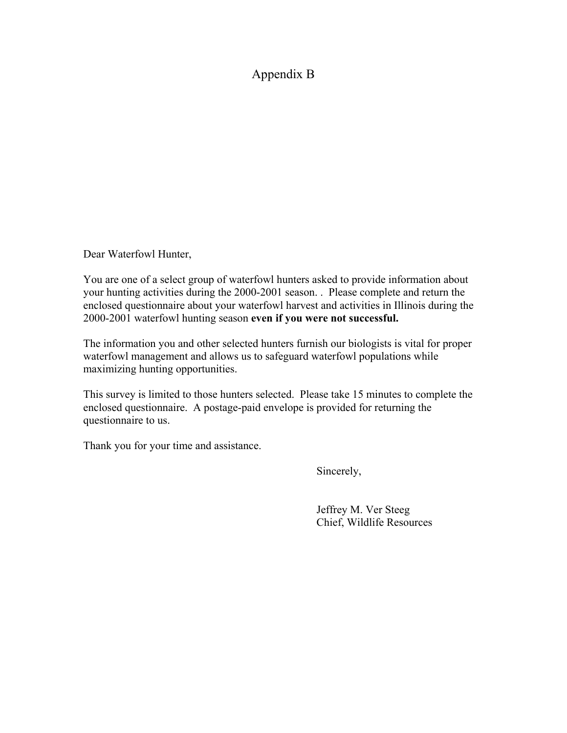# Appendix B

Dear Waterfowl Hunter,

You are one of a select group of waterfowl hunters asked to provide information about your hunting activities during the 2000-2001 season. . Please complete and return the enclosed questionnaire about your waterfowl harvest and activities in Illinois during the 2000-2001 waterfowl hunting season **even if you were not successful.**

The information you and other selected hunters furnish our biologists is vital for proper waterfowl management and allows us to safeguard waterfowl populations while maximizing hunting opportunities.

This survey is limited to those hunters selected. Please take 15 minutes to complete the enclosed questionnaire. A postage-paid envelope is provided for returning the questionnaire to us.

Thank you for your time and assistance.

Sincerely,

Jeffrey M. Ver Steeg
Chief, Wildlife Resources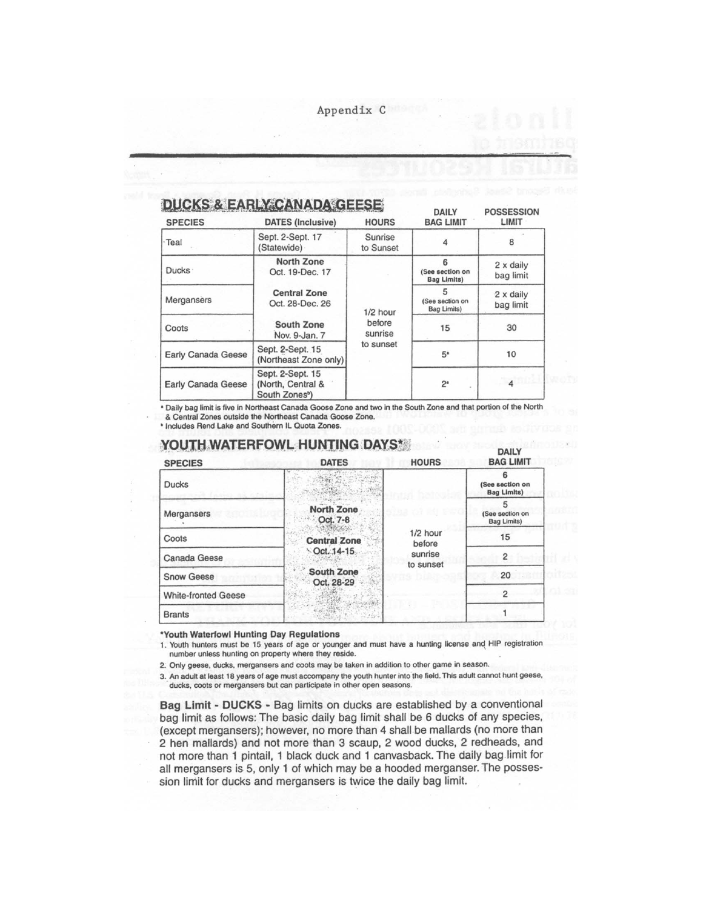Appendix C

## DUCKS & EARLY CANADA GEESE

| SPECIES | DATES (Inclusive) | HOURS | DAILY BAG LIMIT | POSSESSION LIMIT |
|---|---|---|---|---|
| Teal | Sept. 2-Sept. 17 (Statewide) | Sunrise to Sunset | 4 | 8 |
| Ducks | **North Zone** Oct. 19-Dec. 17 | 1/2 hour before sunrise to sunset | 6 (See section on Bag Limits) | 2 x daily bag limit |
| Mergansers | **Central Zone** Oct. 28-Dec. 26 | | 5 (See section on Bag Limits) | 2 x daily bag limit |
| Coots | **South Zone** Nov. 9-Jan. 7 | | 15 | 30 |
| Early Canada Geese | Sept. 2-Sept. 15 (Northeast Zone only) | | 5[a] | 10 |
| Early Canada Geese | Sept. 2-Sept. 15 (North, Central & South Zones[b]) | | 2[a] | 4 |

[a] Daily bag limit is five in Northeast Canada Goose Zone and two in the South Zone and that portion of the North & Central Zones outside the Northeast Canada Goose Zone.

[b] Includes Rend Lake and Southern IL Quota Zones.

## YOUTH WATERFOWL HUNTING DAYS*

| SPECIES | DATES | HOURS | DAILY BAG LIMIT |
|---|---|---|---|
| Ducks | **North Zone** Oct. 7-8<br>**Central Zone** Oct. 14-15<br>**South Zone** Oct. 28-29 | 1/2 hour before sunrise to sunset | 6 (See section on Bag Limits) |
| Mergansers | | | 5 (See section on Bag Limits) |
| Coots | | | 15 |
| Canada Geese | | | 2 |
| Snow Geese | | | 20 |
| White-fronted Geese | | | 2 |
| Brants | | | 1 |

**\*Youth Waterfowl Hunting Day Regulations**

1. Youth hunters must be 15 years of age or younger and must have a hunting license and HIP registration number unless hunting on property where they reside.
2. Only geese, ducks, mergansers and coots may be taken in addition to other game in season.
3. An adult at least 18 years of age must accompany the youth hunter into the field. This adult cannot hunt geese, ducks, coots or mergansers but can participate in other open seasons.

**Bag Limit - DUCKS** - Bag limits on ducks are established by a conventional bag limit as follows: The basic daily bag limit shall be 6 ducks of any species, (except mergansers); however, no more than 4 shall be mallards (no more than 2 hen mallards) and not more than 3 scaup, 2 wood ducks, 2 redheads, and not more than 1 pintail, 1 black duck and 1 canvasback. The daily bag limit for all mergansers is 5, only 1 of which may be a hooded merganser. The possession limit for ducks and mergansers is twice the daily bag limit.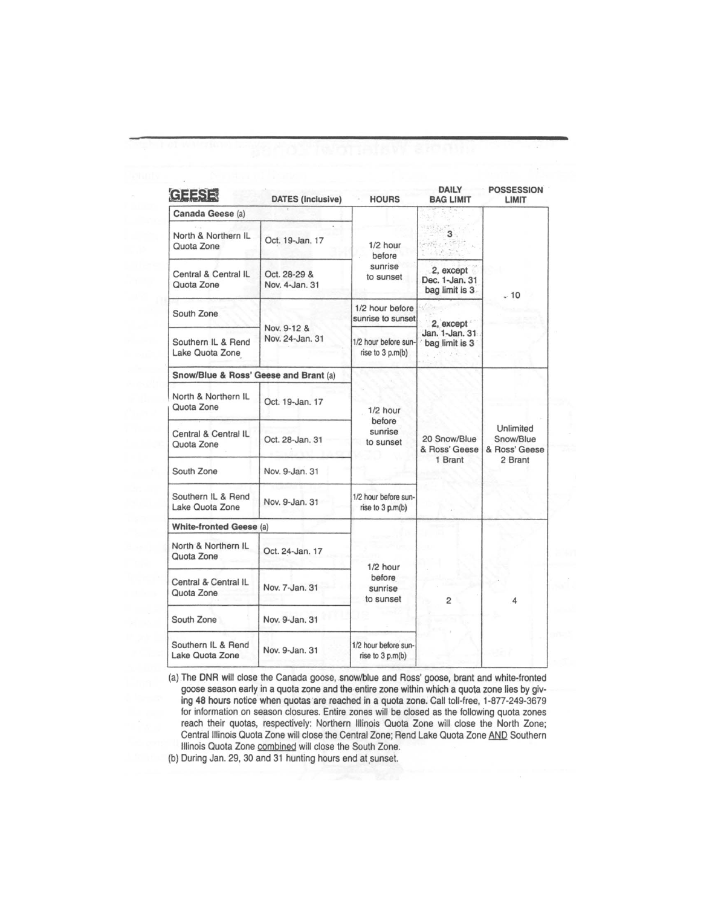| GEESE | DATES (Inclusive) | HOURS | DAILY BAG LIMIT | POSSESSION LIMIT |
|---|---|---|---|---|
| **Canada Geese** (a) | | | | |
| North & Northern IL Quota Zone | Oct. 19-Jan. 17 | 1/2 hour before sunrise to sunset | 3 | 10 |
| Central & Central IL Quota Zone | Oct. 28-29 & Nov. 4-Jan. 31 | 1/2 hour before sunrise to sunset | 2, except Dec. 1-Jan. 31 bag limit is 3 | 10 |
| South Zone | Nov. 9-12 & Nov. 24-Jan. 31 | 1/2 hour before sunrise to sunset | 2, except Jan. 1-Jan. 31 bag limit is 3 | 10 |
| Southern IL & Rend Lake Quota Zone | Nov. 9-12 & Nov. 24-Jan. 31 | 1/2 hour before sunrise to 3 p.m(b) | 2, except Jan. 1-Jan. 31 bag limit is 3 | 10 |
| **Snow/Blue & Ross' Geese and Brant** (a) | | | | |
| North & Northern IL Quota Zone | Oct. 19-Jan. 17 | 1/2 hour before sunrise to sunset | 20 Snow/Blue & Ross' Geese 1 Brant | Unlimited Snow/Blue & Ross' Geese 2 Brant |
| Central & Central IL Quota Zone | Oct. 28-Jan. 31 | 1/2 hour before sunrise to sunset | 20 Snow/Blue & Ross' Geese 1 Brant | Unlimited Snow/Blue & Ross' Geese 2 Brant |
| South Zone | Nov. 9-Jan. 31 | 1/2 hour before sunrise to sunset | 20 Snow/Blue & Ross' Geese 1 Brant | Unlimited Snow/Blue & Ross' Geese 2 Brant |
| Southern IL & Rend Lake Quota Zone | Nov. 9-Jan. 31 | 1/2 hour before sunrise to 3 p.m(b) | 20 Snow/Blue & Ross' Geese 1 Brant | Unlimited Snow/Blue & Ross' Geese 2 Brant |
| **White-fronted Geese** (a) | | | | |
| North & Northern IL Quota Zone | Oct. 24-Jan. 17 | 1/2 hour before sunrise to sunset | 2 | 4 |
| Central & Central IL Quota Zone | Nov. 7-Jan. 31 | 1/2 hour before sunrise to sunset | 2 | 4 |
| South Zone | Nov. 9-Jan. 31 | 1/2 hour before sunrise to sunset | 2 | 4 |
| Southern IL & Rend Lake Quota Zone | Nov. 9-Jan. 31 | 1/2 hour before sunrise to 3 p.m(b) | 2 | 4 |

(a) The DNR will close the Canada goose, snow/blue and Ross' goose, brant and white-fronted goose season early in a quota zone and the entire zone within which a quota zone lies by giving 48 hours notice when quotas are reached in a quota zone. Call toll-free, 1-877-249-3679 for information on season closures. Entire zones will be closed as the following quota zones reach their quotas, respectively: Northern Illinois Quota Zone will close the North Zone; Central Illinois Quota Zone will close the Central Zone; Rend Lake Quota Zone AND Southern Illinois Quota Zone combined will close the South Zone.

(b) During Jan. 29, 30 and 31 hunting hours end at sunset.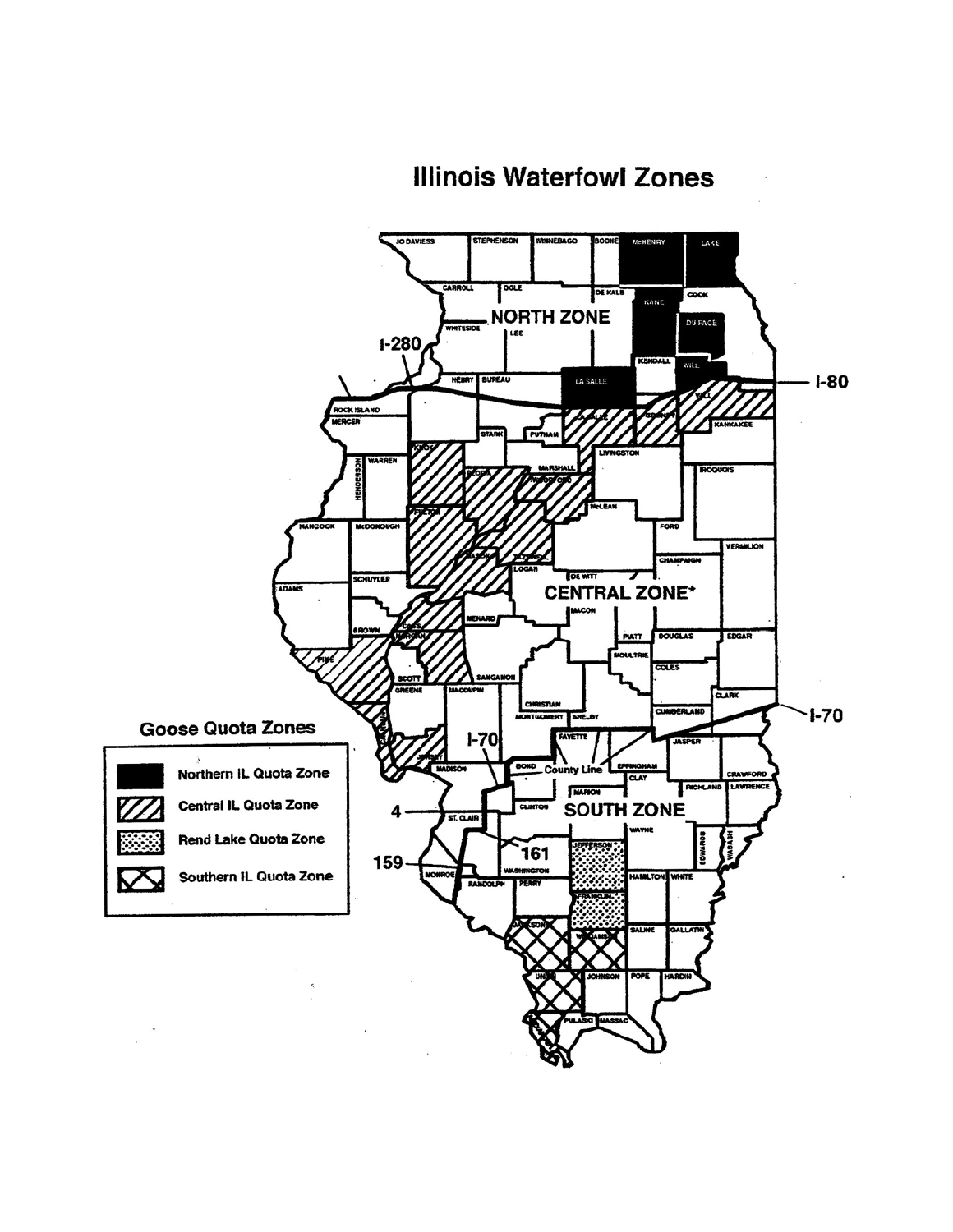# Illinois Waterfowl Zones

## Goose Quota Zones

- Northern IL Quota Zone
- Central IL Quota Zone
- Rend Lake Quota Zone
- Southern IL Quota Zone

NORTH ZONE

CENTRAL ZONE*

SOUTH ZONE

I-280

I-80

I-70

4

159

161

County Line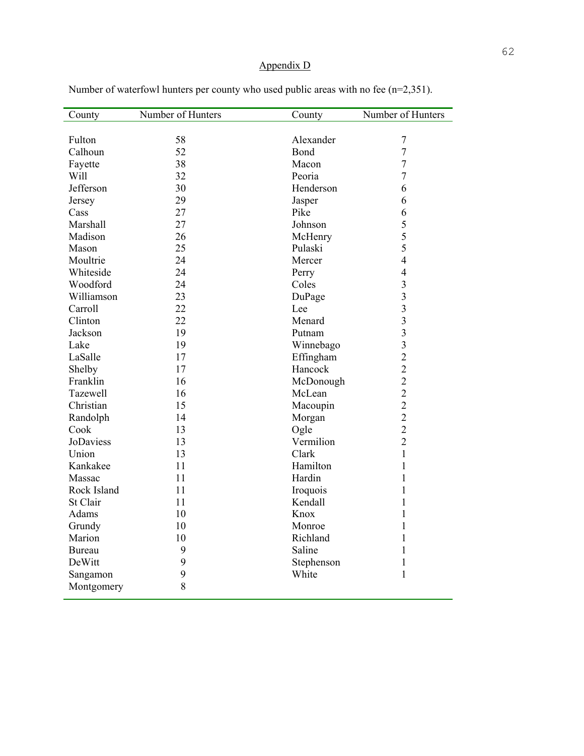Appendix D

Number of waterfowl hunters per county who used public areas with no fee (n=2,351).

| County | Number of Hunters | County | Number of Hunters |
|---|---|---|---|
| Fulton | 58 | Alexander | 7 |
| Calhoun | 52 | Bond | 7 |
| Fayette | 38 | Macon | 7 |
| Will | 32 | Peoria | 7 |
| Jefferson | 30 | Henderson | 6 |
| Jersey | 29 | Jasper | 6 |
| Cass | 27 | Pike | 6 |
| Marshall | 27 | Johnson | 5 |
| Madison | 26 | McHenry | 5 |
| Mason | 25 | Pulaski | 5 |
| Moultrie | 24 | Mercer | 4 |
| Whiteside | 24 | Perry | 4 |
| Woodford | 24 | Coles | 3 |
| Williamson | 23 | DuPage | 3 |
| Carroll | 22 | Lee | 3 |
| Clinton | 22 | Menard | 3 |
| Jackson | 19 | Putnam | 3 |
| Lake | 19 | Winnebago | 3 |
| LaSalle | 17 | Effingham | 2 |
| Shelby | 17 | Hancock | 2 |
| Franklin | 16 | McDonough | 2 |
| Tazewell | 16 | McLean | 2 |
| Christian | 15 | Macoupin | 2 |
| Randolph | 14 | Morgan | 2 |
| Cook | 13 | Ogle | 2 |
| JoDaviess | 13 | Vermilion | 2 |
| Union | 13 | Clark | 1 |
| Kankakee | 11 | Hamilton | 1 |
| Massac | 11 | Hardin | 1 |
| Rock Island | 11 | Iroquois | 1 |
| St Clair | 11 | Kendall | 1 |
| Adams | 10 | Knox | 1 |
| Grundy | 10 | Monroe | 1 |
| Marion | 10 | Richland | 1 |
| Bureau | 9 | Saline | 1 |
| DeWitt | 9 | Stephenson | 1 |
| Sangamon | 9 | White | 1 |
| Montgomery | 8 | | |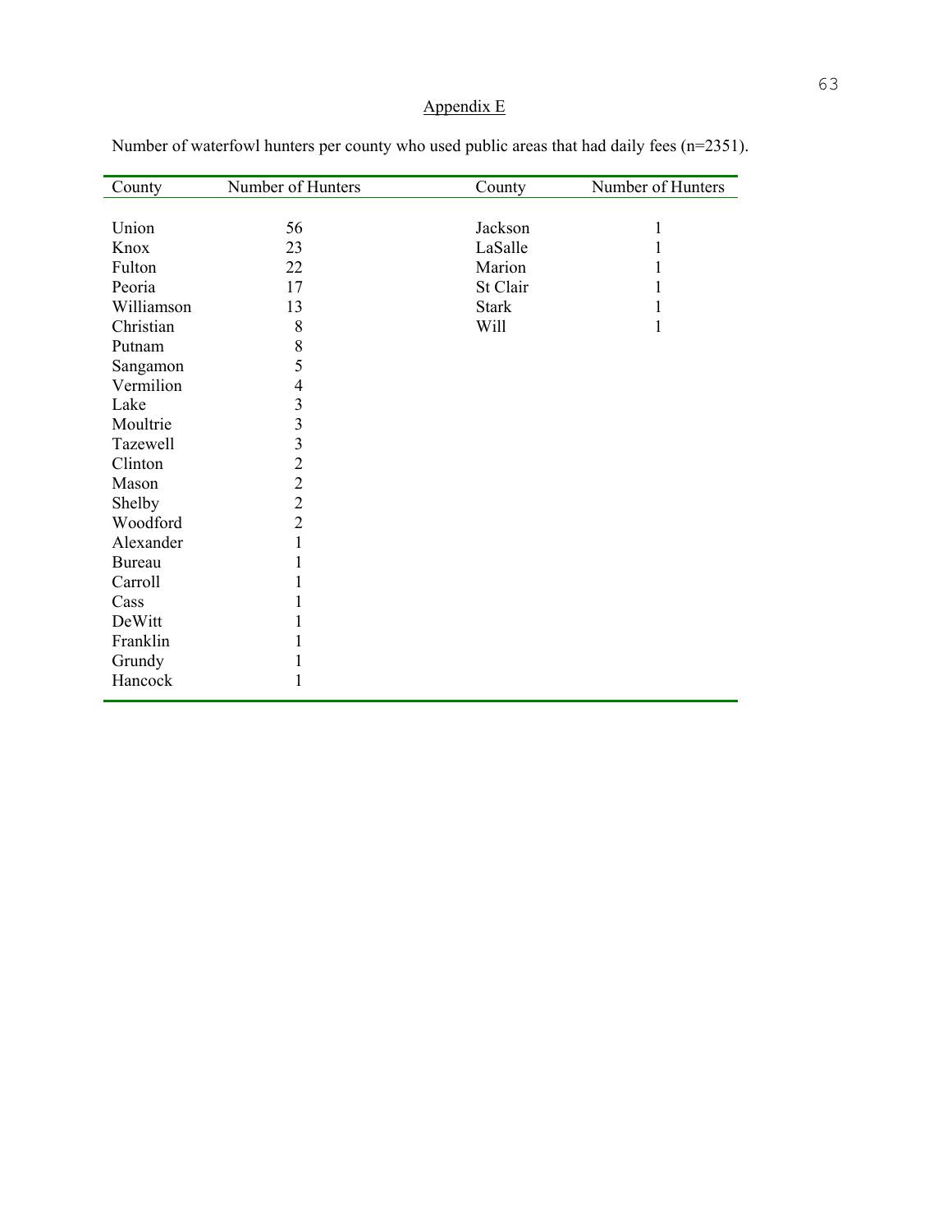## Appendix E

Number of waterfowl hunters per county who used public areas that had daily fees (n=2351).

| County | Number of Hunters | County | Number of Hunters |
|---|---|---|---|
| Union | 56 | Jackson | 1 |
| Knox | 23 | LaSalle | 1 |
| Fulton | 22 | Marion | 1 |
| Peoria | 17 | St Clair | 1 |
| Williamson | 13 | Stark | 1 |
| Christian | 8 | Will | 1 |
| Putnam | 8 | | |
| Sangamon | 5 | | |
| Vermilion | 4 | | |
| Lake | 3 | | |
| Moultrie | 3 | | |
| Tazewell | 3 | | |
| Clinton | 2 | | |
| Mason | 2 | | |
| Shelby | 2 | | |
| Woodford | 2 | | |
| Alexander | 1 | | |
| Bureau | 1 | | |
| Carroll | 1 | | |
| Cass | 1 | | |
| DeWitt | 1 | | |
| Franklin | 1 | | |
| Grundy | 1 | | |
| Hancock | 1 | | |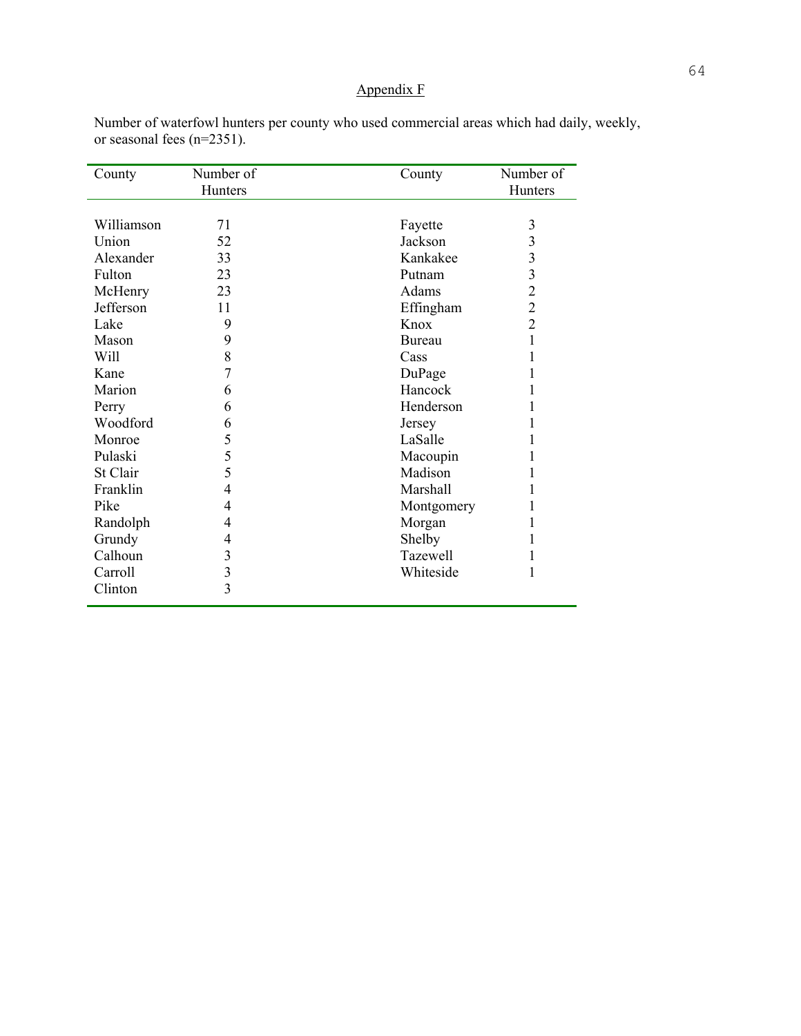## Appendix F

Number of waterfowl hunters per county who used commercial areas which had daily, weekly, or seasonal fees (n=2351).

| County | Number of Hunters | County | Number of Hunters |
|---|---|---|---|
| Williamson | 71 | Fayette | 3 |
| Union | 52 | Jackson | 3 |
| Alexander | 33 | Kankakee | 3 |
| Fulton | 23 | Putnam | 3 |
| McHenry | 23 | Adams | 2 |
| Jefferson | 11 | Effingham | 2 |
| Lake | 9 | Knox | 2 |
| Mason | 9 | Bureau | 1 |
| Will | 8 | Cass | 1 |
| Kane | 7 | DuPage | 1 |
| Marion | 6 | Hancock | 1 |
| Perry | 6 | Henderson | 1 |
| Woodford | 6 | Jersey | 1 |
| Monroe | 5 | LaSalle | 1 |
| Pulaski | 5 | Macoupin | 1 |
| St Clair | 5 | Madison | 1 |
| Franklin | 4 | Marshall | 1 |
| Pike | 4 | Montgomery | 1 |
| Randolph | 4 | Morgan | 1 |
| Grundy | 4 | Shelby | 1 |
| Calhoun | 3 | Tazewell | 1 |
| Carroll | 3 | Whiteside | 1 |
| Clinton | 3 | | |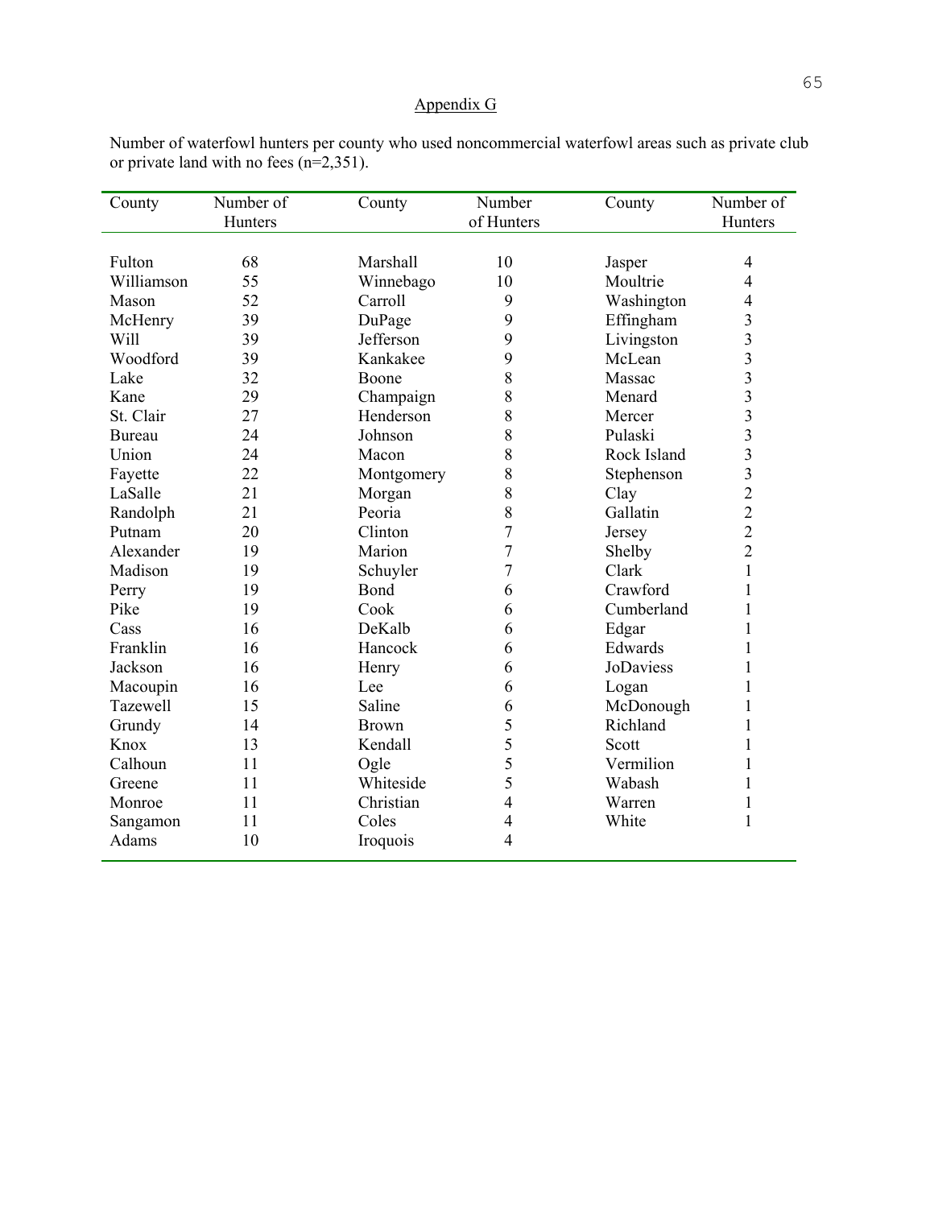## Appendix G

Number of waterfowl hunters per county who used noncommercial waterfowl areas such as private club or private land with no fees (n=2,351).

| County | Number of Hunters | County | Number of Hunters | County | Number of Hunters |
|---|---|---|---|---|---|
| Fulton | 68 | Marshall | 10 | Jasper | 4 |
| Williamson | 55 | Winnebago | 10 | Moultrie | 4 |
| Mason | 52 | Carroll | 9 | Washington | 4 |
| McHenry | 39 | DuPage | 9 | Effingham | 3 |
| Will | 39 | Jefferson | 9 | Livingston | 3 |
| Woodford | 39 | Kankakee | 9 | McLean | 3 |
| Lake | 32 | Boone | 8 | Massac | 3 |
| Kane | 29 | Champaign | 8 | Menard | 3 |
| St. Clair | 27 | Henderson | 8 | Mercer | 3 |
| Bureau | 24 | Johnson | 8 | Pulaski | 3 |
| Union | 24 | Macon | 8 | Rock Island | 3 |
| Fayette | 22 | Montgomery | 8 | Stephenson | 3 |
| LaSalle | 21 | Morgan | 8 | Clay | 2 |
| Randolph | 21 | Peoria | 8 | Gallatin | 2 |
| Putnam | 20 | Clinton | 7 | Jersey | 2 |
| Alexander | 19 | Marion | 7 | Shelby | 2 |
| Madison | 19 | Schuyler | 7 | Clark | 1 |
| Perry | 19 | Bond | 6 | Crawford | 1 |
| Pike | 19 | Cook | 6 | Cumberland | 1 |
| Cass | 16 | DeKalb | 6 | Edgar | 1 |
| Franklin | 16 | Hancock | 6 | Edwards | 1 |
| Jackson | 16 | Henry | 6 | JoDaviess | 1 |
| Macoupin | 16 | Lee | 6 | Logan | 1 |
| Tazewell | 15 | Saline | 6 | McDonough | 1 |
| Grundy | 14 | Brown | 5 | Richland | 1 |
| Knox | 13 | Kendall | 5 | Scott | 1 |
| Calhoun | 11 | Ogle | 5 | Vermilion | 1 |
| Greene | 11 | Whiteside | 5 | Wabash | 1 |
| Monroe | 11 | Christian | 4 | Warren | 1 |
| Sangamon | 11 | Coles | 4 | White | 1 |
| Adams | 10 | Iroquois | 4 | | |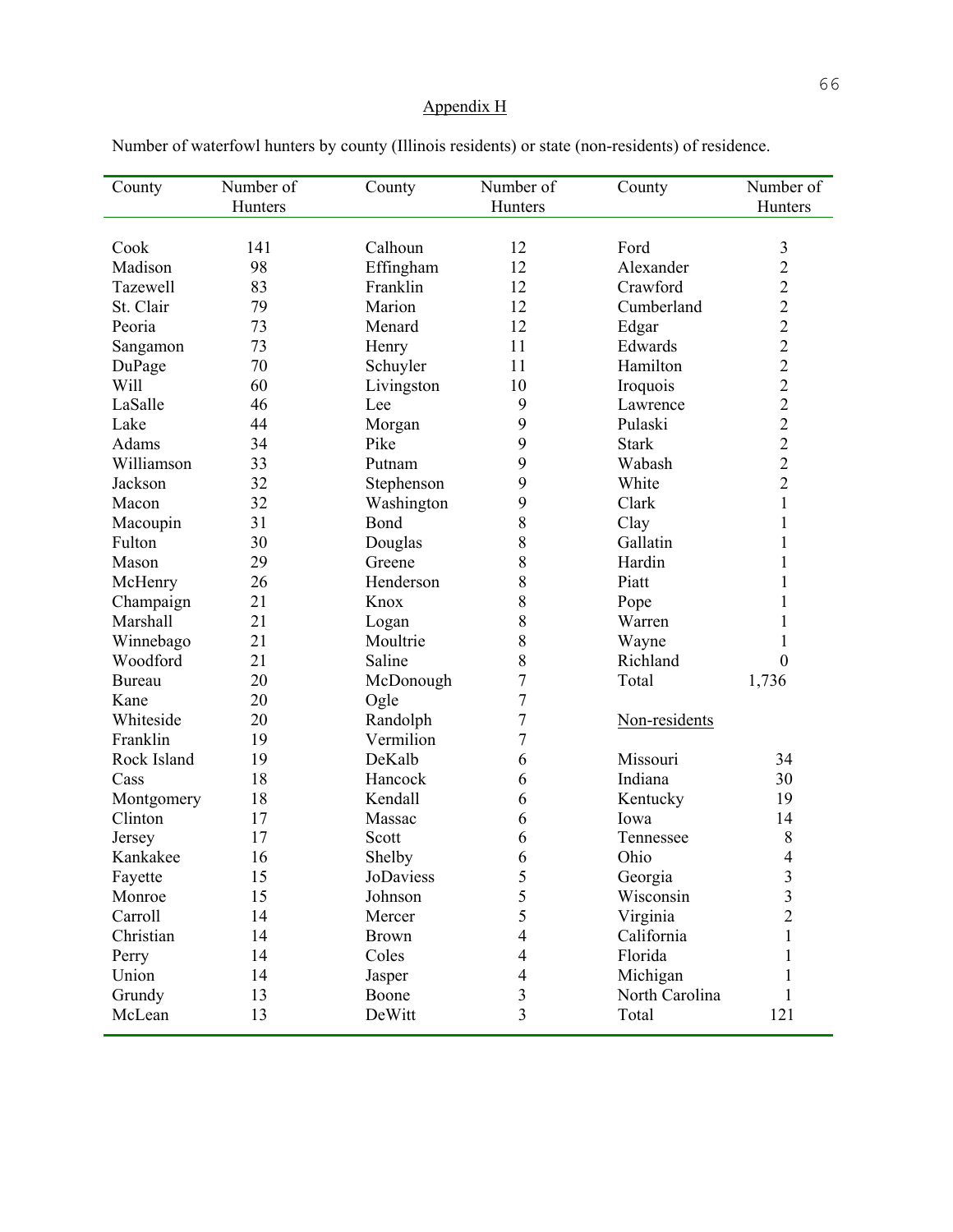## Appendix H

Number of waterfowl hunters by county (Illinois residents) or state (non-residents) of residence.

| County | Number of Hunters | County | Number of Hunters | County | Number of Hunters |
|---|---|---|---|---|---|
| Cook | 141 | Calhoun | 12 | Ford | 3 |
| Madison | 98 | Effingham | 12 | Alexander | 2 |
| Tazewell | 83 | Franklin | 12 | Crawford | 2 |
| St. Clair | 79 | Marion | 12 | Cumberland | 2 |
| Peoria | 73 | Menard | 12 | Edgar | 2 |
| Sangamon | 73 | Henry | 11 | Edwards | 2 |
| DuPage | 70 | Schuyler | 11 | Hamilton | 2 |
| Will | 60 | Livingston | 10 | Iroquois | 2 |
| LaSalle | 46 | Lee | 9 | Lawrence | 2 |
| Lake | 44 | Morgan | 9 | Pulaski | 2 |
| Adams | 34 | Pike | 9 | Stark | 2 |
| Williamson | 33 | Putnam | 9 | Wabash | 2 |
| Jackson | 32 | Stephenson | 9 | White | 2 |
| Macon | 32 | Washington | 9 | Clark | 1 |
| Macoupin | 31 | Bond | 8 | Clay | 1 |
| Fulton | 30 | Douglas | 8 | Gallatin | 1 |
| Mason | 29 | Greene | 8 | Hardin | 1 |
| McHenry | 26 | Henderson | 8 | Piatt | 1 |
| Champaign | 21 | Knox | 8 | Pope | 1 |
| Marshall | 21 | Logan | 8 | Warren | 1 |
| Winnebago | 21 | Moultrie | 8 | Wayne | 1 |
| Woodford | 21 | Saline | 8 | Richland | 0 |
| Bureau | 20 | McDonough | 7 | Total | 1,736 |
| Kane | 20 | Ogle | 7 | | |
| Whiteside | 20 | Randolph | 7 | Non-residents | |
| Franklin | 19 | Vermilion | 7 | | |
| Rock Island | 19 | DeKalb | 6 | Missouri | 34 |
| Cass | 18 | Hancock | 6 | Indiana | 30 |
| Montgomery | 18 | Kendall | 6 | Kentucky | 19 |
| Clinton | 17 | Massac | 6 | Iowa | 14 |
| Jersey | 17 | Scott | 6 | Tennessee | 8 |
| Kankakee | 16 | Shelby | 6 | Ohio | 4 |
| Fayette | 15 | JoDaviess | 5 | Georgia | 3 |
| Monroe | 15 | Johnson | 5 | Wisconsin | 3 |
| Carroll | 14 | Mercer | 5 | Virginia | 2 |
| Christian | 14 | Brown | 4 | California | 1 |
| Perry | 14 | Coles | 4 | Florida | 1 |
| Union | 14 | Jasper | 4 | Michigan | 1 |
| Grundy | 13 | Boone | 3 | North Carolina | 1 |
| McLean | 13 | DeWitt | 3 | Total | 121 |